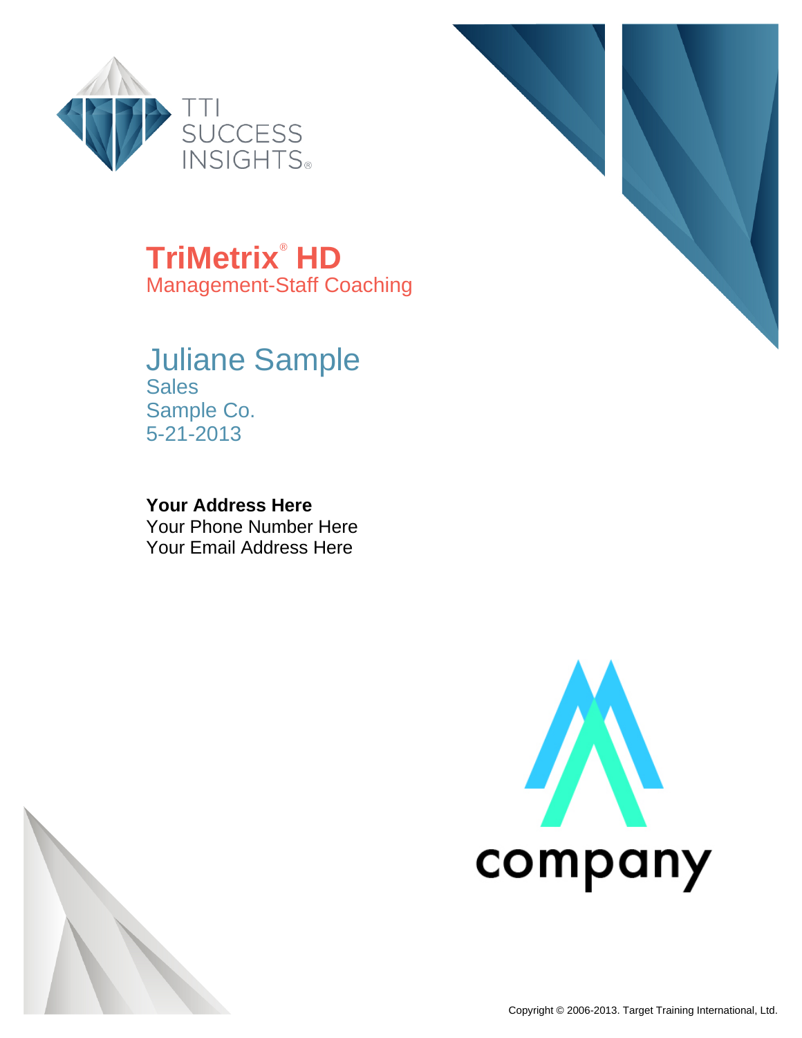TTI SUCCESS INSIGHTS®

# TriMetrix® HD

Management-Staff Coaching

## Juliane Sample

Sales
Sample Co.
5-21-2013

**Your Address Here**
Your Phone Number Here
Your Email Address Here

company

Copyright © 2006-2013. Target Training International, Ltd.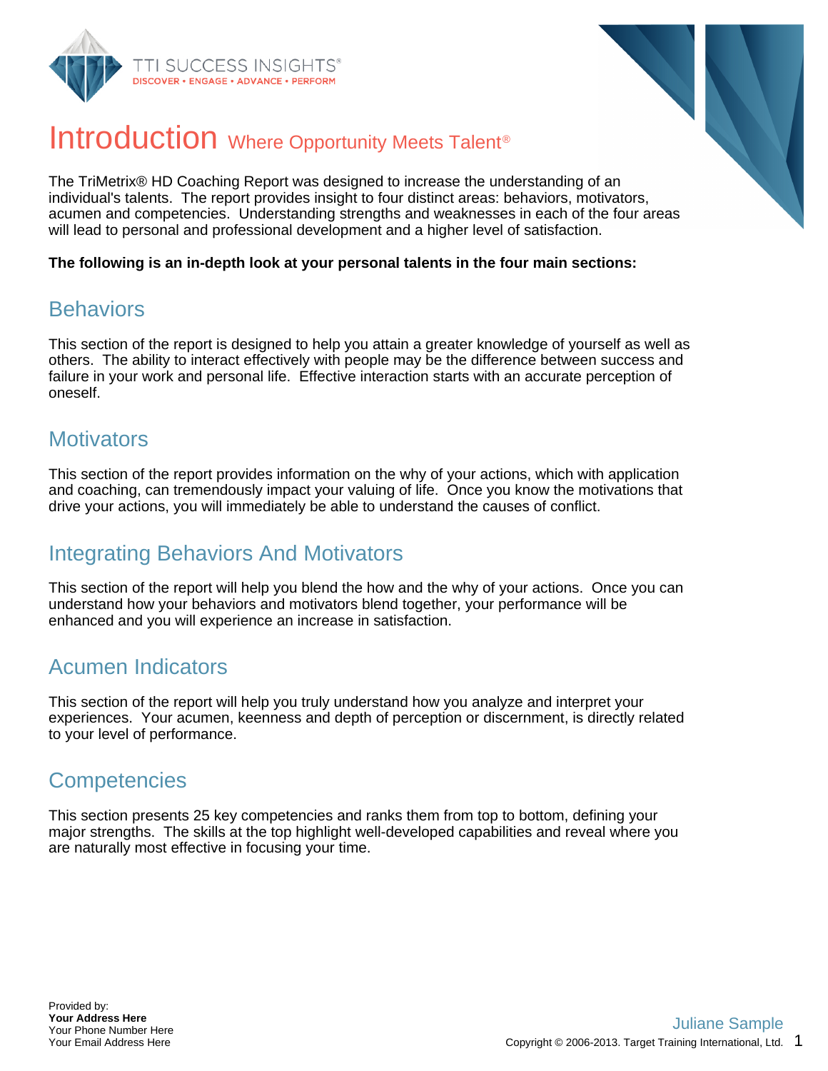# Introduction Where Opportunity Meets Talent®

The TriMetrix® HD Coaching Report was designed to increase the understanding of an individual's talents. The report provides insight to four distinct areas: behaviors, motivators, acumen and competencies. Understanding strengths and weaknesses in each of the four areas will lead to personal and professional development and a higher level of satisfaction.

**The following is an in-depth look at your personal talents in the four main sections:**

## Behaviors

This section of the report is designed to help you attain a greater knowledge of yourself as well as others. The ability to interact effectively with people may be the difference between success and failure in your work and personal life. Effective interaction starts with an accurate perception of oneself.

## Motivators

This section of the report provides information on the why of your actions, which with application and coaching, can tremendously impact your valuing of life. Once you know the motivations that drive your actions, you will immediately be able to understand the causes of conflict.

## Integrating Behaviors And Motivators

This section of the report will help you blend the how and the why of your actions. Once you can understand how your behaviors and motivators blend together, your performance will be enhanced and you will experience an increase in satisfaction.

## Acumen Indicators

This section of the report will help you truly understand how you analyze and interpret your experiences. Your acumen, keenness and depth of perception or discernment, is directly related to your level of performance.

## Competencies

This section presents 25 key competencies and ranks them from top to bottom, defining your major strengths. The skills at the top highlight well-developed capabilities and reveal where you are naturally most effective in focusing your time.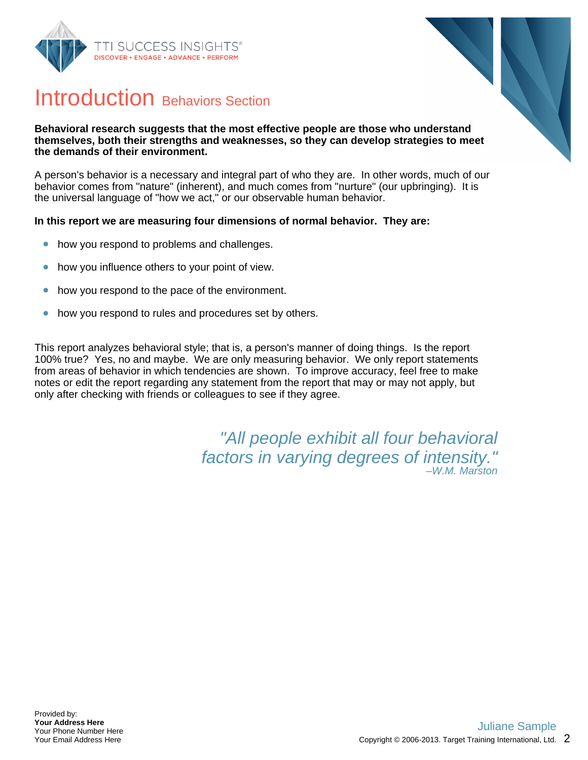# Introduction Behaviors Section

**Behavioral research suggests that the most effective people are those who understand themselves, both their strengths and weaknesses, so they can develop strategies to meet the demands of their environment.**

A person's behavior is a necessary and integral part of who they are. In other words, much of our behavior comes from "nature" (inherent), and much comes from "nurture" (our upbringing). It is the universal language of "how we act," or our observable human behavior.

**In this report we are measuring four dimensions of normal behavior. They are:**

- how you respond to problems and challenges.
- how you influence others to your point of view.
- how you respond to the pace of the environment.
- how you respond to rules and procedures set by others.

This report analyzes behavioral style; that is, a person's manner of doing things. Is the report 100% true? Yes, no and maybe. We are only measuring behavior. We only report statements from areas of behavior in which tendencies are shown. To improve accuracy, feel free to make notes or edit the report regarding any statement from the report that may or may not apply, but only after checking with friends or colleagues to see if they agree.

> *"All people exhibit all four behavioral factors in varying degrees of intensity."*
> *–W.M. Marston*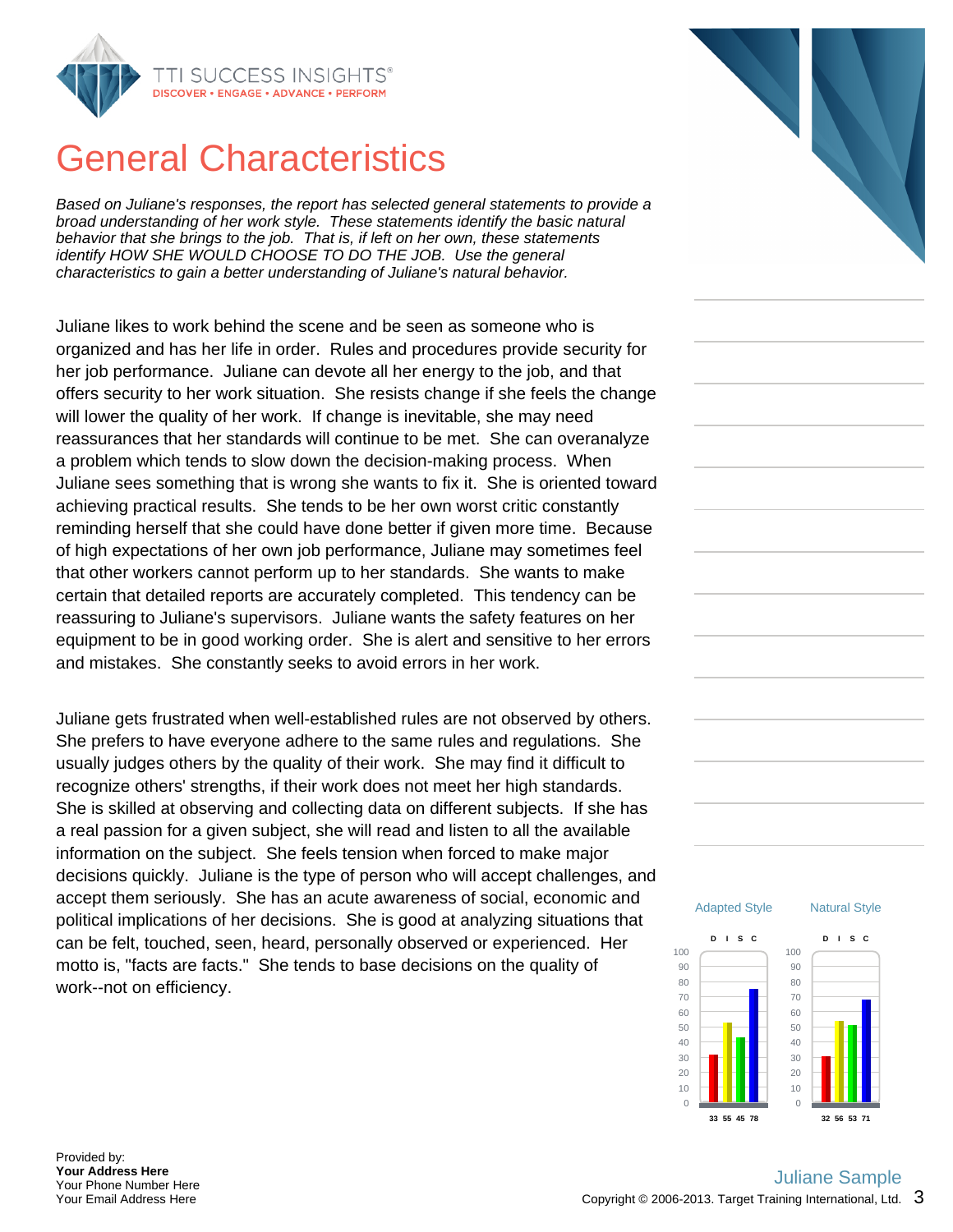# General Characteristics

*Based on Juliane's responses, the report has selected general statements to provide a broad understanding of her work style. These statements identify the basic natural behavior that she brings to the job. That is, if left on her own, these statements identify HOW SHE WOULD CHOOSE TO DO THE JOB. Use the general characteristics to gain a better understanding of Juliane's natural behavior.*

Juliane likes to work behind the scene and be seen as someone who is organized and has her life in order. Rules and procedures provide security for her job performance. Juliane can devote all her energy to the job, and that offers security to her work situation. She resists change if she feels the change will lower the quality of her work. If change is inevitable, she may need reassurances that her standards will continue to be met. She can overanalyze a problem which tends to slow down the decision-making process. When Juliane sees something that is wrong she wants to fix it. She is oriented toward achieving practical results. She tends to be her own worst critic constantly reminding herself that she could have done better if given more time. Because of high expectations of her own job performance, Juliane may sometimes feel that other workers cannot perform up to her standards. She wants to make certain that detailed reports are accurately completed. This tendency can be reassuring to Juliane's supervisors. Juliane wants the safety features on her equipment to be in good working order. She is alert and sensitive to her errors and mistakes. She constantly seeks to avoid errors in her work.

Juliane gets frustrated when well-established rules are not observed by others. She prefers to have everyone adhere to the same rules and regulations. She usually judges others by the quality of their work. She may find it difficult to recognize others' strengths, if their work does not meet her high standards. She is skilled at observing and collecting data on different subjects. If she has a real passion for a given subject, she will read and listen to all the available information on the subject. She feels tension when forced to make major decisions quickly. Juliane is the type of person who will accept challenges, and accept them seriously. She has an acute awareness of social, economic and political implications of her decisions. She is good at analyzing situations that can be felt, touched, seen, heard, personally observed or experienced. Her motto is, "facts are facts." She tends to base decisions on the quality of work--not on efficiency.

| | D | I | S | C |
|---|---|---|---|---|
| Adapted Style | 33 | 55 | 45 | 78 |
| Natural Style | 32 | 56 | 53 | 71 |

Provided by:
**Your Address Here**
Your Phone Number Here
Your Email Address Here

Juliane Sample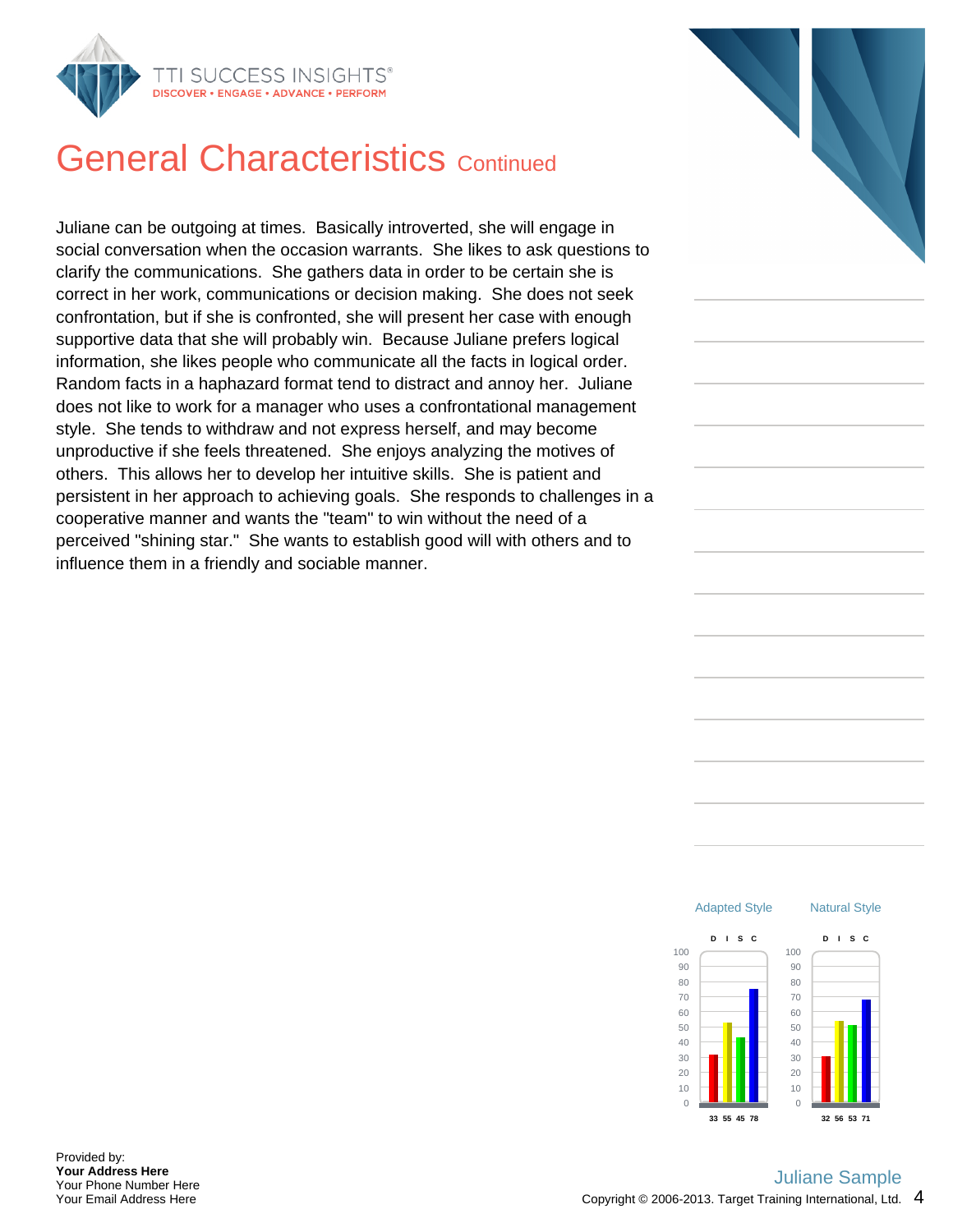# General Characteristics Continued

Juliane can be outgoing at times. Basically introverted, she will engage in social conversation when the occasion warrants. She likes to ask questions to clarify the communications. She gathers data in order to be certain she is correct in her work, communications or decision making. She does not seek confrontation, but if she is confronted, she will present her case with enough supportive data that she will probably win. Because Juliane prefers logical information, she likes people who communicate all the facts in logical order. Random facts in a haphazard format tend to distract and annoy her. Juliane does not like to work for a manager who uses a confrontational management style. She tends to withdraw and not express herself, and may become unproductive if she feels threatened. She enjoys analyzing the motives of others. This allows her to develop her intuitive skills. She is patient and persistent in her approach to achieving goals. She responds to challenges in a cooperative manner and wants the "team" to win without the need of a perceived "shining star." She wants to establish good will with others and to influence them in a friendly and sociable manner.

| | D | I | S | C |
|---|---|---|---|---|
| Adapted Style | 33 | 55 | 45 | 78 |
| Natural Style | 32 | 56 | 53 | 71 |

Provided by:
**Your Address Here**
Your Phone Number Here
Your Email Address Here

Juliane Sample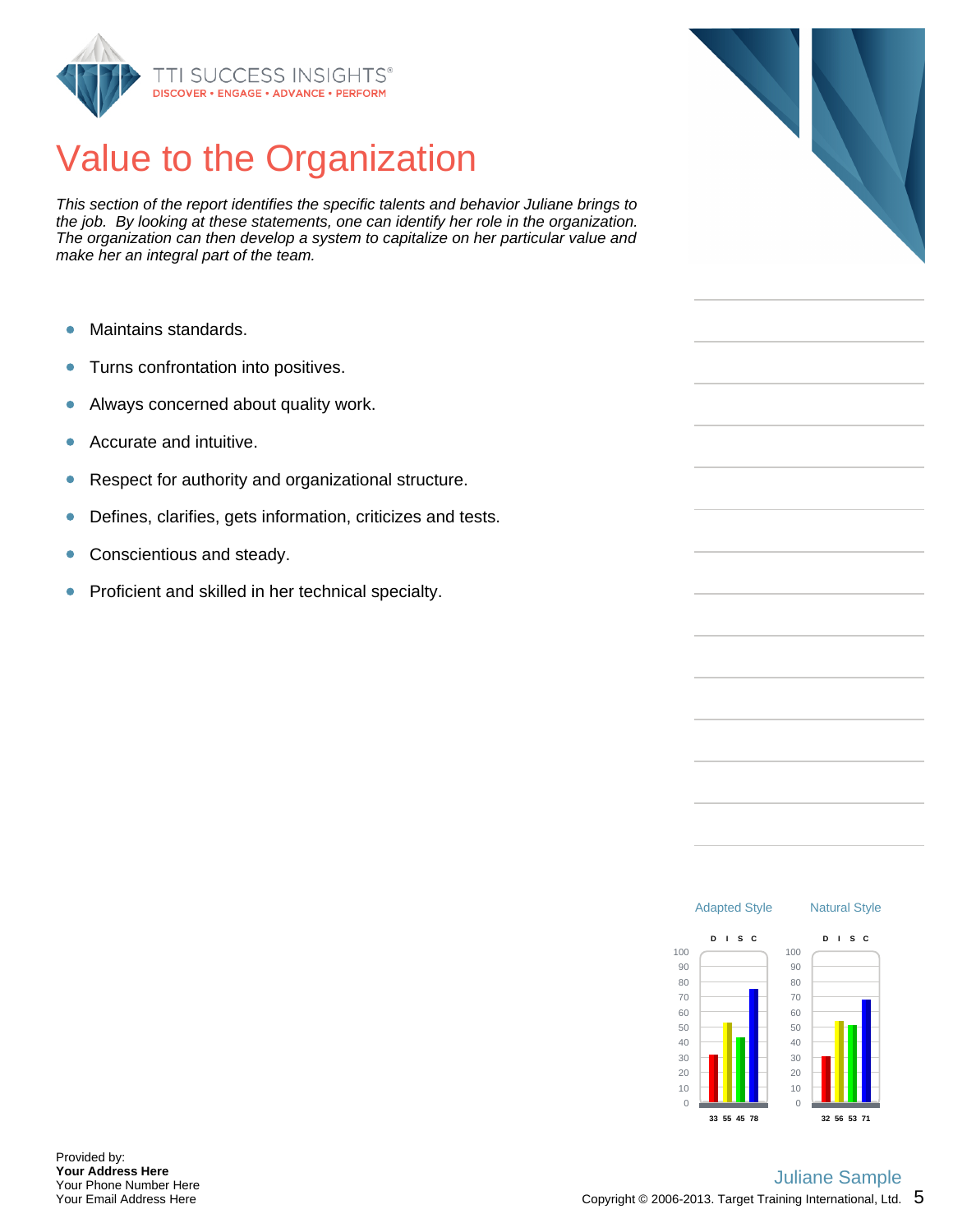# Value to the Organization

*This section of the report identifies the specific talents and behavior Juliane brings to the job. By looking at these statements, one can identify her role in the organization. The organization can then develop a system to capitalize on her particular value and make her an integral part of the team.*

- Maintains standards.
- Turns confrontation into positives.
- Always concerned about quality work.
- Accurate and intuitive.
- Respect for authority and organizational structure.
- Defines, clarifies, gets information, criticizes and tests.
- Conscientious and steady.
- Proficient and skilled in her technical specialty.

| | D | I | S | C |
|---|---|---|---|---|
| Adapted Style | 33 | 55 | 45 | 78 |
| Natural Style | 32 | 56 | 53 | 71 |

Provided by:
**Your Address Here**
Your Phone Number Here
Your Email Address Here

Juliane Sample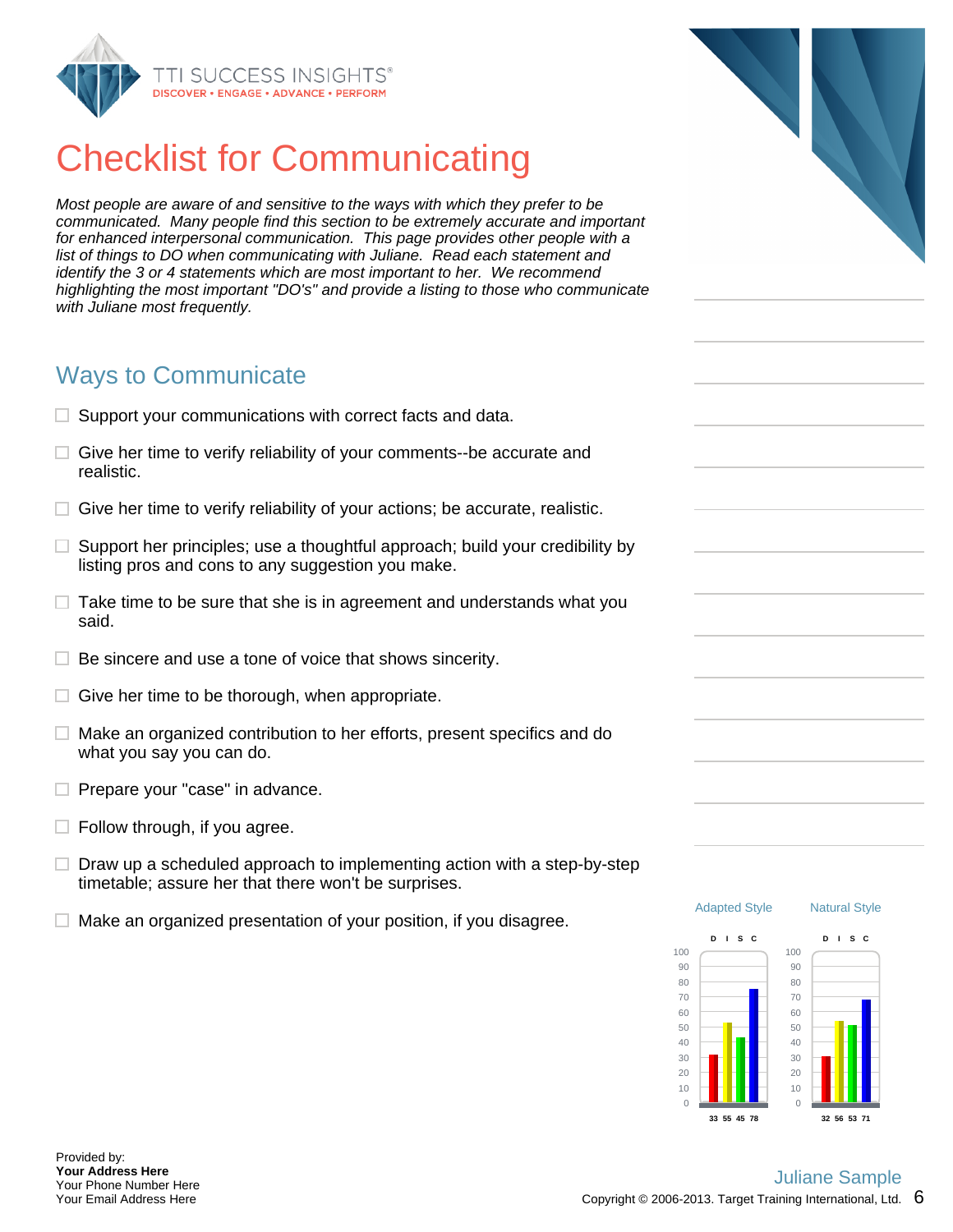# Checklist for Communicating

*Most people are aware of and sensitive to the ways with which they prefer to be communicated. Many people find this section to be extremely accurate and important for enhanced interpersonal communication. This page provides other people with a list of things to DO when communicating with Juliane. Read each statement and identify the 3 or 4 statements which are most important to her. We recommend highlighting the most important "DO's" and provide a listing to those who communicate with Juliane most frequently.*

## Ways to Communicate

- ☐ Support your communications with correct facts and data.
- ☐ Give her time to verify reliability of your comments--be accurate and realistic.
- ☐ Give her time to verify reliability of your actions; be accurate, realistic.
- ☐ Support her principles; use a thoughtful approach; build your credibility by listing pros and cons to any suggestion you make.
- ☐ Take time to be sure that she is in agreement and understands what you said.
- ☐ Be sincere and use a tone of voice that shows sincerity.
- ☐ Give her time to be thorough, when appropriate.
- ☐ Make an organized contribution to her efforts, present specifics and do what you say you can do.
- ☐ Prepare your "case" in advance.
- ☐ Follow through, if you agree.
- ☐ Draw up a scheduled approach to implementing action with a step-by-step timetable; assure her that there won't be surprises.
- ☐ Make an organized presentation of your position, if you disagree.

| | D | I | S | C |
|---|---|---|---|---|
| Adapted Style | 33 | 55 | 45 | 78 |
| Natural Style | 32 | 56 | 53 | 71 |

Provided by:
**Your Address Here**
Your Phone Number Here
Your Email Address Here

Juliane Sample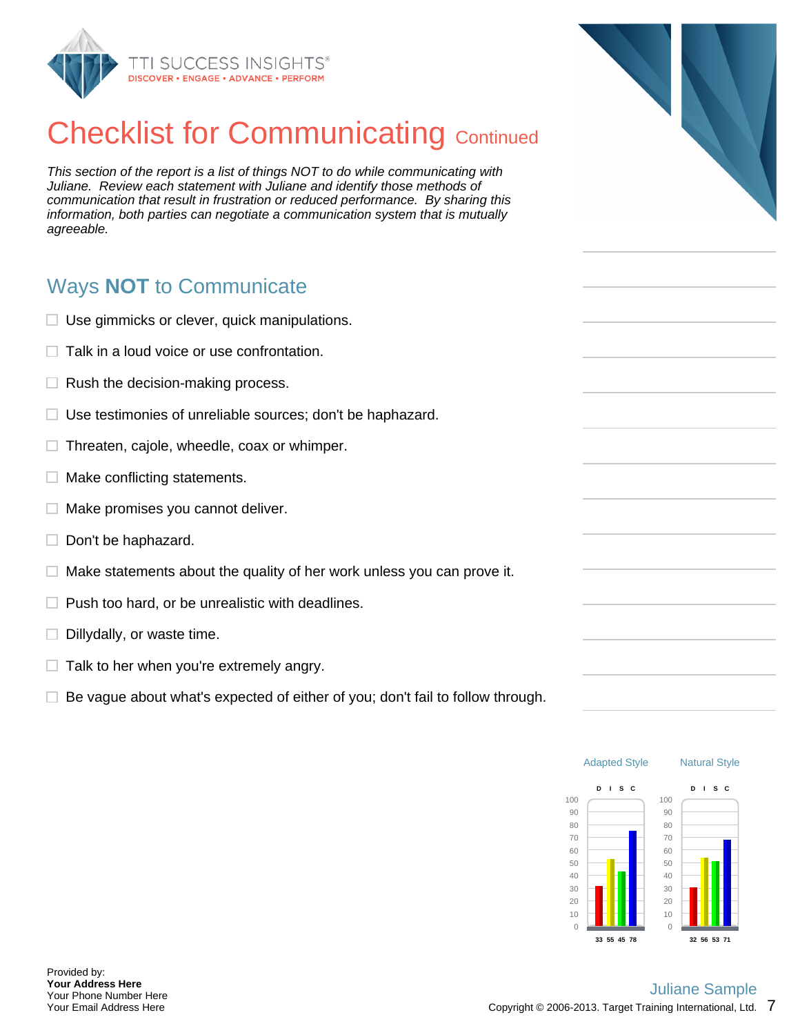# Checklist for Communicating Continued

*This section of the report is a list of things NOT to do while communicating with Juliane. Review each statement with Juliane and identify those methods of communication that result in frustration or reduced performance. By sharing this information, both parties can negotiate a communication system that is mutually agreeable.*

## Ways **NOT** to Communicate

- ☐ Use gimmicks or clever, quick manipulations.
- ☐ Talk in a loud voice or use confrontation.
- ☐ Rush the decision-making process.
- ☐ Use testimonies of unreliable sources; don't be haphazard.
- ☐ Threaten, cajole, wheedle, coax or whimper.
- ☐ Make conflicting statements.
- ☐ Make promises you cannot deliver.
- ☐ Don't be haphazard.
- ☐ Make statements about the quality of her work unless you can prove it.
- ☐ Push too hard, or be unrealistic with deadlines.
- ☐ Dillydally, or waste time.
- ☐ Talk to her when you're extremely angry.
- ☐ Be vague about what's expected of either of you; don't fail to follow through.

| | D | I | S | C |
|---|---|---|---|---|
| Adapted Style | 33 | 55 | 45 | 78 |
| Natural Style | 32 | 56 | 53 | 71 |

Provided by:
**Your Address Here**
Your Phone Number Here
Your Email Address Here

Juliane Sample
Copyright © 2006-2013. Target Training International, Ltd.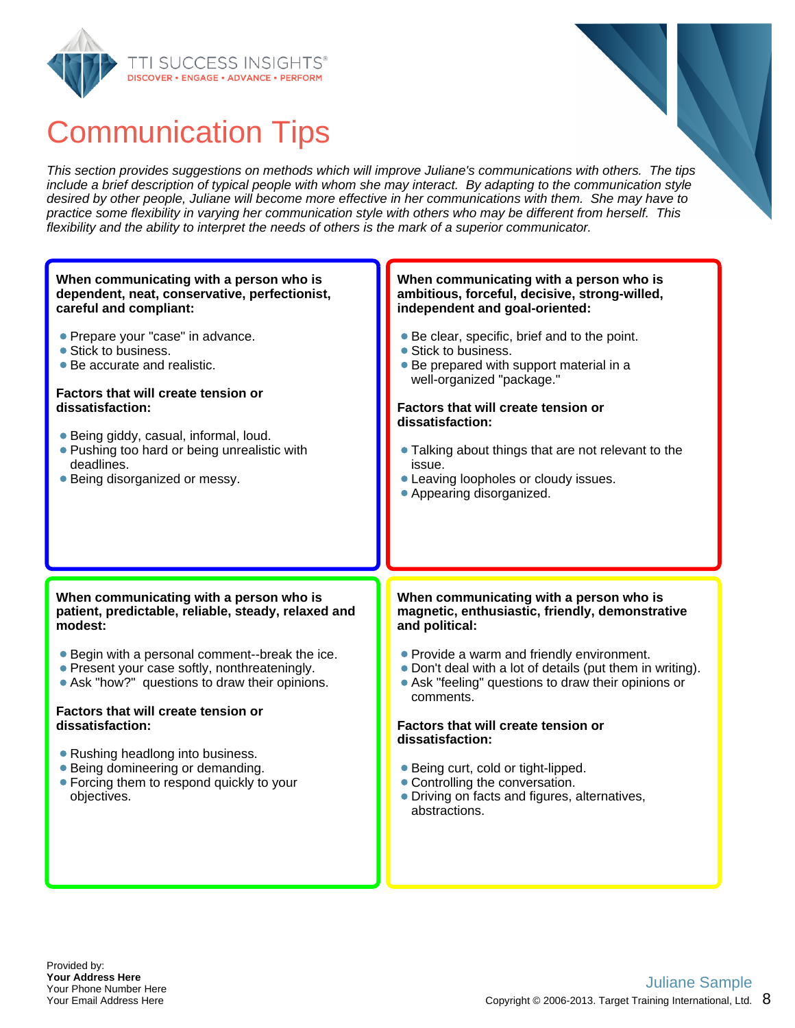# Communication Tips

*This section provides suggestions on methods which will improve Juliane's communications with others. The tips include a brief description of typical people with whom she may interact. By adapting to the communication style desired by other people, Juliane will become more effective in her communications with them. She may have to practice some flexibility in varying her communication style with others who may be different from herself. This flexibility and the ability to interpret the needs of others is the mark of a superior communicator.*

**When communicating with a person who is dependent, neat, conservative, perfectionist, careful and compliant:**

- Prepare your "case" in advance.
- Stick to business.
- Be accurate and realistic.

**Factors that will create tension or dissatisfaction:**

- Being giddy, casual, informal, loud.
- Pushing too hard or being unrealistic with deadlines.
- Being disorganized or messy.

**When communicating with a person who is ambitious, forceful, decisive, strong-willed, independent and goal-oriented:**

- Be clear, specific, brief and to the point.
- Stick to business.
- Be prepared with support material in a well-organized "package."

**Factors that will create tension or dissatisfaction:**

- Talking about things that are not relevant to the issue.
- Leaving loopholes or cloudy issues.
- Appearing disorganized.

**When communicating with a person who is patient, predictable, reliable, steady, relaxed and modest:**

- Begin with a personal comment--break the ice.
- Present your case softly, nonthreateningly.
- Ask "how?" questions to draw their opinions.

**Factors that will create tension or dissatisfaction:**

- Rushing headlong into business.
- Being domineering or demanding.
- Forcing them to respond quickly to your objectives.

**When communicating with a person who is magnetic, enthusiastic, friendly, demonstrative and political:**

- Provide a warm and friendly environment.
- Don't deal with a lot of details (put them in writing).
- Ask "feeling" questions to draw their opinions or comments.

**Factors that will create tension or dissatisfaction:**

- Being curt, cold or tight-lipped.
- Controlling the conversation.
- Driving on facts and figures, alternatives, abstractions.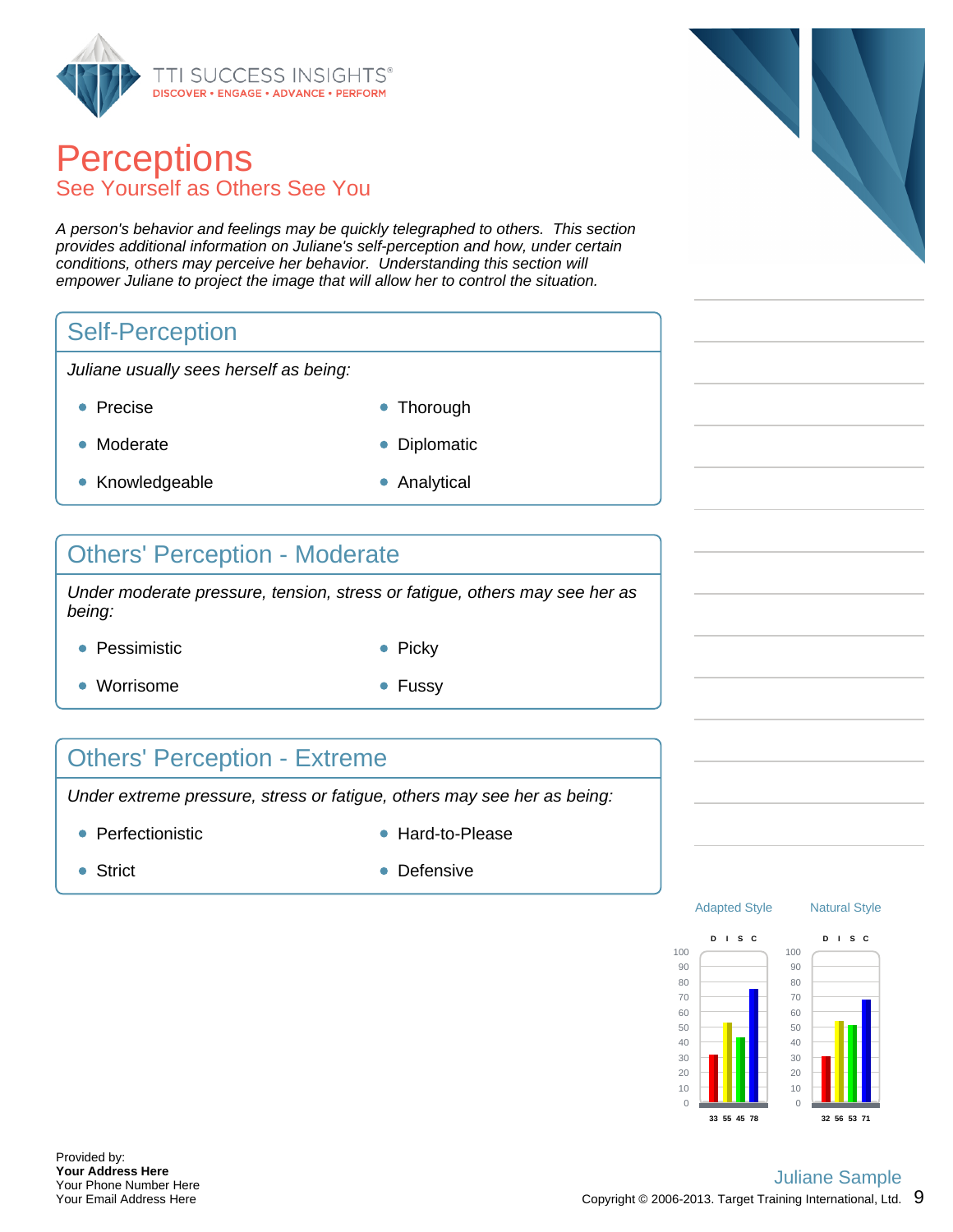# Perceptions

## See Yourself as Others See You

*A person's behavior and feelings may be quickly telegraphed to others. This section provides additional information on Juliane's self-perception and how, under certain conditions, others may perceive her behavior. Understanding this section will empower Juliane to project the image that will allow her to control the situation.*

### Self-Perception

*Juliane usually sees herself as being:*

- Precise
- Thorough
- Moderate
- Diplomatic
- Knowledgeable
- Analytical

### Others' Perception - Moderate

*Under moderate pressure, tension, stress or fatigue, others may see her as being:*

- Pessimistic
- Picky
- Worrisome
- Fussy

### Others' Perception - Extreme

*Under extreme pressure, stress or fatigue, others may see her as being:*

- Perfectionistic
- Hard-to-Please
- Strict
- Defensive

| | D | I | S | C |
|---|---|---|---|---|
| Adapted Style | 33 | 55 | 45 | 78 |
| Natural Style | 32 | 56 | 53 | 71 |

Provided by:
**Your Address Here**
Your Phone Number Here
Your Email Address Here

Juliane Sample
Copyright © 2006-2013. Target Training International, Ltd.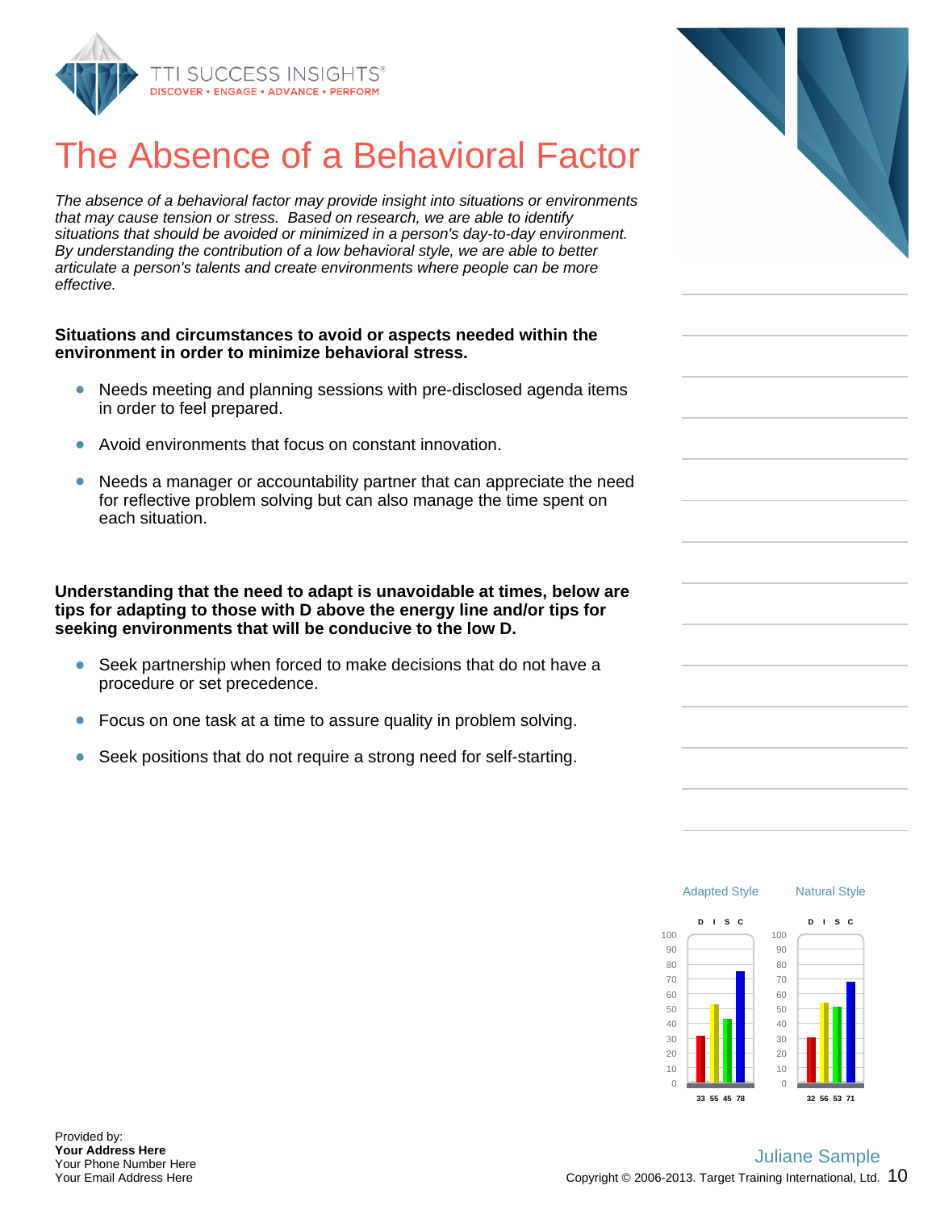# The Absence of a Behavioral Factor

*The absence of a behavioral factor may provide insight into situations or environments that may cause tension or stress. Based on research, we are able to identify situations that should be avoided or minimized in a person's day-to-day environment. By understanding the contribution of a low behavioral style, we are able to better articulate a person's talents and create environments where people can be more effective.*

**Situations and circumstances to avoid or aspects needed within the environment in order to minimize behavioral stress.**

- Needs meeting and planning sessions with pre-disclosed agenda items in order to feel prepared.
- Avoid environments that focus on constant innovation.
- Needs a manager or accountability partner that can appreciate the need for reflective problem solving but can also manage the time spent on each situation.

**Understanding that the need to adapt is unavoidable at times, below are tips for adapting to those with D above the energy line and/or tips for seeking environments that will be conducive to the low D.**

- Seek partnership when forced to make decisions that do not have a procedure or set precedence.
- Focus on one task at a time to assure quality in problem solving.
- Seek positions that do not require a strong need for self-starting.

| | D | I | S | C |
|---|---|---|---|---|
| Adapted Style | 33 | 55 | 45 | 78 |
| Natural Style | 32 | 56 | 53 | 71 |

Provided by:
**Your Address Here**
Your Phone Number Here
Your Email Address Here

Juliane Sample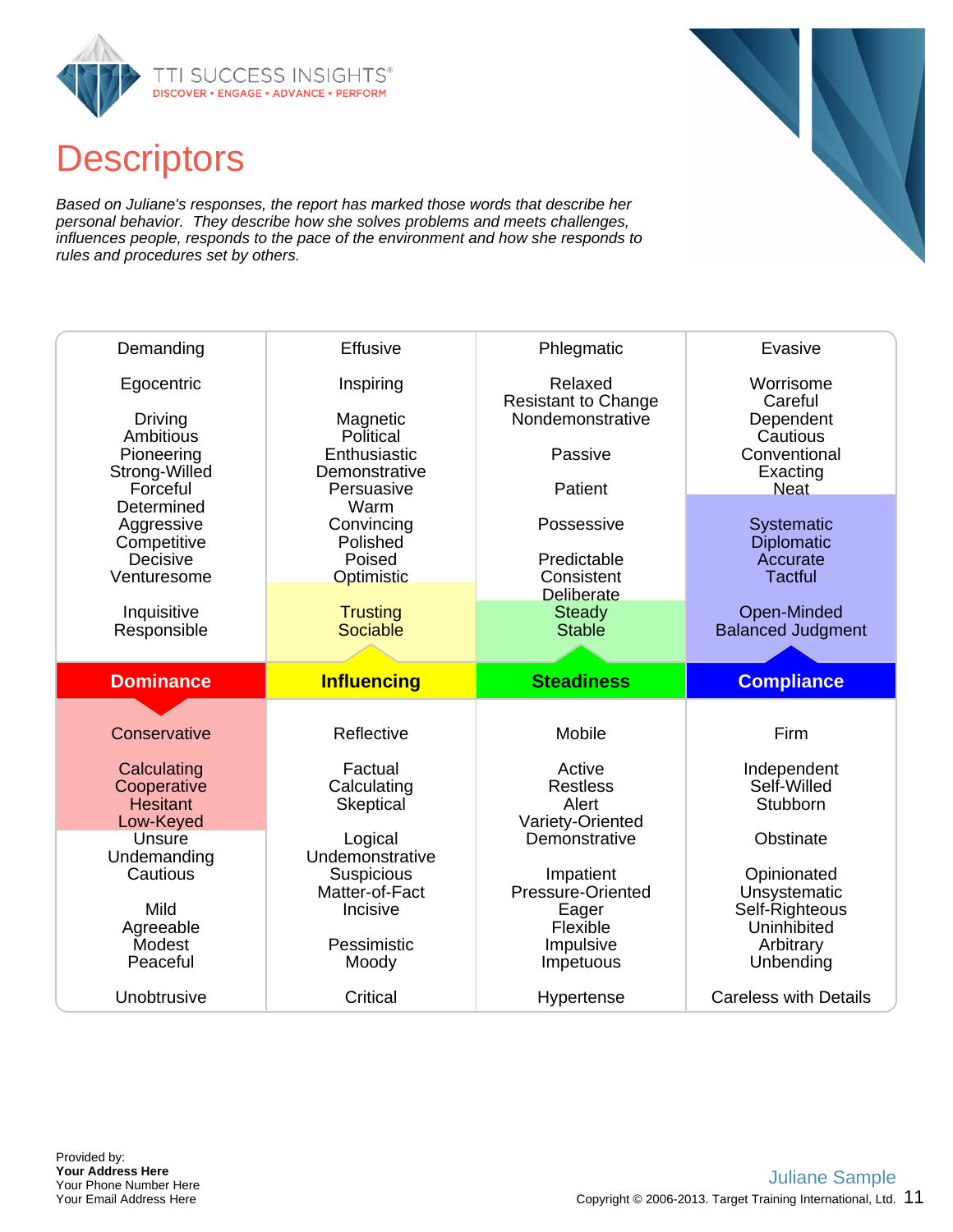# Descriptors

*Based on Juliane's responses, the report has marked those words that describe her personal behavior. They describe how she solves problems and meets challenges, influences people, responds to the pace of the environment and how she responds to rules and procedures set by others.*

| Dominance | Influencing | Steadiness | Compliance |
|---|---|---|---|
| Demanding | Effusive | Phlegmatic | Evasive |
| Egocentric | Inspiring | Relaxed<br>Resistant to Change<br>Nondemonstrative | Worrisome<br>Careful<br>Dependent<br>Cautious<br>Conventional<br>Exacting<br>Neat |
| Driving<br>Ambitious<br>Pioneering<br>Strong-Willed<br>Forceful<br>Determined<br>Aggressive<br>Competitive<br>Decisive<br>Venturesome | Magnetic<br>Political<br>Enthusiastic<br>Demonstrative<br>Persuasive<br>Warm<br>Convincing<br>Polished<br>Poised<br>Optimistic | Passive<br>Patient<br>Possessive<br>Predictable<br>Consistent<br>Deliberate | **Systematic**<br>**Diplomatic**<br>**Accurate**<br>**Tactful** |
| Inquisitive<br>Responsible | **Trusting**<br>**Sociable** | **Steady**<br>**Stable** | **Open-Minded**<br>**Balanced Judgment** |
| **Conservative** | Reflective | Mobile | Firm |
| **Calculating**<br>**Cooperative**<br>**Hesitant**<br>**Low-Keyed**<br>Unsure<br>Undemanding<br>Cautious | Factual<br>Calculating<br>Skeptical | Active<br>Restless<br>Alert<br>Variety-Oriented<br>Demonstrative | Independent<br>Self-Willed<br>Stubborn |
| | Logical<br>Undemonstrative<br>Suspicious<br>Matter-of-Fact<br>Incisive | | Obstinate |
| Mild<br>Agreeable<br>Modest<br>Peaceful | Pessimistic<br>Moody | Impatient<br>Pressure-Oriented<br>Eager<br>Flexible<br>Impulsive<br>Impetuous | Opinionated<br>Unsystematic<br>Self-Righteous<br>Uninhibited<br>Arbitrary<br>Unbending |
| Unobtrusive | Critical | Hypertense | Careless with Details |

Provided by:
**Your Address Here**
Your Phone Number Here
Your Email Address Here

Juliane Sample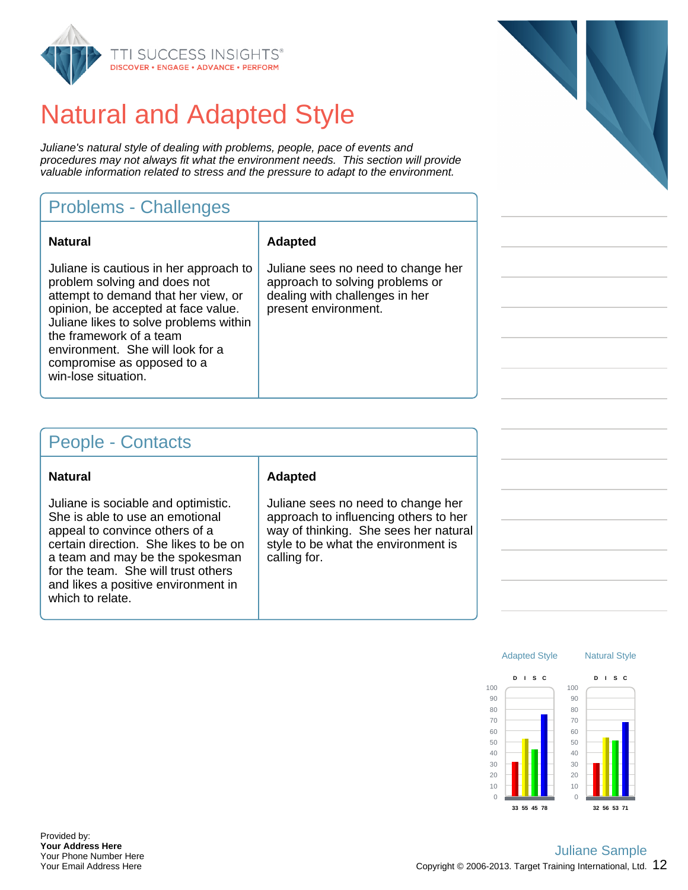# Natural and Adapted Style

*Juliane's natural style of dealing with problems, people, pace of events and procedures may not always fit what the environment needs. This section will provide valuable information related to stress and the pressure to adapt to the environment.*

## Problems - Challenges

| Natural | Adapted |
|---|---|
| Juliane is cautious in her approach to problem solving and does not attempt to demand that her view, or opinion, be accepted at face value. Juliane likes to solve problems within the framework of a team environment. She will look for a compromise as opposed to a win-lose situation. | Juliane sees no need to change her approach to solving problems or dealing with challenges in her present environment. |

## People - Contacts

| Natural | Adapted |
|---|---|
| Juliane is sociable and optimistic. She is able to use an emotional appeal to convince others of a certain direction. She likes to be on a team and may be the spokesman for the team. She will trust others and likes a positive environment in which to relate. | Juliane sees no need to change her approach to influencing others to her way of thinking. She sees her natural style to be what the environment is calling for. |

| | D | I | S | C |
|---|---|---|---|---|
| Adapted Style | 33 | 55 | 45 | 78 |
| Natural Style | 32 | 56 | 53 | 71 |

Provided by:
**Your Address Here**
Your Phone Number Here
Your Email Address Here

Juliane Sample
Copyright © 2006-2013. Target Training International, Ltd.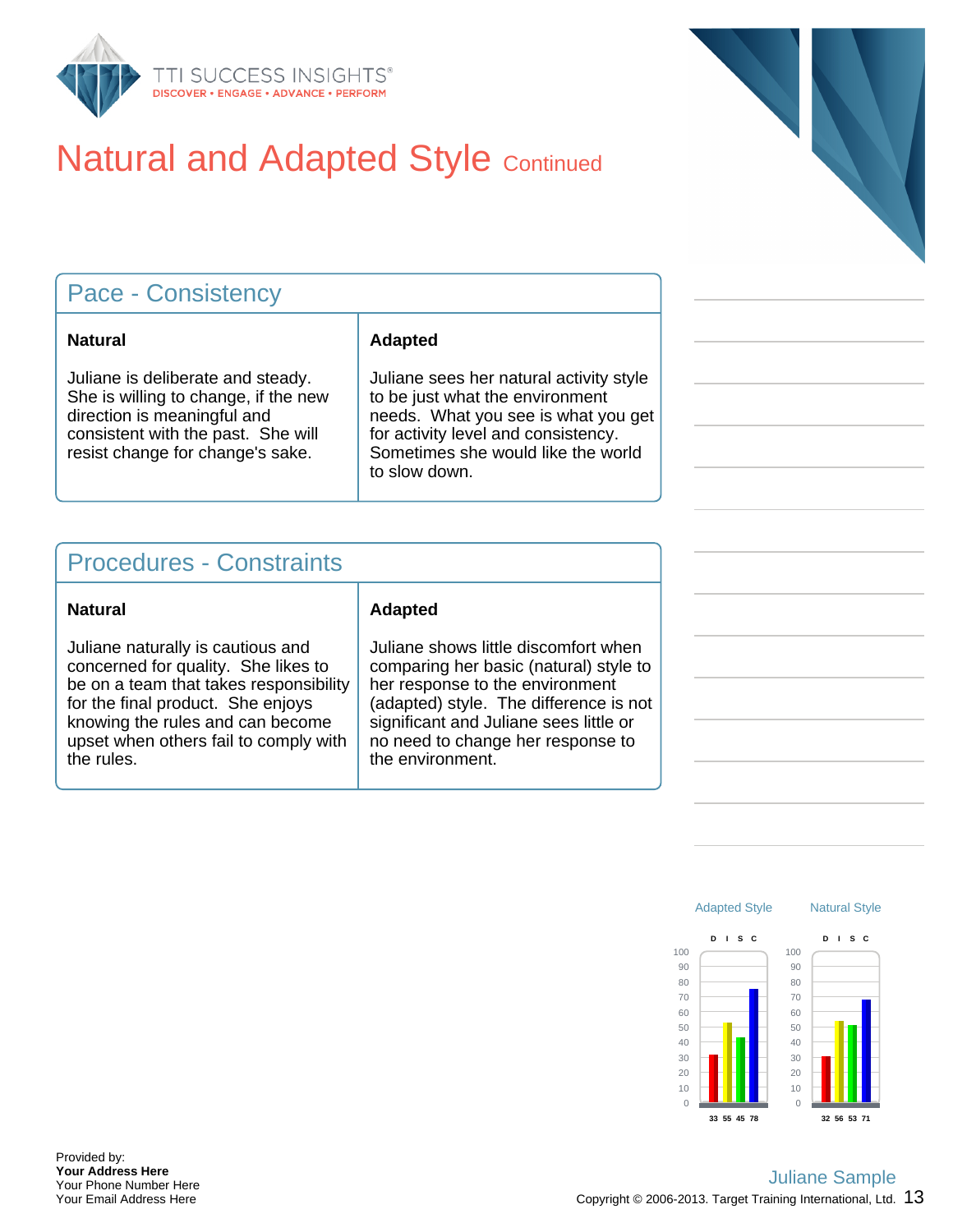# Natural and Adapted Style Continued

## Pace - Consistency

| Natural | Adapted |
|---|---|
| Juliane is deliberate and steady. She is willing to change, if the new direction is meaningful and consistent with the past. She will resist change for change's sake. | Juliane sees her natural activity style to be just what the environment needs. What you see is what you get for activity level and consistency. Sometimes she would like the world to slow down. |

## Procedures - Constraints

| Natural | Adapted |
|---|---|
| Juliane naturally is cautious and concerned for quality. She likes to be on a team that takes responsibility for the final product. She enjoys knowing the rules and can become upset when others fail to comply with the rules. | Juliane shows little discomfort when comparing her basic (natural) style to her response to the environment (adapted) style. The difference is not significant and Juliane sees little or no need to change her response to the environment. |

| | D | I | S | C |
|---|---|---|---|---|
| Adapted Style | 33 | 55 | 45 | 78 |
| Natural Style | 32 | 56 | 53 | 71 |

Provided by:
**Your Address Here**
Your Phone Number Here
Your Email Address Here

Juliane Sample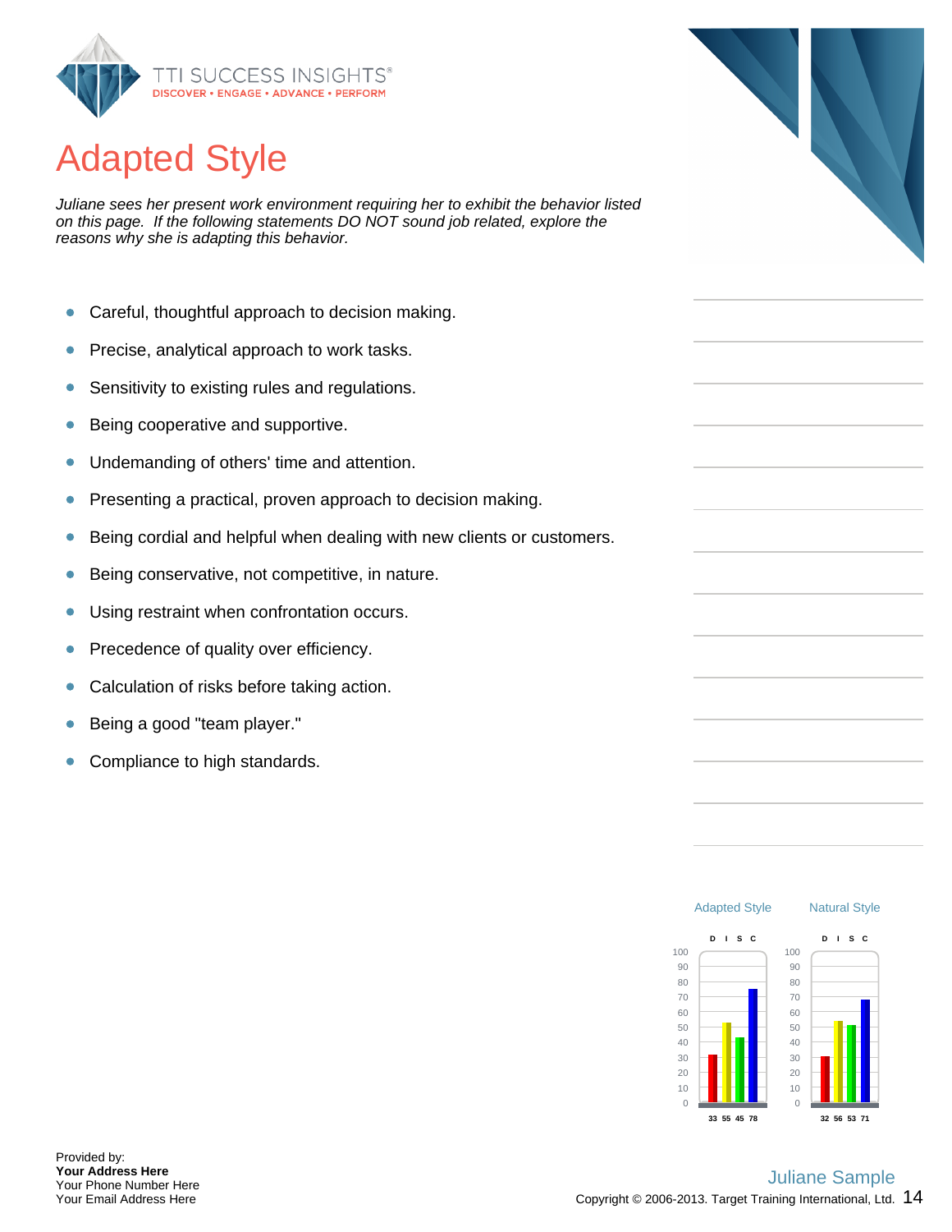# Adapted Style

*Juliane sees her present work environment requiring her to exhibit the behavior listed on this page. If the following statements DO NOT sound job related, explore the reasons why she is adapting this behavior.*

- Careful, thoughtful approach to decision making.
- Precise, analytical approach to work tasks.
- Sensitivity to existing rules and regulations.
- Being cooperative and supportive.
- Undemanding of others' time and attention.
- Presenting a practical, proven approach to decision making.
- Being cordial and helpful when dealing with new clients or customers.
- Being conservative, not competitive, in nature.
- Using restraint when confrontation occurs.
- Precedence of quality over efficiency.
- Calculation of risks before taking action.
- Being a good "team player."
- Compliance to high standards.

| | D | I | S | C |
|---|---|---|---|---|
| Adapted Style | 33 | 55 | 45 | 78 |
| Natural Style | 32 | 56 | 53 | 71 |

Provided by:
**Your Address Here**
Your Phone Number Here
Your Email Address Here

Juliane Sample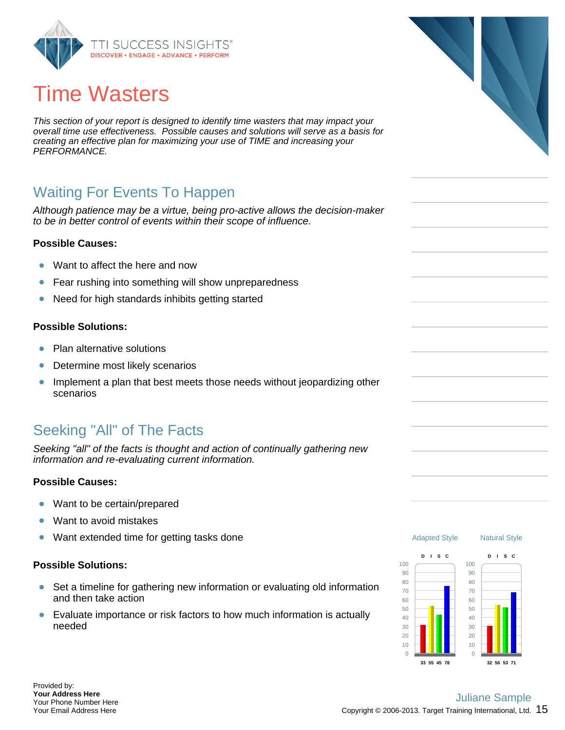# Time Wasters

*This section of your report is designed to identify time wasters that may impact your overall time use effectiveness. Possible causes and solutions will serve as a basis for creating an effective plan for maximizing your use of TIME and increasing your PERFORMANCE.*

## Waiting For Events To Happen

*Although patience may be a virtue, being pro-active allows the decision-maker to be in better control of events within their scope of influence.*

**Possible Causes:**

- Want to affect the here and now
- Fear rushing into something will show unpreparedness
- Need for high standards inhibits getting started

**Possible Solutions:**

- Plan alternative solutions
- Determine most likely scenarios
- Implement a plan that best meets those needs without jeopardizing other scenarios

## Seeking "All" of The Facts

*Seeking "all" of the facts is thought and action of continually gathering new information and re-evaluating current information.*

**Possible Causes:**

- Want to be certain/prepared
- Want to avoid mistakes
- Want extended time for getting tasks done

**Possible Solutions:**

- Set a timeline for gathering new information or evaluating old information and then take action
- Evaluate importance or risk factors to how much information is actually needed

| | D | I | S | C |
|---|---|---|---|---|
| Adapted Style | 33 | 55 | 45 | 78 |
| Natural Style | 32 | 56 | 53 | 71 |

Provided by:
**Your Address Here**
Your Phone Number Here
Your Email Address Here

Juliane Sample
Copyright © 2006-2013. Target Training International, Ltd.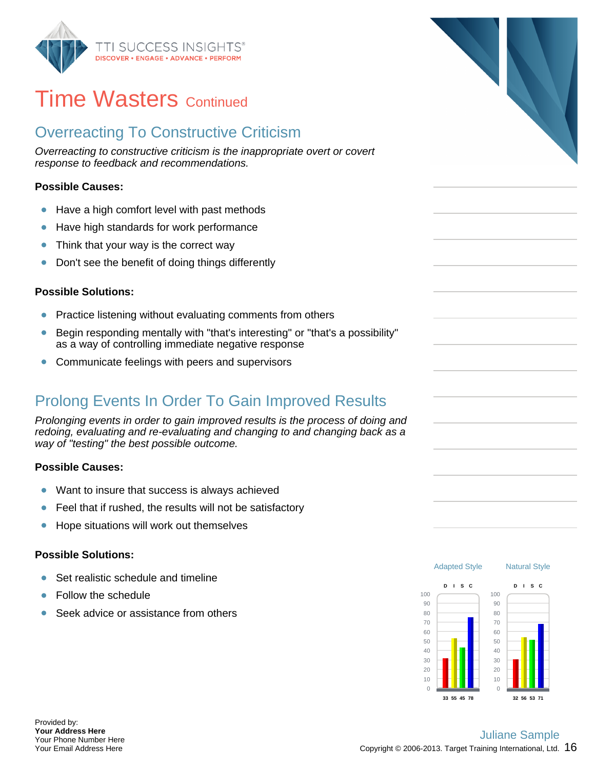# Time Wasters Continued

## Overreacting To Constructive Criticism

*Overreacting to constructive criticism is the inappropriate overt or covert response to feedback and recommendations.*

**Possible Causes:**

- Have a high comfort level with past methods
- Have high standards for work performance
- Think that your way is the correct way
- Don't see the benefit of doing things differently

**Possible Solutions:**

- Practice listening without evaluating comments from others
- Begin responding mentally with "that's interesting" or "that's a possibility" as a way of controlling immediate negative response
- Communicate feelings with peers and supervisors

## Prolong Events In Order To Gain Improved Results

*Prolonging events in order to gain improved results is the process of doing and redoing, evaluating and re-evaluating and changing to and changing back as a way of "testing" the best possible outcome.*

**Possible Causes:**

- Want to insure that success is always achieved
- Feel that if rushed, the results will not be satisfactory
- Hope situations will work out themselves

**Possible Solutions:**

- Set realistic schedule and timeline
- Follow the schedule
- Seek advice or assistance from others

| | D | I | S | C |
|---|---|---|---|---|
| Adapted Style | 33 | 55 | 45 | 78 |
| Natural Style | 32 | 56 | 53 | 71 |

Provided by:
**Your Address Here**
Your Phone Number Here
Your Email Address Here

Juliane Sample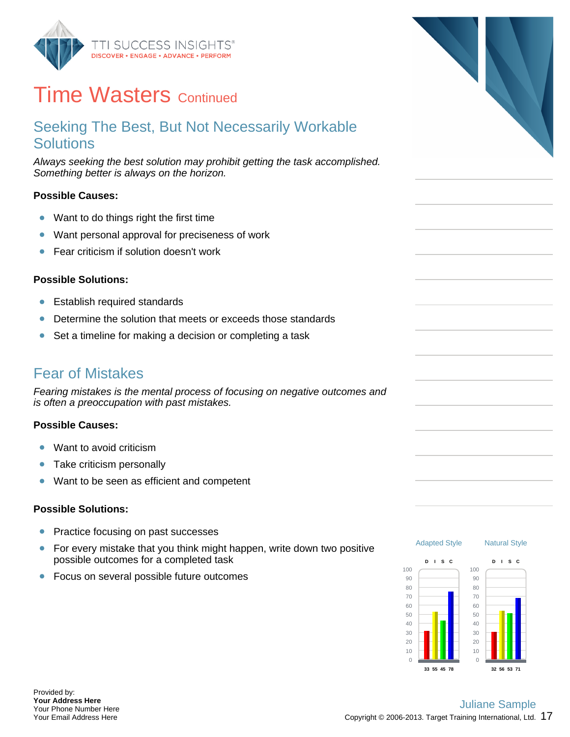# Time Wasters Continued

## Seeking The Best, But Not Necessarily Workable Solutions

*Always seeking the best solution may prohibit getting the task accomplished. Something better is always on the horizon.*

**Possible Causes:**

- Want to do things right the first time
- Want personal approval for preciseness of work
- Fear criticism if solution doesn't work

**Possible Solutions:**

- Establish required standards
- Determine the solution that meets or exceeds those standards
- Set a timeline for making a decision or completing a task

## Fear of Mistakes

*Fearing mistakes is the mental process of focusing on negative outcomes and is often a preoccupation with past mistakes.*

**Possible Causes:**

- Want to avoid criticism
- Take criticism personally
- Want to be seen as efficient and competent

**Possible Solutions:**

- Practice focusing on past successes
- For every mistake that you think might happen, write down two positive possible outcomes for a completed task
- Focus on several possible future outcomes

| | D | I | S | C |
|---|---|---|---|---|
| Adapted Style | 33 | 55 | 45 | 78 |
| Natural Style | 32 | 56 | 53 | 71 |

Provided by:
**Your Address Here**
Your Phone Number Here
Your Email Address Here

Juliane Sample
Copyright © 2006-2013. Target Training International, Ltd.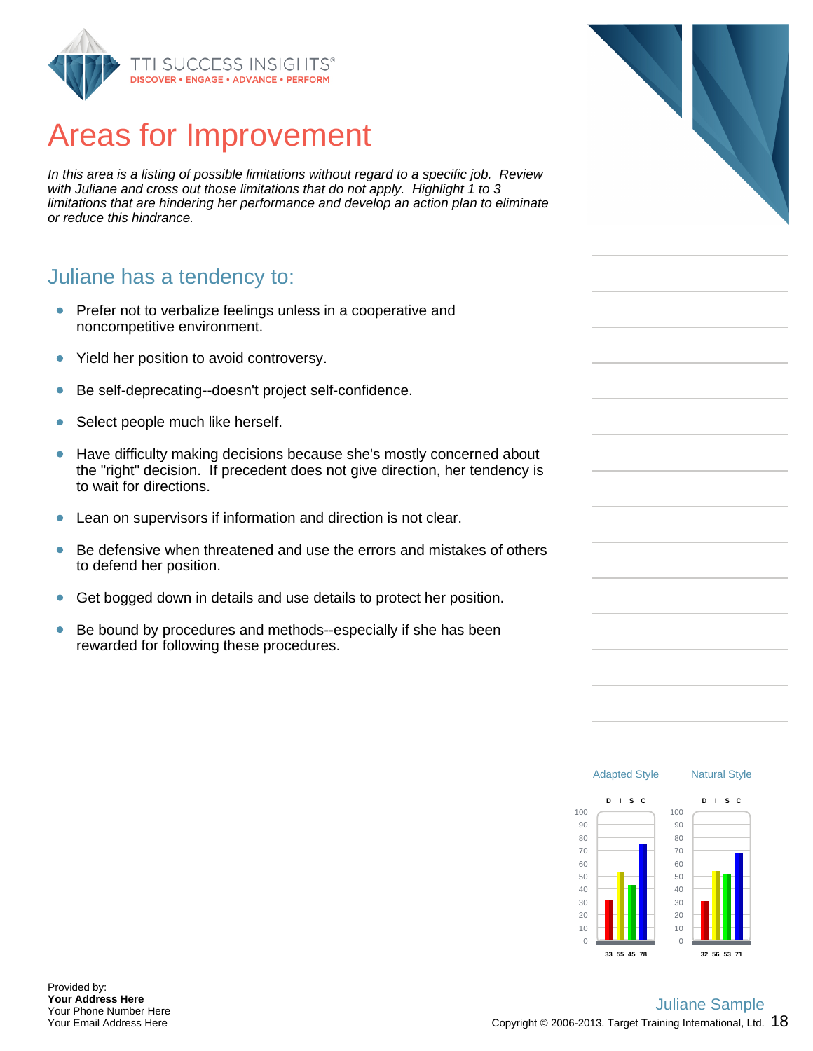# Areas for Improvement

*In this area is a listing of possible limitations without regard to a specific job. Review with Juliane and cross out those limitations that do not apply. Highlight 1 to 3 limitations that are hindering her performance and develop an action plan to eliminate or reduce this hindrance.*

## Juliane has a tendency to:

- Prefer not to verbalize feelings unless in a cooperative and noncompetitive environment.
- Yield her position to avoid controversy.
- Be self-deprecating--doesn't project self-confidence.
- Select people much like herself.
- Have difficulty making decisions because she's mostly concerned about the "right" decision. If precedent does not give direction, her tendency is to wait for directions.
- Lean on supervisors if information and direction is not clear.
- Be defensive when threatened and use the errors and mistakes of others to defend her position.
- Get bogged down in details and use details to protect her position.
- Be bound by procedures and methods--especially if she has been rewarded for following these procedures.

| | D | I | S | C |
|---|---|---|---|---|
| Adapted Style | 33 | 55 | 45 | 78 |
| Natural Style | 32 | 56 | 53 | 71 |

Provided by:
**Your Address Here**
Your Phone Number Here
Your Email Address Here

Juliane Sample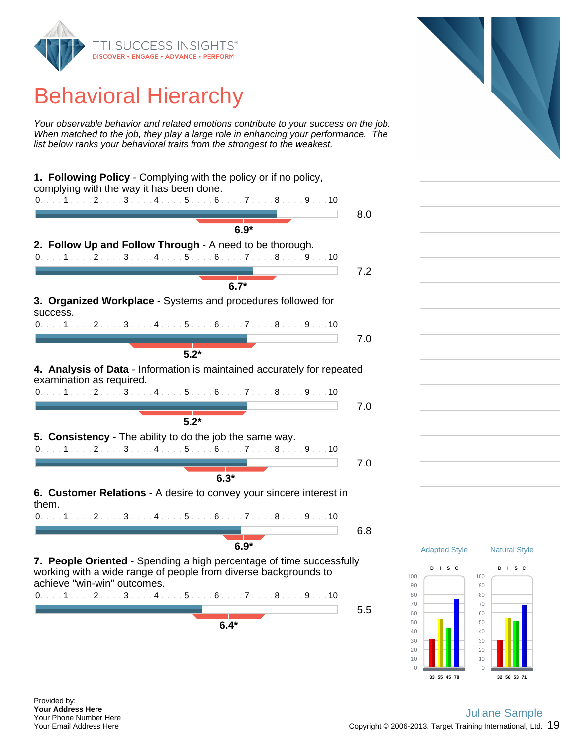# Behavioral Hierarchy

*Your observable behavior and related emotions contribute to your success on the job. When matched to the job, they play a large role in enhancing your performance. The list below ranks your behavioral traits from the strongest to the weakest.*

**1. Following Policy** - Complying with the policy or if no policy, complying with the way it has been done.

8.0 — 6.9*

**2. Follow Up and Follow Through** - A need to be thorough.

7.2 — 6.7*

**3. Organized Workplace** - Systems and procedures followed for success.

7.0 — 5.2*

**4. Analysis of Data** - Information is maintained accurately for repeated examination as required.

7.0 — 5.2*

**5. Consistency** - The ability to do the job the same way.

7.0 — 6.3*

**6. Customer Relations** - A desire to convey your sincere interest in them.

6.8 — 6.9*

**7. People Oriented** - Spending a high percentage of time successfully working with a wide range of people from diverse backgrounds to achieve "win-win" outcomes.

5.5 — 6.4*

| | D | I | S | C |
|---|---|---|---|---|
| Adapted Style | 33 | 55 | 45 | 78 |
| Natural Style | 32 | 56 | 53 | 71 |

Provided by:
**Your Address Here**
Your Phone Number Here
Your Email Address Here

Juliane Sample
Copyright © 2006-2013. Target Training International, Ltd.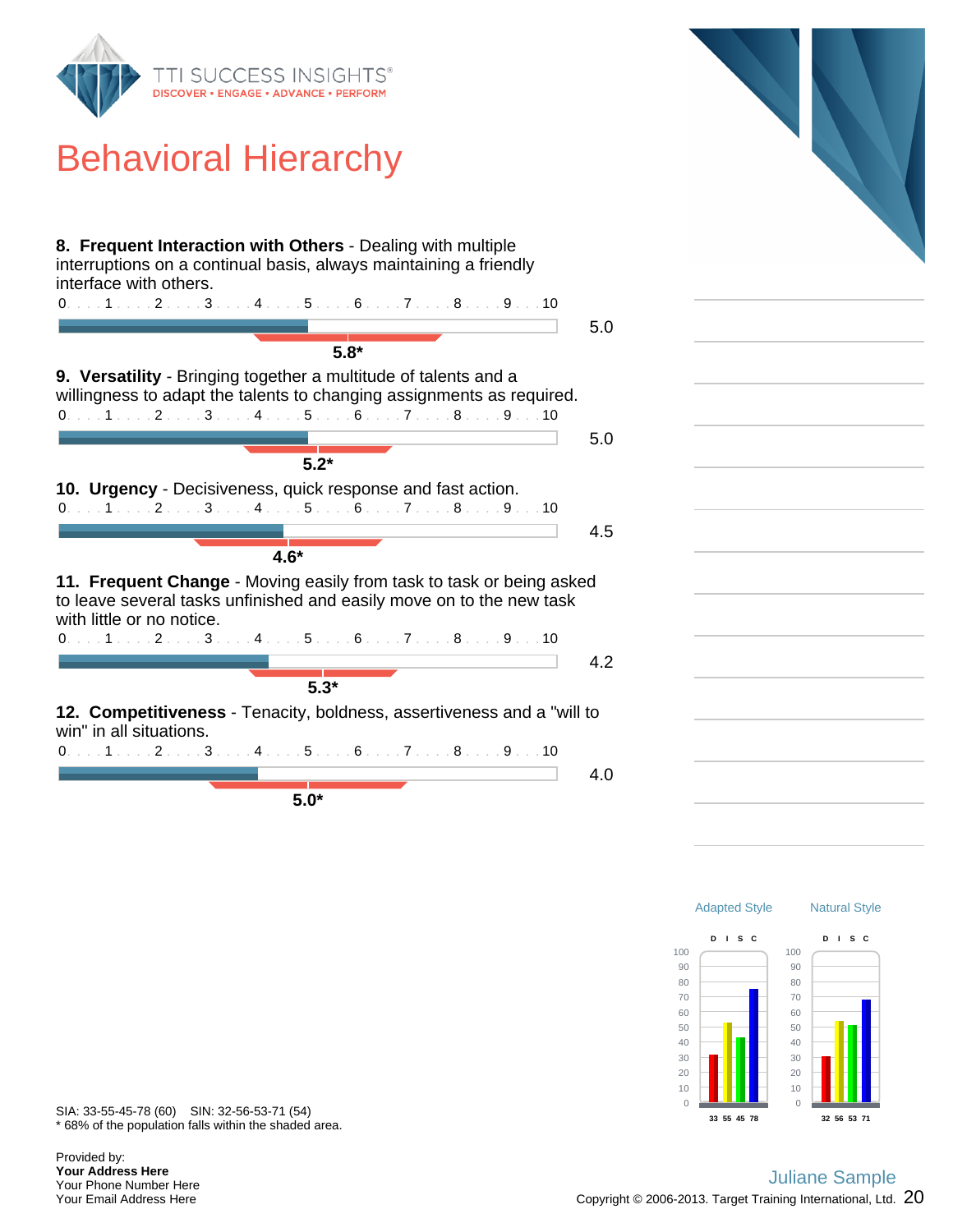# Behavioral Hierarchy

**8. Frequent Interaction with Others** - Dealing with multiple interruptions on a continual basis, always maintaining a friendly interface with others.

0 . . . 1 . . . 2 . . . 3 . . . 4 . . . 5 . . . 6 . . . 7 . . . 8 . . . 9 . . . 10

5.0

**5.8***

**9. Versatility** - Bringing together a multitude of talents and a willingness to adapt the talents to changing assignments as required.

0 . . . 1 . . . 2 . . . 3 . . . 4 . . . 5 . . . 6 . . . 7 . . . 8 . . . 9 . . . 10

5.0

**5.2***

**10. Urgency** - Decisiveness, quick response and fast action.

0 . . . 1 . . . 2 . . . 3 . . . 4 . . . 5 . . . 6 . . . 7 . . . 8 . . . 9 . . . 10

4.5

**4.6***

**11. Frequent Change** - Moving easily from task to task or being asked to leave several tasks unfinished and easily move on to the new task with little or no notice.

0 . . . 1 . . . 2 . . . 3 . . . 4 . . . 5 . . . 6 . . . 7 . . . 8 . . . 9 . . . 10

4.2

**5.3***

**12. Competitiveness** - Tenacity, boldness, assertiveness and a "will to win" in all situations.

0 . . . 1 . . . 2 . . . 3 . . . 4 . . . 5 . . . 6 . . . 7 . . . 8 . . . 9 . . . 10

4.0

**5.0***

| | Adapted Style | Natural Style |
|---|---|---|
| D | 33 | 32 |
| I | 55 | 56 |
| S | 45 | 53 |
| C | 78 | 71 |

SIA: 33-55-45-78 (60) SIN: 32-56-53-71 (54)

* 68% of the population falls within the shaded area.

Provided by:
**Your Address Here**
Your Phone Number Here
Your Email Address Here

Juliane Sample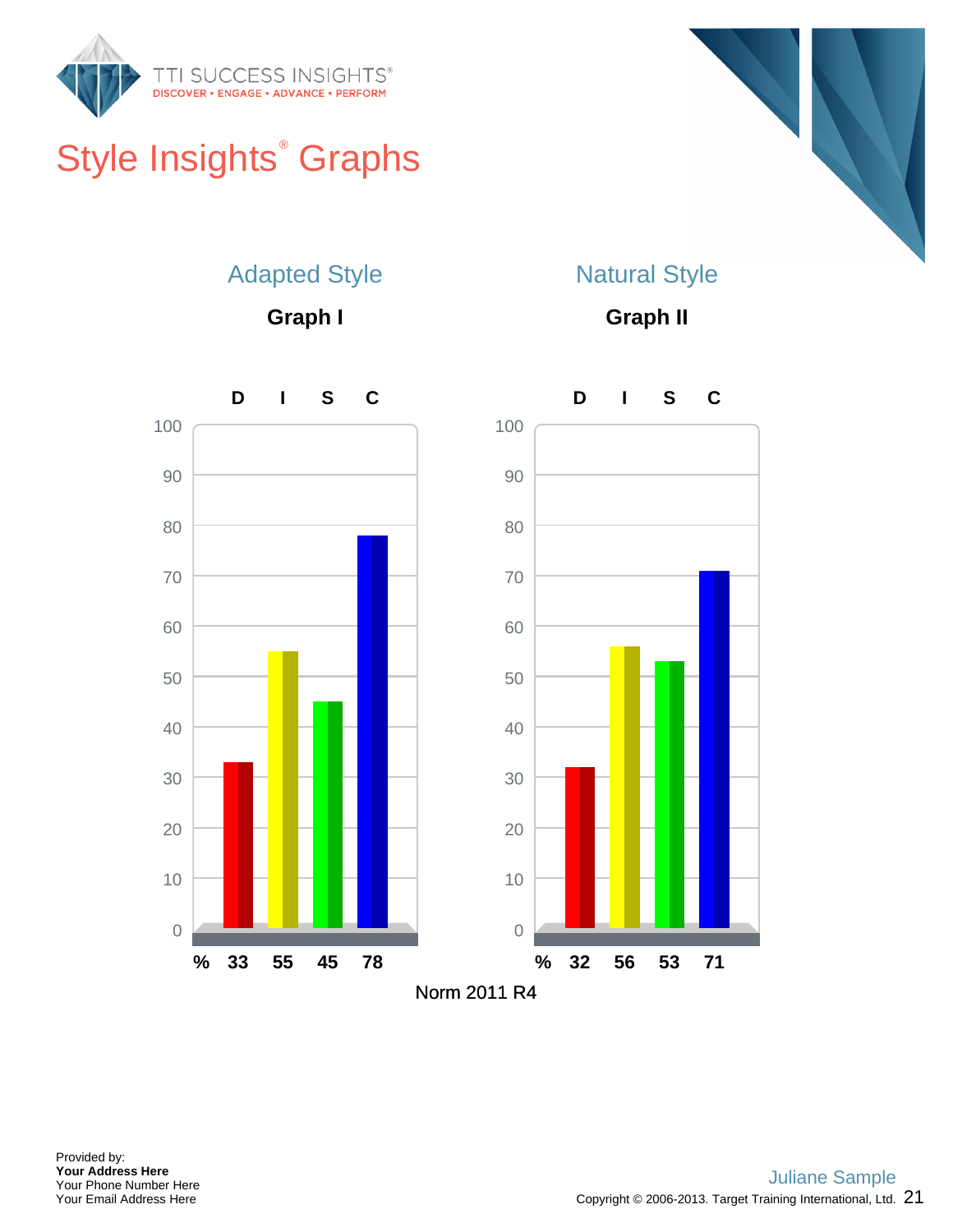# Style Insights® Graphs

## Adapted Style

### Graph I

| | D | I | S | C |
|---|---|---|---|---|
| % | 33 | 55 | 45 | 78 |

## Natural Style

### Graph II

| | D | I | S | C |
|---|---|---|---|---|
| % | 32 | 56 | 53 | 71 |

Norm 2011 R4

Provided by:
**Your Address Here**
Your Phone Number Here
Your Email Address Here

Juliane Sample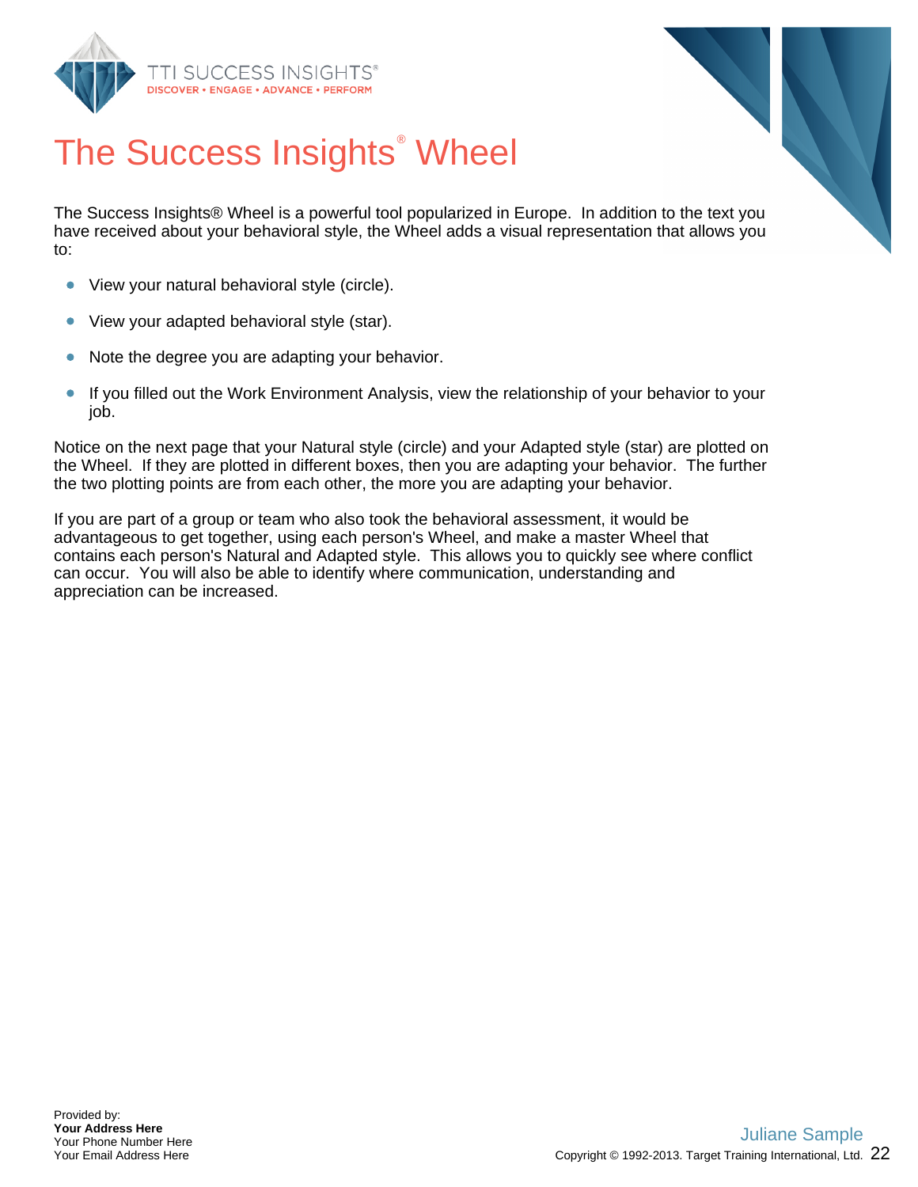# The Success Insights® Wheel

The Success Insights® Wheel is a powerful tool popularized in Europe. In addition to the text you have received about your behavioral style, the Wheel adds a visual representation that allows you to:

- View your natural behavioral style (circle).
- View your adapted behavioral style (star).
- Note the degree you are adapting your behavior.
- If you filled out the Work Environment Analysis, view the relationship of your behavior to your job.

Notice on the next page that your Natural style (circle) and your Adapted style (star) are plotted on the Wheel. If they are plotted in different boxes, then you are adapting your behavior. The further the two plotting points are from each other, the more you are adapting your behavior.

If you are part of a group or team who also took the behavioral assessment, it would be advantageous to get together, using each person's Wheel, and make a master Wheel that contains each person's Natural and Adapted style. This allows you to quickly see where conflict can occur. You will also be able to identify where communication, understanding and appreciation can be increased.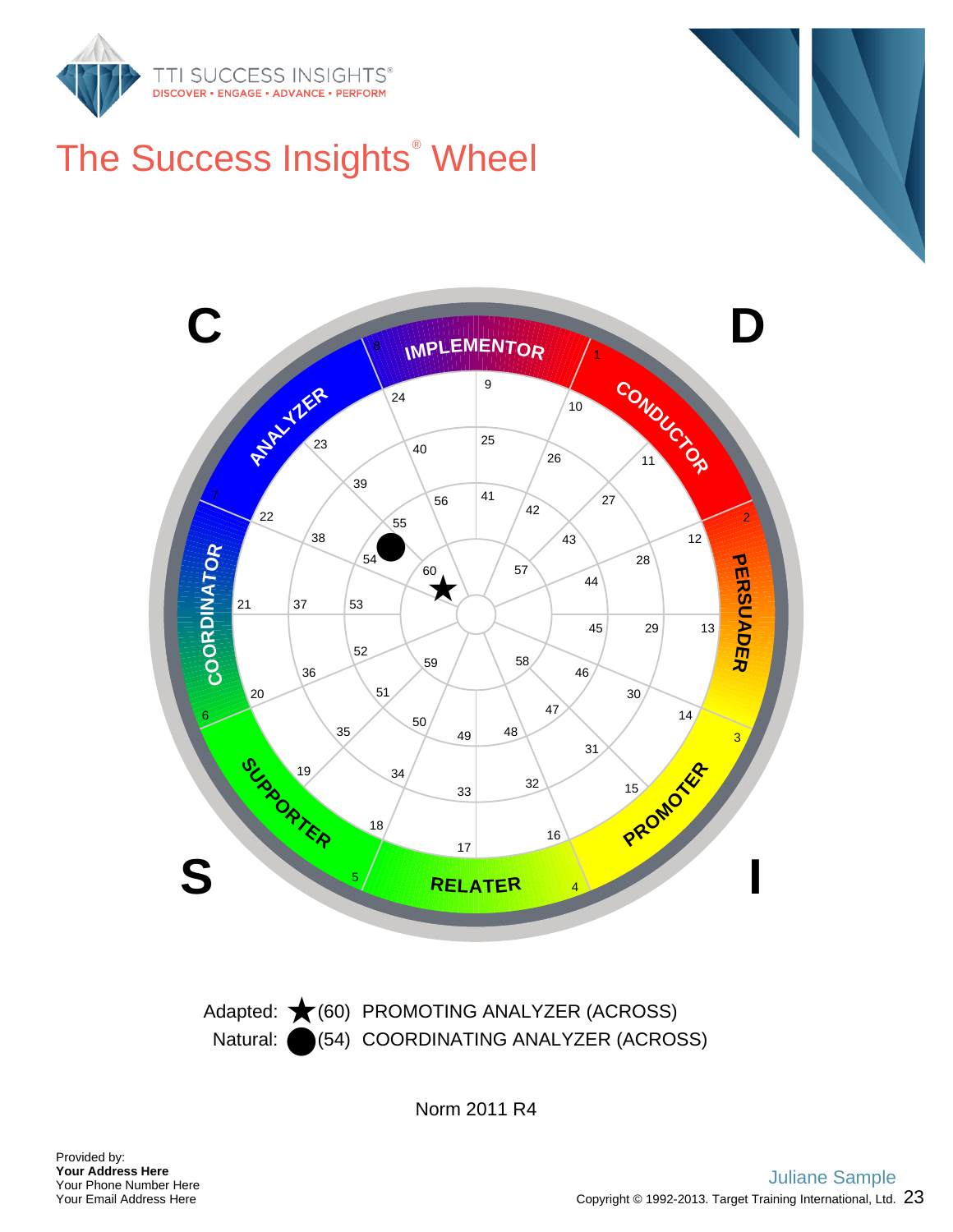# The Success Insights® Wheel

Adapted: ★ (60) PROMOTING ANALYZER (ACROSS)

Natural: ● (54) COORDINATING ANALYZER (ACROSS)

Norm 2011 R4

Provided by:
**Your Address Here**
Your Phone Number Here
Your Email Address Here

Juliane Sample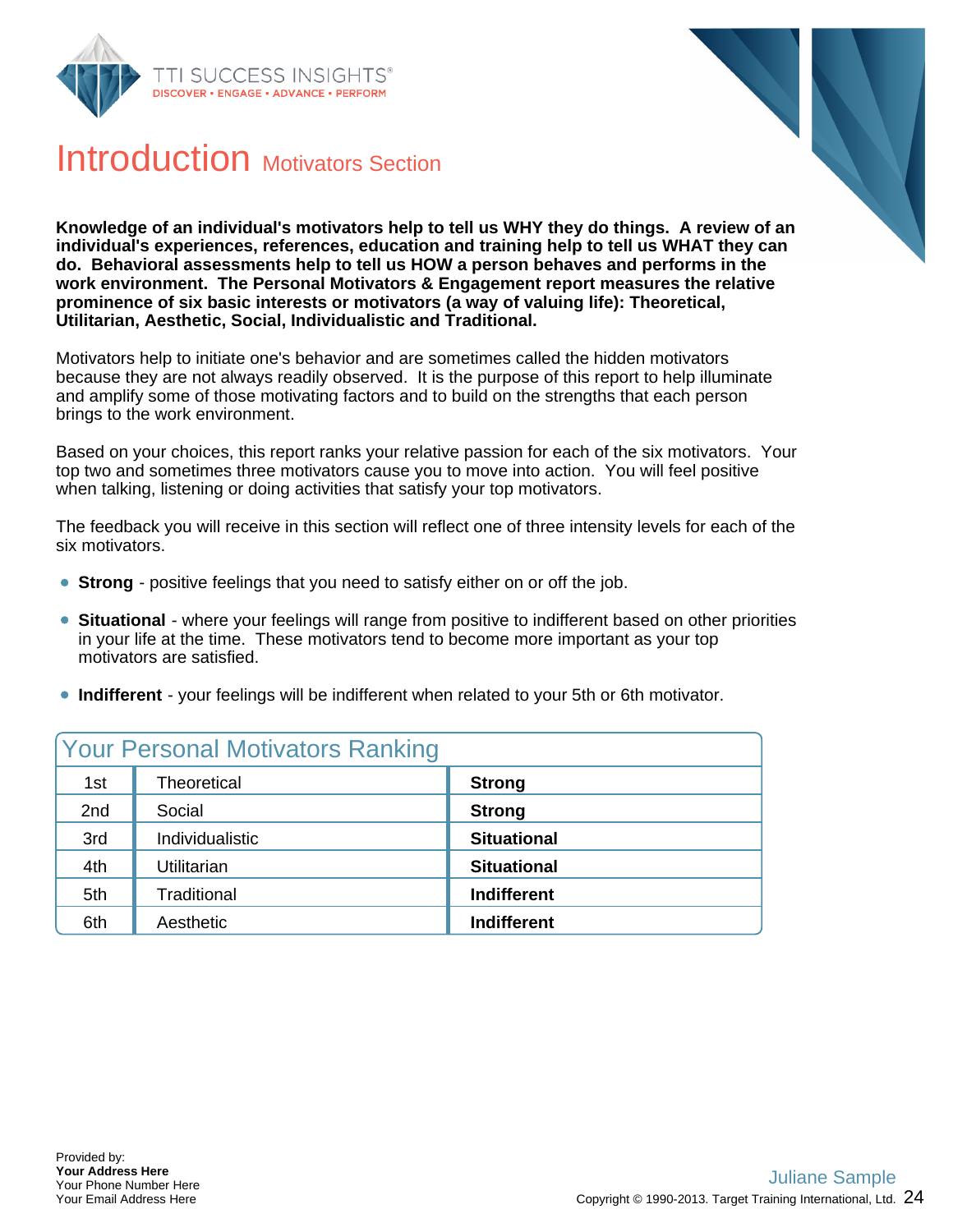# Introduction Motivators Section

**Knowledge of an individual's motivators help to tell us WHY they do things. A review of an individual's experiences, references, education and training help to tell us WHAT they can do. Behavioral assessments help to tell us HOW a person behaves and performs in the work environment. The Personal Motivators & Engagement report measures the relative prominence of six basic interests or motivators (a way of valuing life): Theoretical, Utilitarian, Aesthetic, Social, Individualistic and Traditional.**

Motivators help to initiate one's behavior and are sometimes called the hidden motivators because they are not always readily observed. It is the purpose of this report to help illuminate and amplify some of those motivating factors and to build on the strengths that each person brings to the work environment.

Based on your choices, this report ranks your relative passion for each of the six motivators. Your top two and sometimes three motivators cause you to move into action. You will feel positive when talking, listening or doing activities that satisfy your top motivators.

The feedback you will receive in this section will reflect one of three intensity levels for each of the six motivators.

- **Strong** - positive feelings that you need to satisfy either on or off the job.
- **Situational** - where your feelings will range from positive to indifferent based on other priorities in your life at the time. These motivators tend to become more important as your top motivators are satisfied.
- **Indifferent** - your feelings will be indifferent when related to your 5th or 6th motivator.

## Your Personal Motivators Ranking

| | | |
|---|---|---|
| 1st | Theoretical | **Strong** |
| 2nd | Social | **Strong** |
| 3rd | Individualistic | **Situational** |
| 4th | Utilitarian | **Situational** |
| 5th | Traditional | **Indifferent** |
| 6th | Aesthetic | **Indifferent** |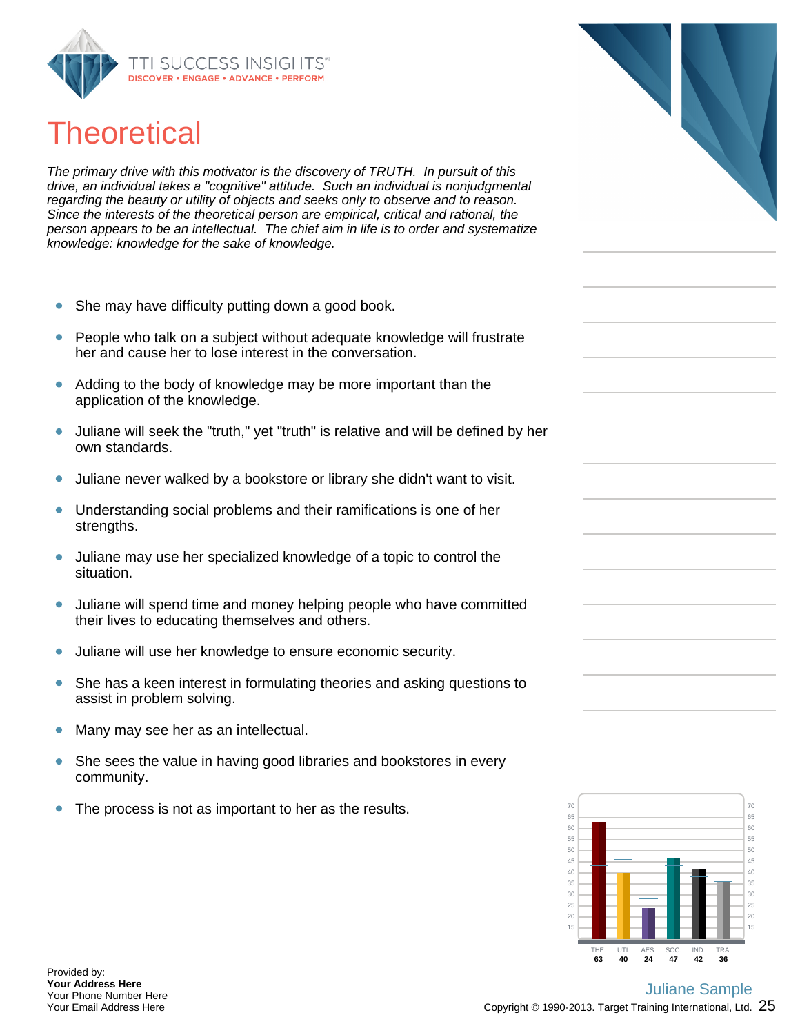# Theoretical

*The primary drive with this motivator is the discovery of TRUTH. In pursuit of this drive, an individual takes a "cognitive" attitude. Such an individual is nonjudgmental regarding the beauty or utility of objects and seeks only to observe and to reason. Since the interests of the theoretical person are empirical, critical and rational, the person appears to be an intellectual. The chief aim in life is to order and systematize knowledge: knowledge for the sake of knowledge.*

- She may have difficulty putting down a good book.
- People who talk on a subject without adequate knowledge will frustrate her and cause her to lose interest in the conversation.
- Adding to the body of knowledge may be more important than the application of the knowledge.
- Juliane will seek the "truth," yet "truth" is relative and will be defined by her own standards.
- Juliane never walked by a bookstore or library she didn't want to visit.
- Understanding social problems and their ramifications is one of her strengths.
- Juliane may use her specialized knowledge of a topic to control the situation.
- Juliane will spend time and money helping people who have committed their lives to educating themselves and others.
- Juliane will use her knowledge to ensure economic security.
- She has a keen interest in formulating theories and asking questions to assist in problem solving.
- Many may see her as an intellectual.
- She sees the value in having good libraries and bookstores in every community.
- The process is not as important to her as the results.

| THE. | UTI. | AES. | SOC. | IND. | TRA. |
|---|---|---|---|---|---|
| 63 | 40 | 24 | 47 | 42 | 36 |

Provided by:
**Your Address Here**
Your Phone Number Here
Your Email Address Here

Juliane Sample

Copyright © 1990-2013. Target Training International, Ltd.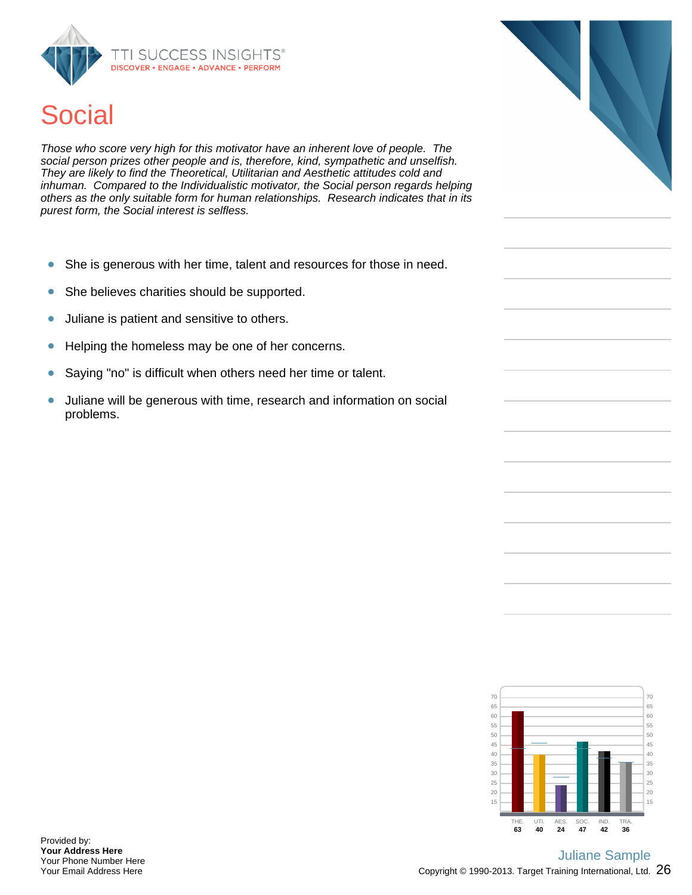# Social

*Those who score very high for this motivator have an inherent love of people. The social person prizes other people and is, therefore, kind, sympathetic and unselfish. They are likely to find the Theoretical, Utilitarian and Aesthetic attitudes cold and inhuman. Compared to the Individualistic motivator, the Social person regards helping others as the only suitable form for human relationships. Research indicates that in its purest form, the Social interest is selfless.*

- She is generous with her time, talent and resources for those in need.
- She believes charities should be supported.
- Juliane is patient and sensitive to others.
- Helping the homeless may be one of her concerns.
- Saying "no" is difficult when others need her time or talent.
- Juliane will be generous with time, research and information on social problems.

| THE. | UTI. | AES. | SOC. | IND. | TRA. |
|---|---|---|---|---|---|
| 63 | 40 | 24 | 47 | 42 | 36 |

Provided by:
**Your Address Here**
Your Phone Number Here
Your Email Address Here

Juliane Sample

Copyright © 1990-2013. Target Training International, Ltd.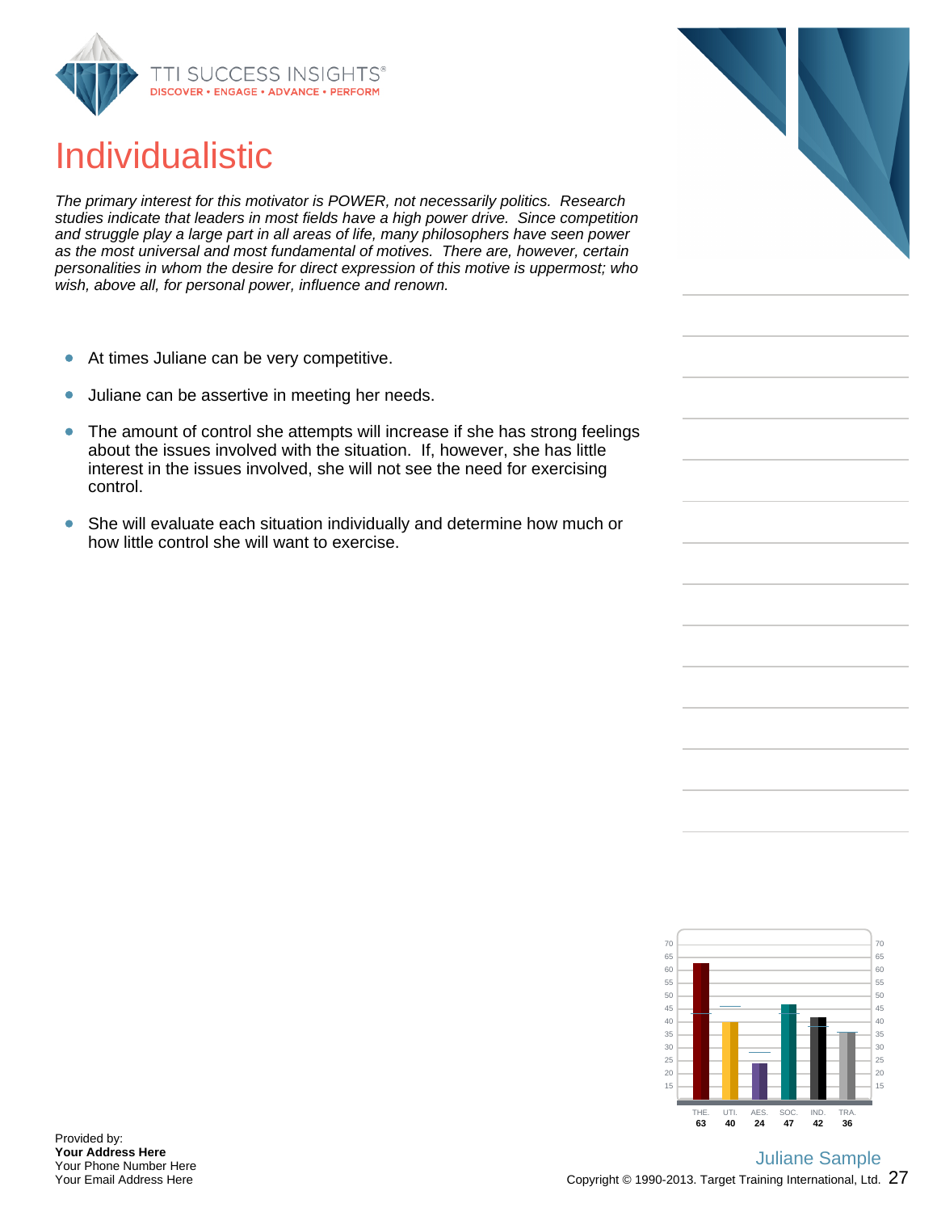# Individualistic

*The primary interest for this motivator is POWER, not necessarily politics. Research studies indicate that leaders in most fields have a high power drive. Since competition and struggle play a large part in all areas of life, many philosophers have seen power as the most universal and most fundamental of motives. There are, however, certain personalities in whom the desire for direct expression of this motive is uppermost; who wish, above all, for personal power, influence and renown.*

- At times Juliane can be very competitive.
- Juliane can be assertive in meeting her needs.
- The amount of control she attempts will increase if she has strong feelings about the issues involved with the situation. If, however, she has little interest in the issues involved, she will not see the need for exercising control.
- She will evaluate each situation individually and determine how much or how little control she will want to exercise.

| THE. | UTI. | AES. | SOC. | IND. | TRA. |
|---|---|---|---|---|---|
| 63 | 40 | 24 | 47 | 42 | 36 |

Provided by:
**Your Address Here**
Your Phone Number Here
Your Email Address Here

Juliane Sample
Copyright © 1990-2013. Target Training International, Ltd.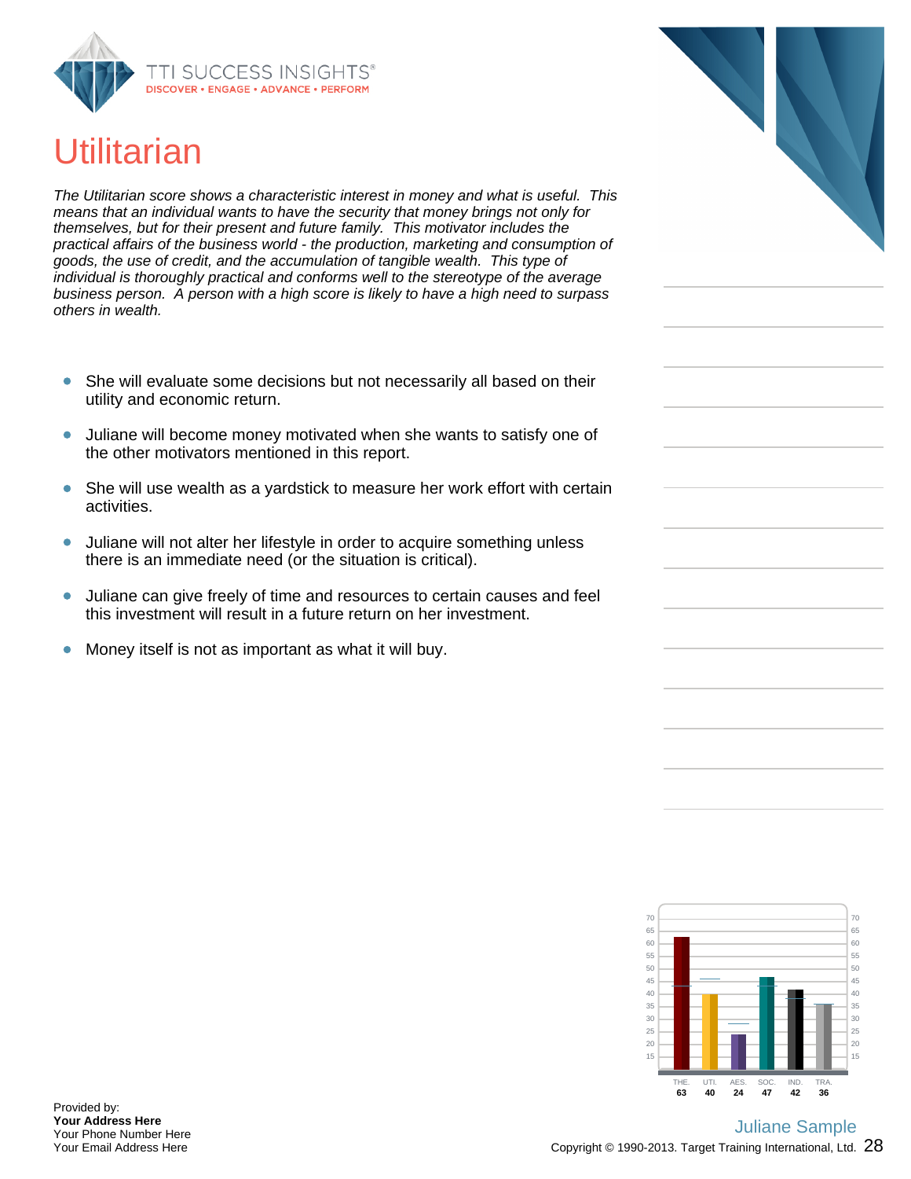# Utilitarian

*The Utilitarian score shows a characteristic interest in money and what is useful. This means that an individual wants to have the security that money brings not only for themselves, but for their present and future family. This motivator includes the practical affairs of the business world - the production, marketing and consumption of goods, the use of credit, and the accumulation of tangible wealth. This type of individual is thoroughly practical and conforms well to the stereotype of the average business person. A person with a high score is likely to have a high need to surpass others in wealth.*

- She will evaluate some decisions but not necessarily all based on their utility and economic return.
- Juliane will become money motivated when she wants to satisfy one of the other motivators mentioned in this report.
- She will use wealth as a yardstick to measure her work effort with certain activities.
- Juliane will not alter her lifestyle in order to acquire something unless there is an immediate need (or the situation is critical).
- Juliane can give freely of time and resources to certain causes and feel this investment will result in a future return on her investment.
- Money itself is not as important as what it will buy.

| THE. | UTI. | AES. | SOC. | IND. | TRA. |
|---|---|---|---|---|---|
| 63 | 40 | 24 | 47 | 42 | 36 |

Provided by:
**Your Address Here**
Your Phone Number Here
Your Email Address Here

Juliane Sample
Copyright © 1990-2013. Target Training International, Ltd.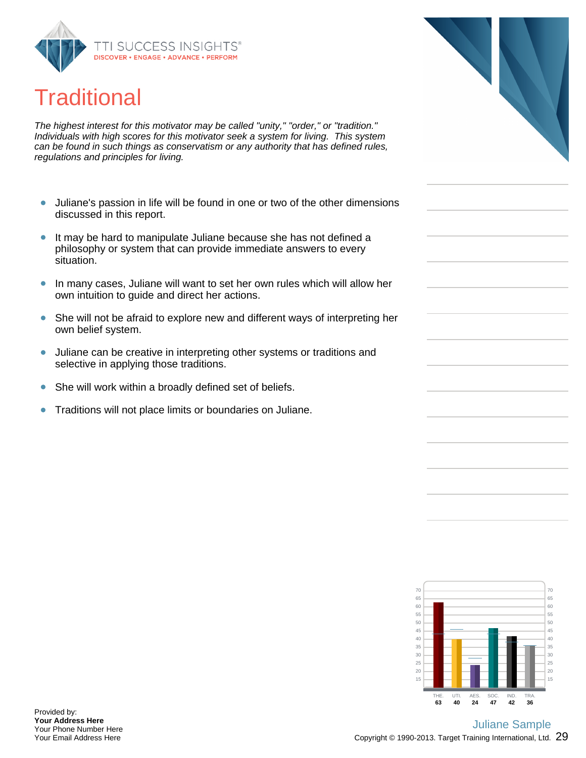# Traditional

*The highest interest for this motivator may be called "unity," "order," or "tradition." Individuals with high scores for this motivator seek a system for living. This system can be found in such things as conservatism or any authority that has defined rules, regulations and principles for living.*

- Juliane's passion in life will be found in one or two of the other dimensions discussed in this report.
- It may be hard to manipulate Juliane because she has not defined a philosophy or system that can provide immediate answers to every situation.
- In many cases, Juliane will want to set her own rules which will allow her own intuition to guide and direct her actions.
- She will not be afraid to explore new and different ways of interpreting her own belief system.
- Juliane can be creative in interpreting other systems or traditions and selective in applying those traditions.
- She will work within a broadly defined set of beliefs.
- Traditions will not place limits or boundaries on Juliane.

| THE. | UTI. | AES. | SOC. | IND. | TRA. |
|---|---|---|---|---|---|
| 63 | 40 | 24 | 47 | 42 | 36 |

Provided by:
**Your Address Here**
Your Phone Number Here
Your Email Address Here

Juliane Sample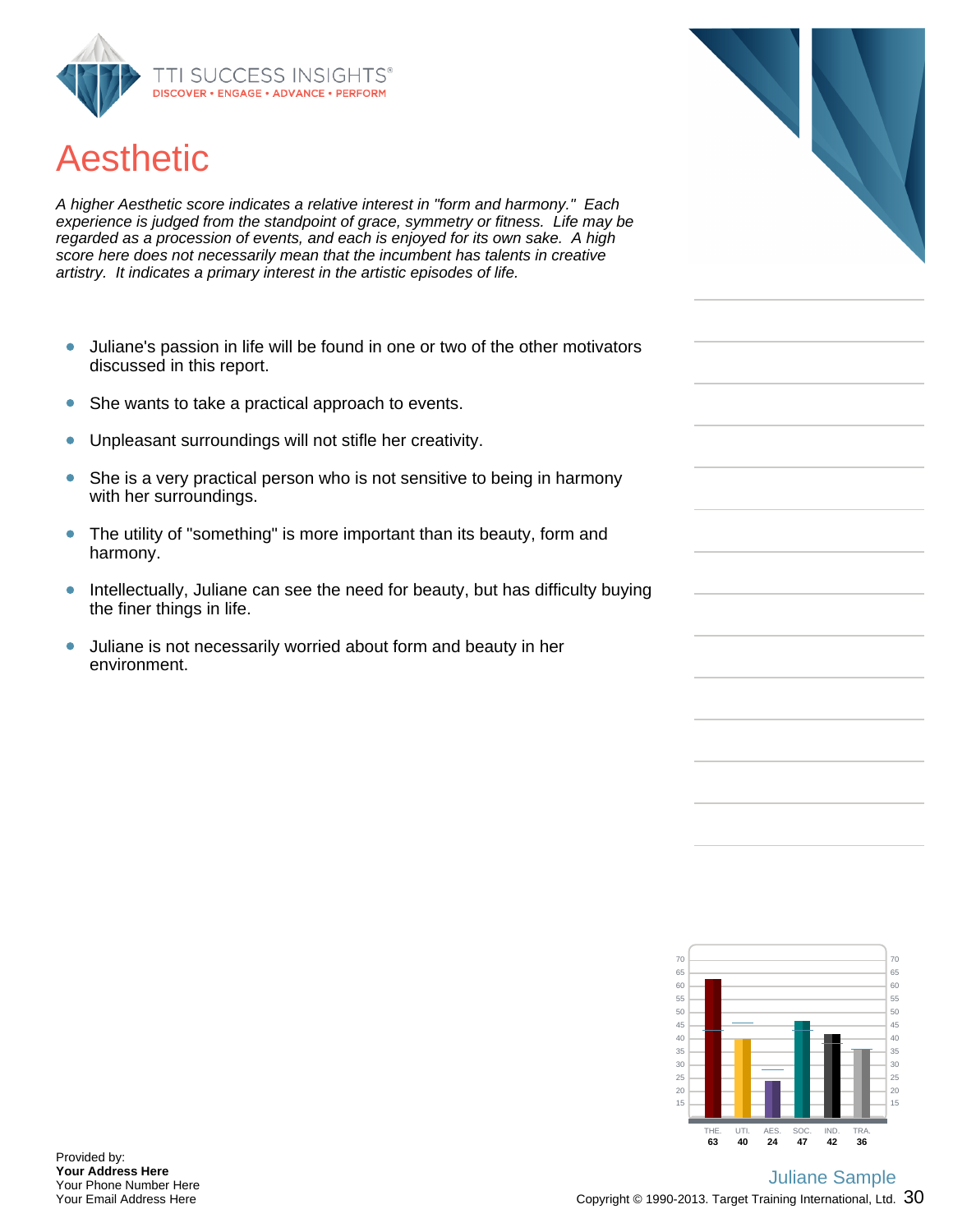# Aesthetic

*A higher Aesthetic score indicates a relative interest in "form and harmony." Each experience is judged from the standpoint of grace, symmetry or fitness. Life may be regarded as a procession of events, and each is enjoyed for its own sake. A high score here does not necessarily mean that the incumbent has talents in creative artistry. It indicates a primary interest in the artistic episodes of life.*

- Juliane's passion in life will be found in one or two of the other motivators discussed in this report.
- She wants to take a practical approach to events.
- Unpleasant surroundings will not stifle her creativity.
- She is a very practical person who is not sensitive to being in harmony with her surroundings.
- The utility of "something" is more important than its beauty, form and harmony.
- Intellectually, Juliane can see the need for beauty, but has difficulty buying the finer things in life.
- Juliane is not necessarily worried about form and beauty in her environment.

| THE. | UTI. | AES. | SOC. | IND. | TRA. |
|---|---|---|---|---|---|
| 63 | 40 | 24 | 47 | 42 | 36 |

Provided by:
**Your Address Here**
Your Phone Number Here
Your Email Address Here

Juliane Sample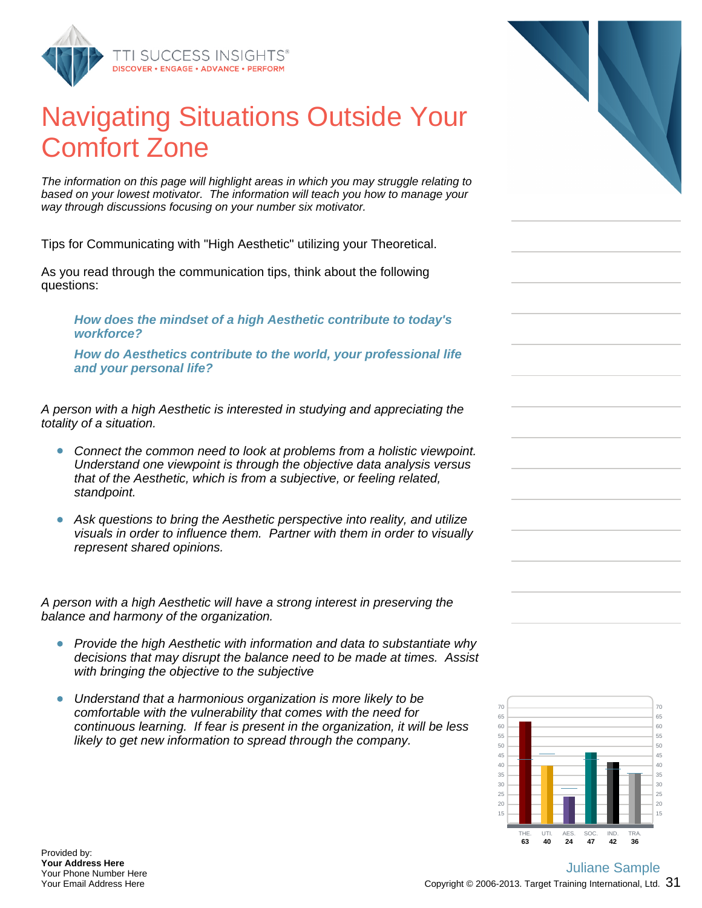# Navigating Situations Outside Your Comfort Zone

*The information on this page will highlight areas in which you may struggle relating to based on your lowest motivator. The information will teach you how to manage your way through discussions focusing on your number six motivator.*

Tips for Communicating with "High Aesthetic" utilizing your Theoretical.

As you read through the communication tips, think about the following questions:

***How does the mindset of a high Aesthetic contribute to today's workforce?***

***How do Aesthetics contribute to the world, your professional life and your personal life?***

*A person with a high Aesthetic is interested in studying and appreciating the totality of a situation.*

- *Connect the common need to look at problems from a holistic viewpoint. Understand one viewpoint is through the objective data analysis versus that of the Aesthetic, which is from a subjective, or feeling related, standpoint.*
- *Ask questions to bring the Aesthetic perspective into reality, and utilize visuals in order to influence them. Partner with them in order to visually represent shared opinions.*

*A person with a high Aesthetic will have a strong interest in preserving the balance and harmony of the organization.*

- *Provide the high Aesthetic with information and data to substantiate why decisions that may disrupt the balance need to be made at times. Assist with bringing the objective to the subjective*
- *Understand that a harmonious organization is more likely to be comfortable with the vulnerability that comes with the need for continuous learning. If fear is present in the organization, it will be less likely to get new information to spread through the company.*

| THE. | UTI. | AES. | SOC. | IND. | TRA. |
|---|---|---|---|---|---|
| 63 | 40 | 24 | 47 | 42 | 36 |

Juliane Sample

Provided by:
**Your Address Here**
Your Phone Number Here
Your Email Address Here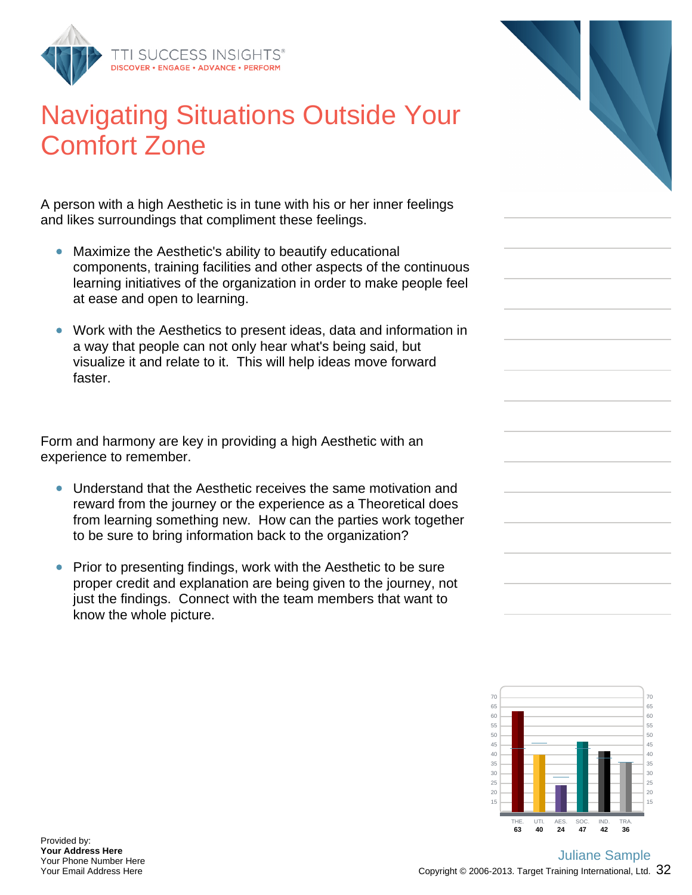# Navigating Situations Outside Your Comfort Zone

A person with a high Aesthetic is in tune with his or her inner feelings and likes surroundings that compliment these feelings.

- Maximize the Aesthetic's ability to beautify educational components, training facilities and other aspects of the continuous learning initiatives of the organization in order to make people feel at ease and open to learning.
- Work with the Aesthetics to present ideas, data and information in a way that people can not only hear what's being said, but visualize it and relate to it. This will help ideas move forward faster.

Form and harmony are key in providing a high Aesthetic with an experience to remember.

- Understand that the Aesthetic receives the same motivation and reward from the journey or the experience as a Theoretical does from learning something new. How can the parties work together to be sure to bring information back to the organization?
- Prior to presenting findings, work with the Aesthetic to be sure proper credit and explanation are being given to the journey, not just the findings. Connect with the team members that want to know the whole picture.

| THE. | UTI. | AES. | SOC. | IND. | TRA. |
|---|---|---|---|---|---|
| 63 | 40 | 24 | 47 | 42 | 36 |

Provided by:
**Your Address Here**
Your Phone Number Here
Your Email Address Here

Juliane Sample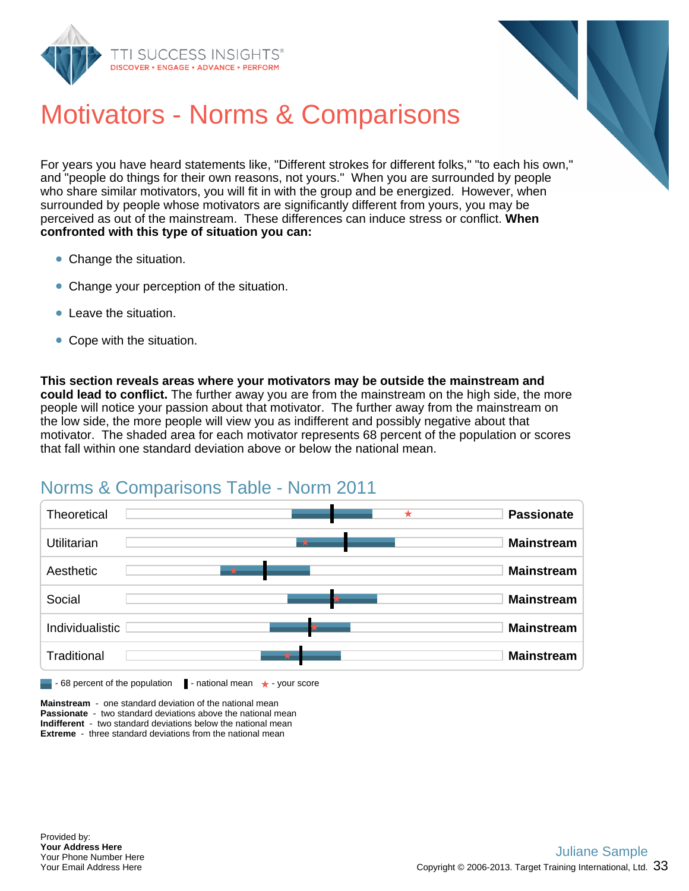# Motivators - Norms & Comparisons

For years you have heard statements like, "Different strokes for different folks," "to each his own," and "people do things for their own reasons, not yours." When you are surrounded by people who share similar motivators, you will fit in with the group and be energized. However, when surrounded by people whose motivators are significantly different from yours, you may be perceived as out of the mainstream. These differences can induce stress or conflict. **When confronted with this type of situation you can:**

- Change the situation.
- Change your perception of the situation.
- Leave the situation.
- Cope with the situation.

**This section reveals areas where your motivators may be outside the mainstream and could lead to conflict.** The further away you are from the mainstream on the high side, the more people will notice your passion about that motivator. The further away from the mainstream on the low side, the more people will view you as indifferent and possibly negative about that motivator. The shaded area for each motivator represents 68 percent of the population or scores that fall within one standard deviation above or below the national mean.

## Norms & Comparisons Table - Norm 2011

| Motivator | Result |
|---|---|
| Theoretical | **Passionate** |
| Utilitarian | **Mainstream** |
| Aesthetic | **Mainstream** |
| Social | **Mainstream** |
| Individualistic | **Mainstream** |
| Traditional | **Mainstream** |

- 68 percent of the population | - national mean | ★ - your score

**Mainstream** - one standard deviation of the national mean
**Passionate** - two standard deviations above the national mean
**Indifferent** - two standard deviations below the national mean
**Extreme** - three standard deviations from the national mean

Provided by:
**Your Address Here**
Your Phone Number Here
Your Email Address Here

Juliane Sample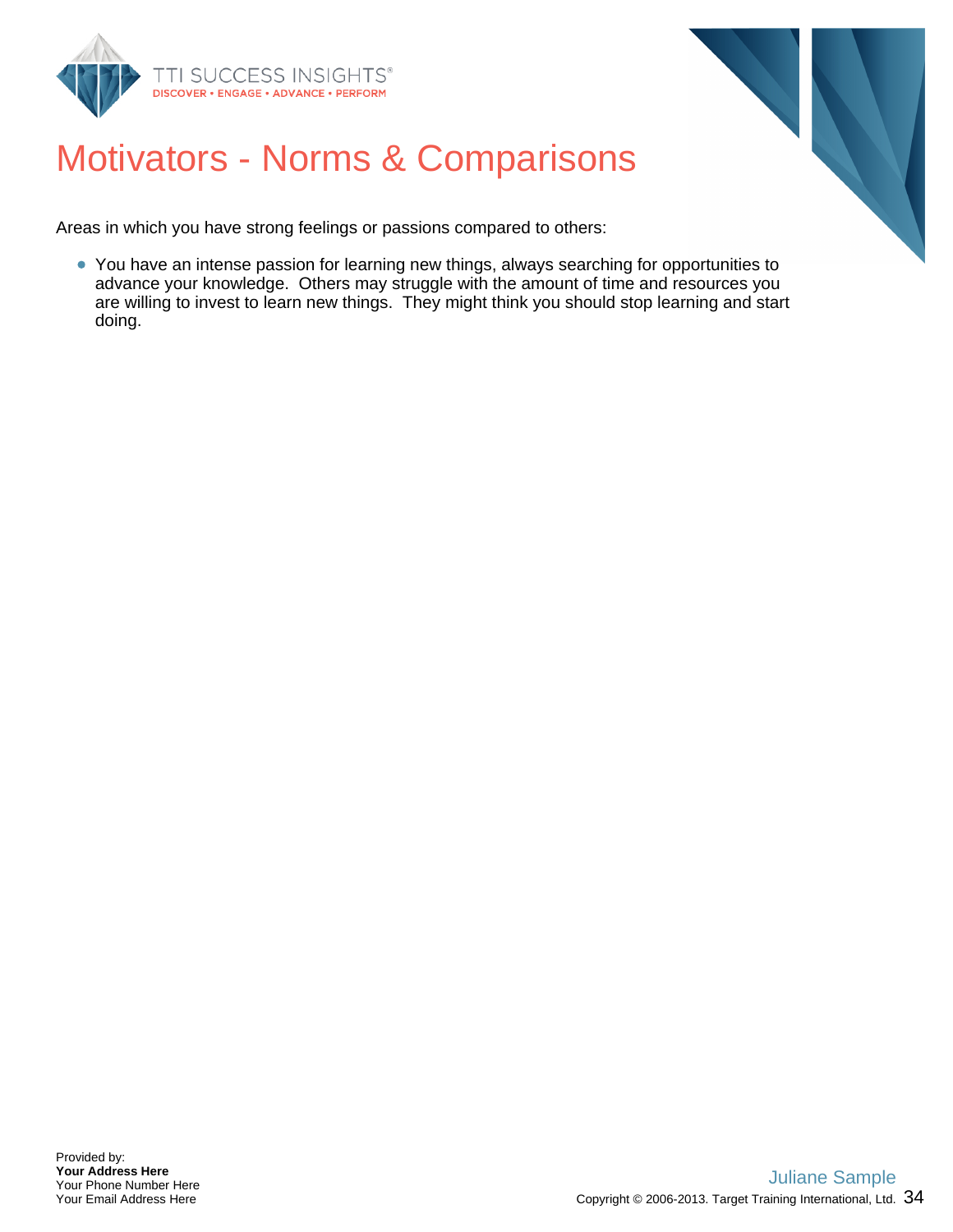# Motivators - Norms & Comparisons

Areas in which you have strong feelings or passions compared to others:

- You have an intense passion for learning new things, always searching for opportunities to advance your knowledge. Others may struggle with the amount of time and resources you are willing to invest to learn new things. They might think you should stop learning and start doing.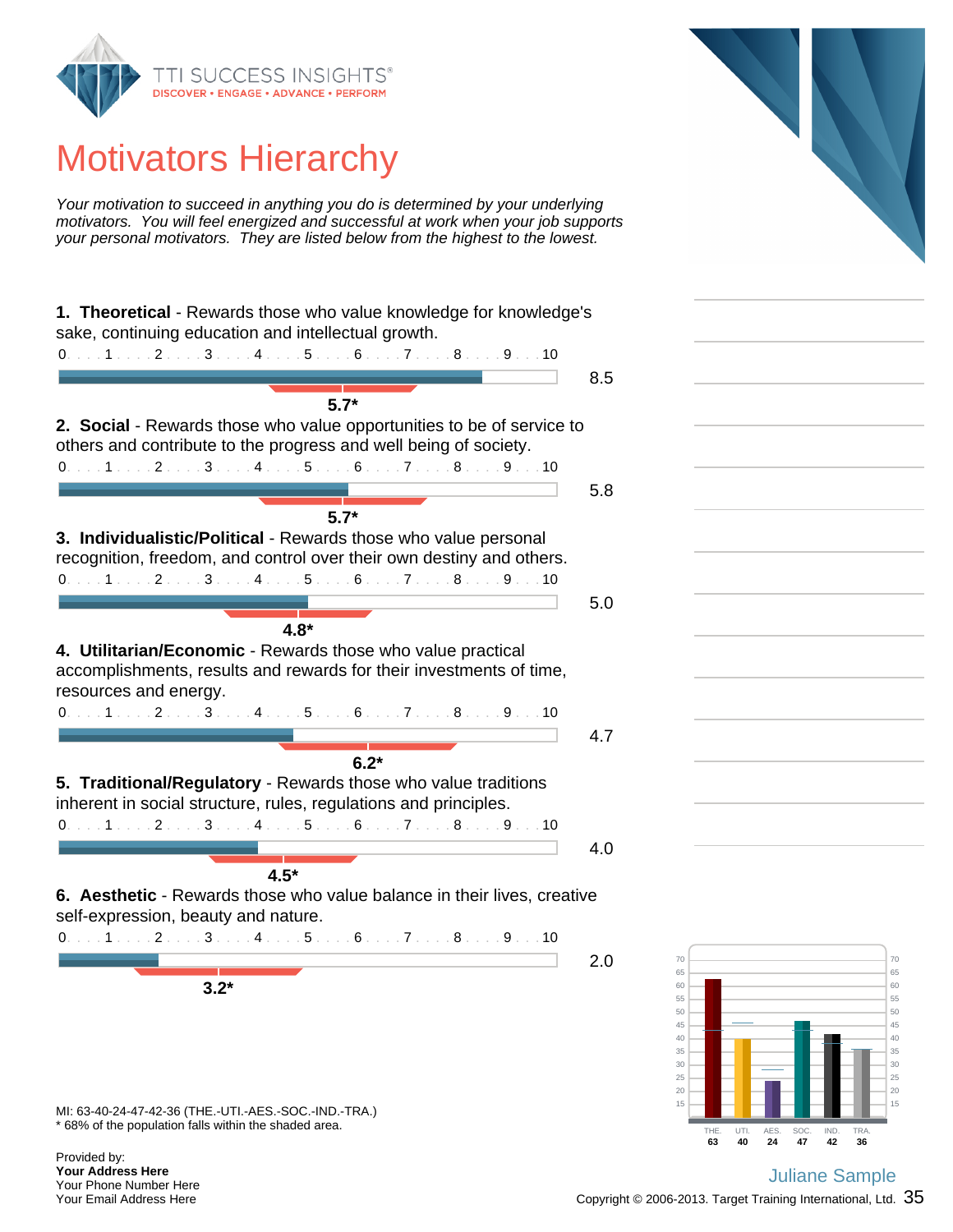# Motivators Hierarchy

*Your motivation to succeed in anything you do is determined by your underlying motivators. You will feel energized and successful at work when your job supports your personal motivators. They are listed below from the highest to the lowest.*

**1. Theoretical** - Rewards those who value knowledge for knowledge's sake, continuing education and intellectual growth.

0 . . . 1 . . . 2 . . . 3 . . . 4 . . . 5 . . . 6 . . . 7 . . . 8 . . . 9 . . . 10

8.5

**5.7***

**2. Social** - Rewards those who value opportunities to be of service to others and contribute to the progress and well being of society.

0 . . . 1 . . . 2 . . . 3 . . . 4 . . . 5 . . . 6 . . . 7 . . . 8 . . . 9 . . . 10

5.8

**5.7***

**3. Individualistic/Political** - Rewards those who value personal recognition, freedom, and control over their own destiny and others.

0 . . . 1 . . . 2 . . . 3 . . . 4 . . . 5 . . . 6 . . . 7 . . . 8 . . . 9 . . . 10

5.0

**4.8***

**4. Utilitarian/Economic** - Rewards those who value practical accomplishments, results and rewards for their investments of time, resources and energy.

0 . . . 1 . . . 2 . . . 3 . . . 4 . . . 5 . . . 6 . . . 7 . . . 8 . . . 9 . . . 10

4.7

**6.2***

**5. Traditional/Regulatory** - Rewards those who value traditions inherent in social structure, rules, regulations and principles.

0 . . . 1 . . . 2 . . . 3 . . . 4 . . . 5 . . . 6 . . . 7 . . . 8 . . . 9 . . . 10

4.0

**4.5***

**6. Aesthetic** - Rewards those who value balance in their lives, creative self-expression, beauty and nature.

0 . . . 1 . . . 2 . . . 3 . . . 4 . . . 5 . . . 6 . . . 7 . . . 8 . . . 9 . . . 10

2.0

**3.2***

| THE. | UTI. | AES. | SOC. | IND. | TRA. |
|---|---|---|---|---|---|
| 63 | 40 | 24 | 47 | 42 | 36 |

MI: 63-40-24-47-42-36 (THE.-UTI.-AES.-SOC.-IND.-TRA.)

\* 68% of the population falls within the shaded area.

Provided by:
**Your Address Here**
Your Phone Number Here
Your Email Address Here

Juliane Sample

Copyright © 2006-2013. Target Training International, Ltd.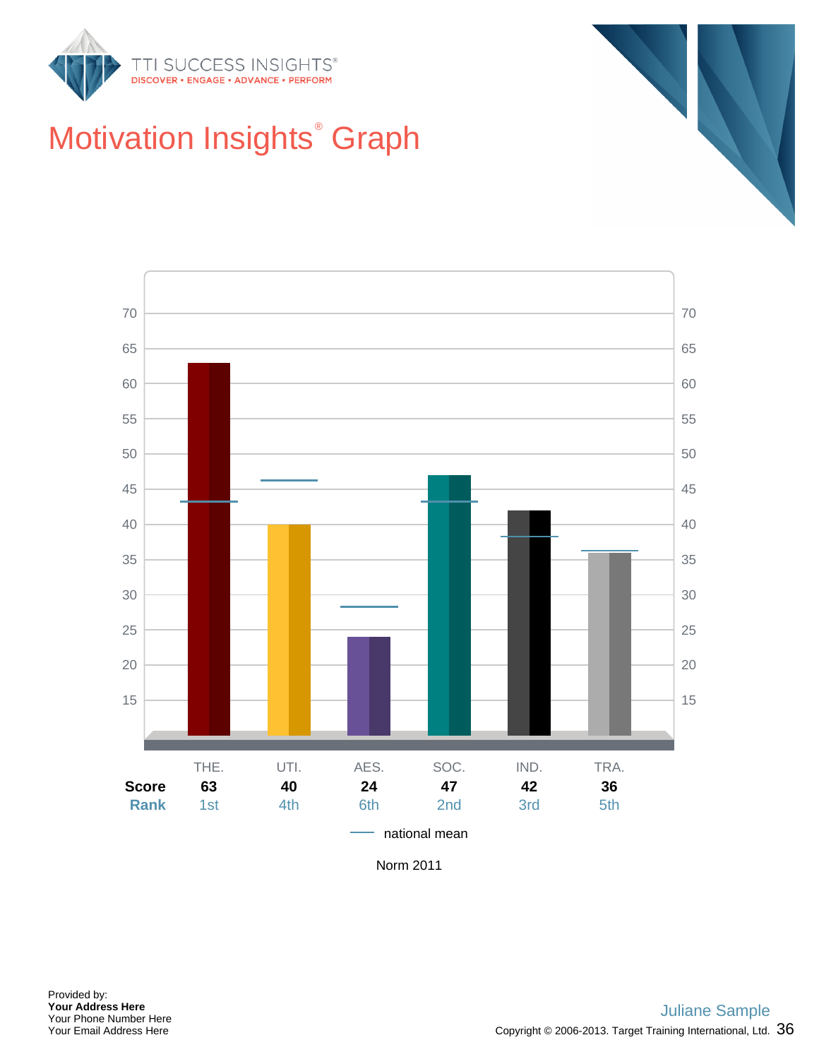# Motivation Insights® Graph

|  | THE. | UTI. | AES. | SOC. | IND. | TRA. |
|---|---|---|---|---|---|---|
| **Score** | **63** | **40** | **24** | **47** | **42** | **36** |
| **Rank** | 1st | 4th | 6th | 2nd | 3rd | 5th |

— national mean

Norm 2011

Provided by:
**Your Address Here**
Your Phone Number Here
Your Email Address Here

Juliane Sample

Copyright © 2006-2013. Target Training International, Ltd.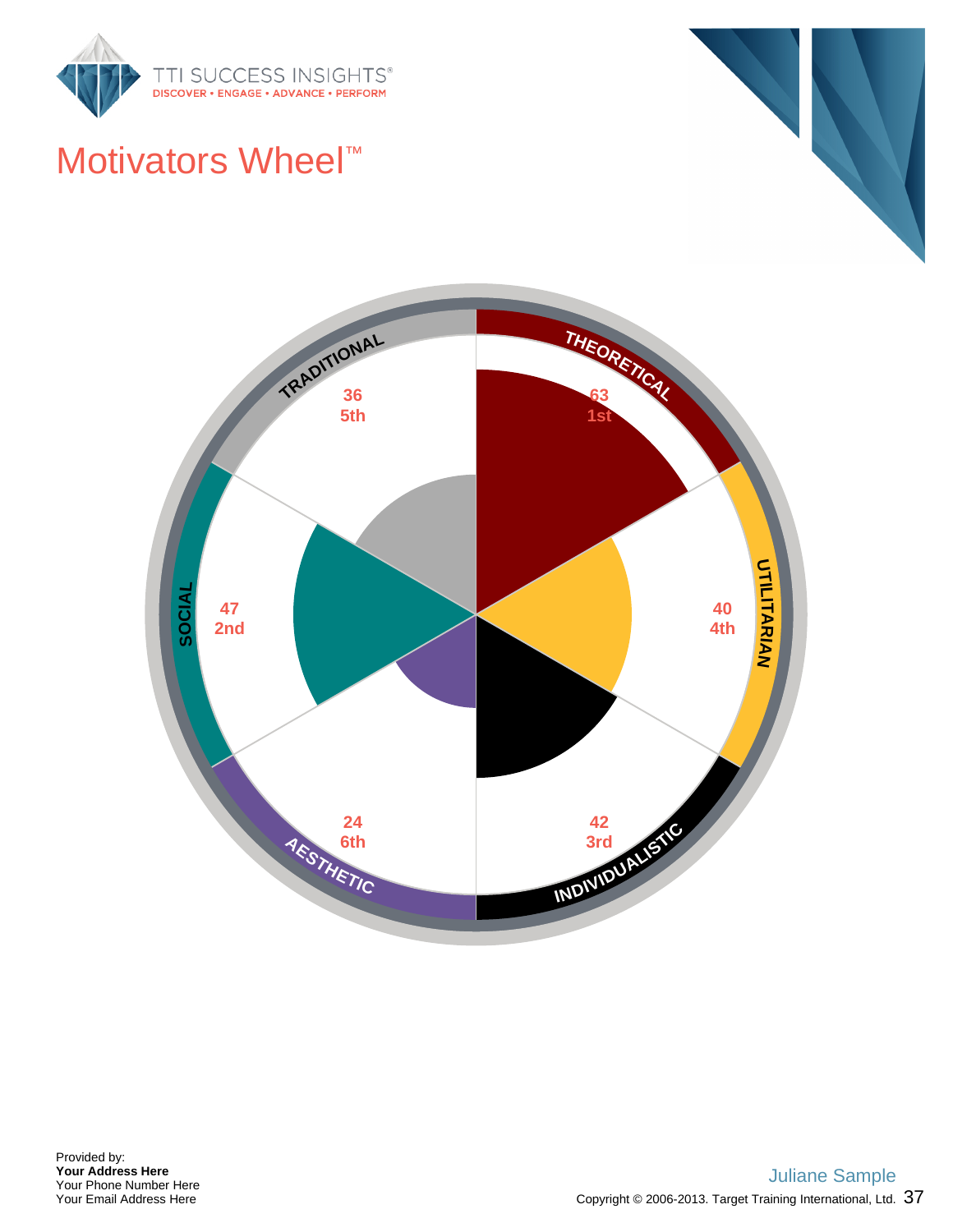# Motivators Wheel™

| Motivator | Score | Rank |
|---|---|---|
| THEORETICAL | 63 | 1st |
| UTILITARIAN | 40 | 4th |
| INDIVIDUALISTIC | 42 | 3rd |
| AESTHETIC | 24 | 6th |
| SOCIAL | 47 | 2nd |
| TRADITIONAL | 36 | 5th |

Provided by:
**Your Address Here**
Your Phone Number Here
Your Email Address Here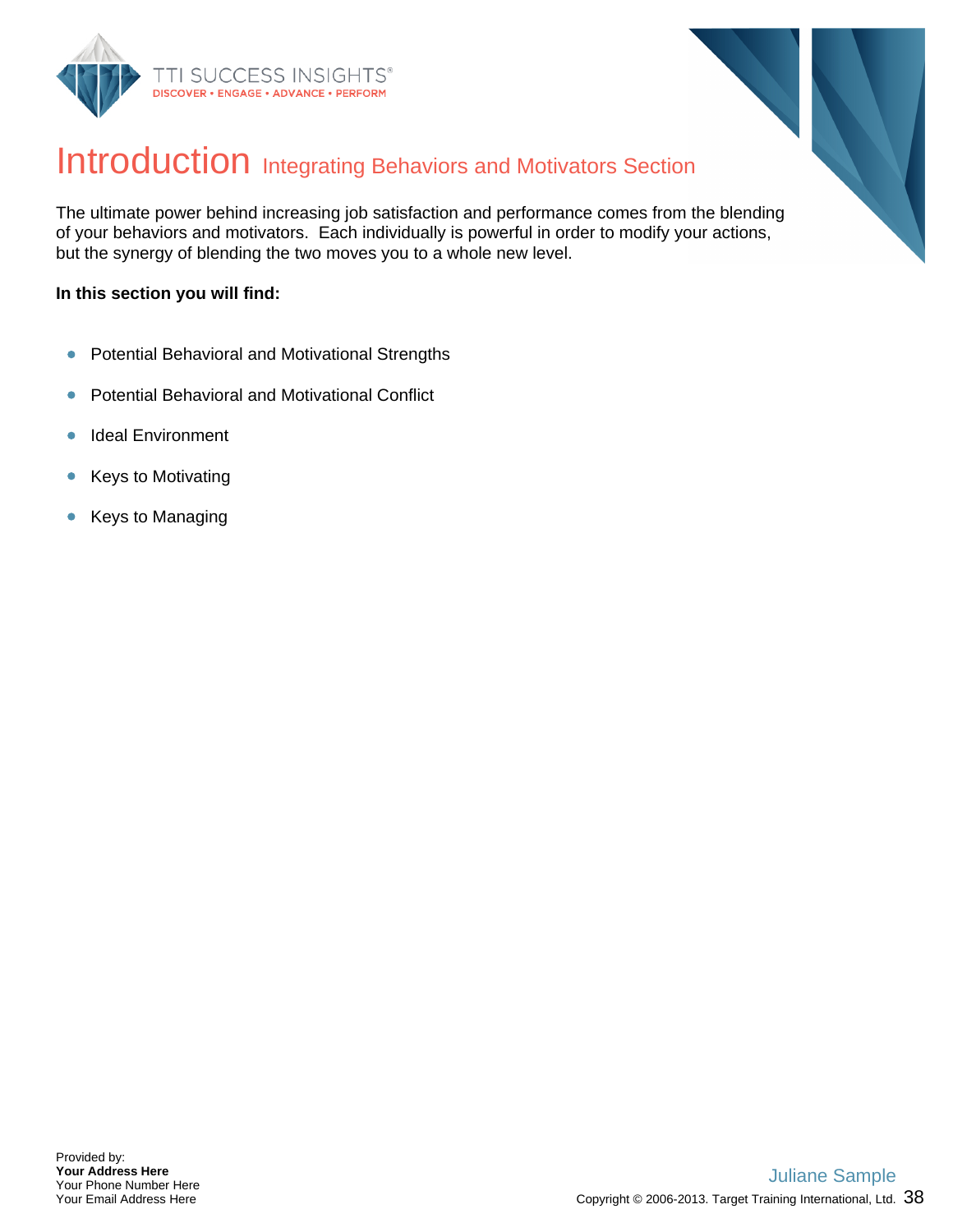# Introduction Integrating Behaviors and Motivators Section

The ultimate power behind increasing job satisfaction and performance comes from the blending of your behaviors and motivators. Each individually is powerful in order to modify your actions, but the synergy of blending the two moves you to a whole new level.

**In this section you will find:**

- Potential Behavioral and Motivational Strengths
- Potential Behavioral and Motivational Conflict
- Ideal Environment
- Keys to Motivating
- Keys to Managing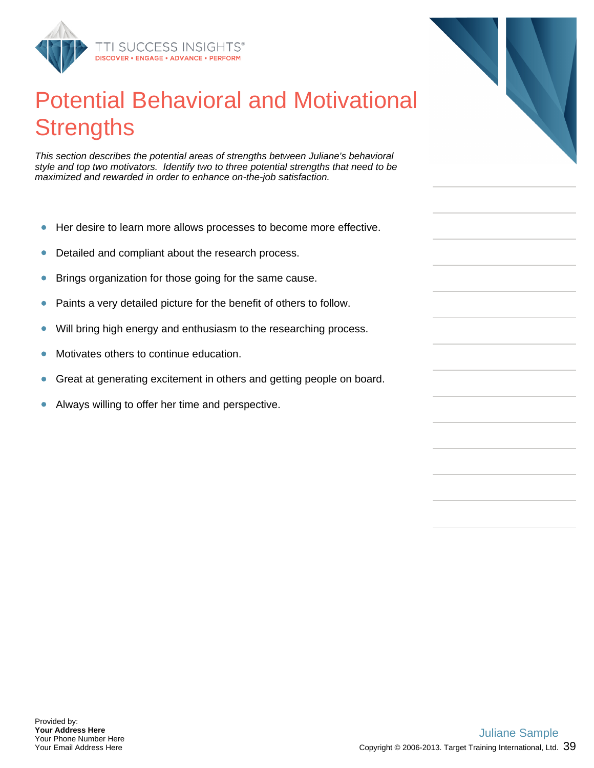# Potential Behavioral and Motivational Strengths

*This section describes the potential areas of strengths between Juliane's behavioral style and top two motivators. Identify two to three potential strengths that need to be maximized and rewarded in order to enhance on-the-job satisfaction.*

- Her desire to learn more allows processes to become more effective.
- Detailed and compliant about the research process.
- Brings organization for those going for the same cause.
- Paints a very detailed picture for the benefit of others to follow.
- Will bring high energy and enthusiasm to the researching process.
- Motivates others to continue education.
- Great at generating excitement in others and getting people on board.
- Always willing to offer her time and perspective.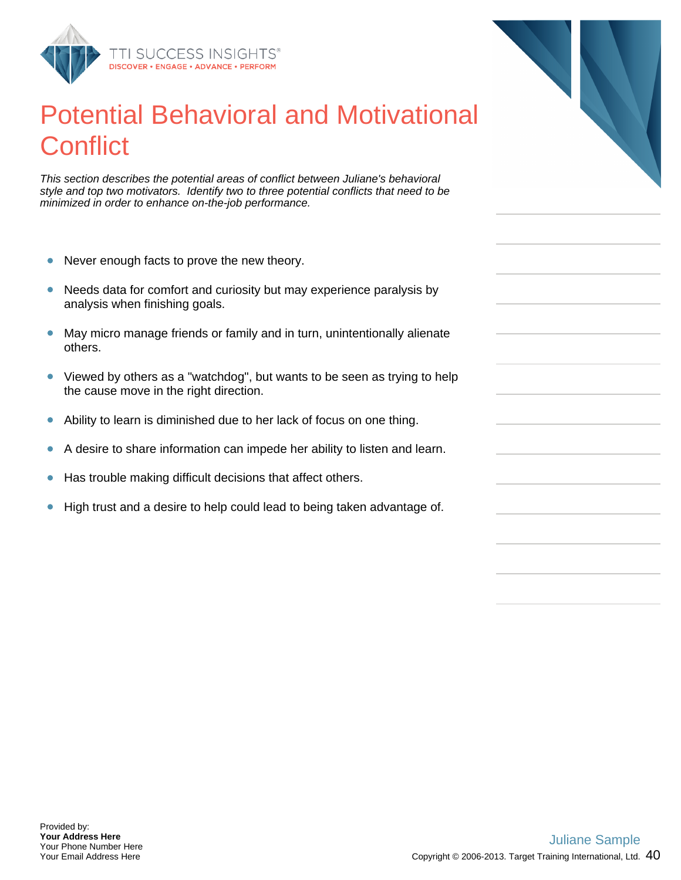# Potential Behavioral and Motivational Conflict

*This section describes the potential areas of conflict between Juliane's behavioral style and top two motivators. Identify two to three potential conflicts that need to be minimized in order to enhance on-the-job performance.*

- Never enough facts to prove the new theory.
- Needs data for comfort and curiosity but may experience paralysis by analysis when finishing goals.
- May micro manage friends or family and in turn, unintentionally alienate others.
- Viewed by others as a "watchdog", but wants to be seen as trying to help the cause move in the right direction.
- Ability to learn is diminished due to her lack of focus on one thing.
- A desire to share information can impede her ability to listen and learn.
- Has trouble making difficult decisions that affect others.
- High trust and a desire to help could lead to being taken advantage of.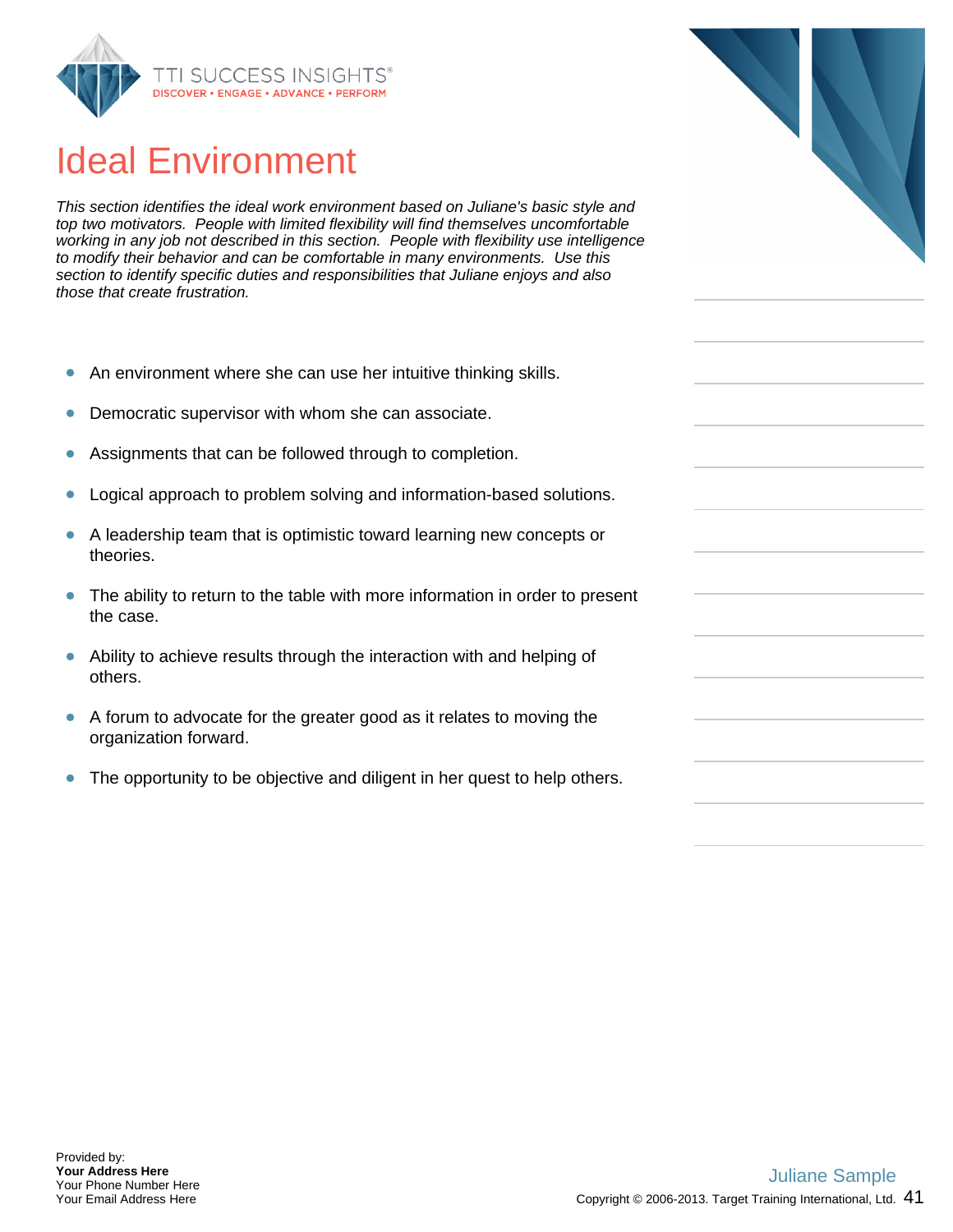# Ideal Environment

*This section identifies the ideal work environment based on Juliane's basic style and top two motivators. People with limited flexibility will find themselves uncomfortable working in any job not described in this section. People with flexibility use intelligence to modify their behavior and can be comfortable in many environments. Use this section to identify specific duties and responsibilities that Juliane enjoys and also those that create frustration.*

- An environment where she can use her intuitive thinking skills.
- Democratic supervisor with whom she can associate.
- Assignments that can be followed through to completion.
- Logical approach to problem solving and information-based solutions.
- A leadership team that is optimistic toward learning new concepts or theories.
- The ability to return to the table with more information in order to present the case.
- Ability to achieve results through the interaction with and helping of others.
- A forum to advocate for the greater good as it relates to moving the organization forward.
- The opportunity to be objective and diligent in her quest to help others.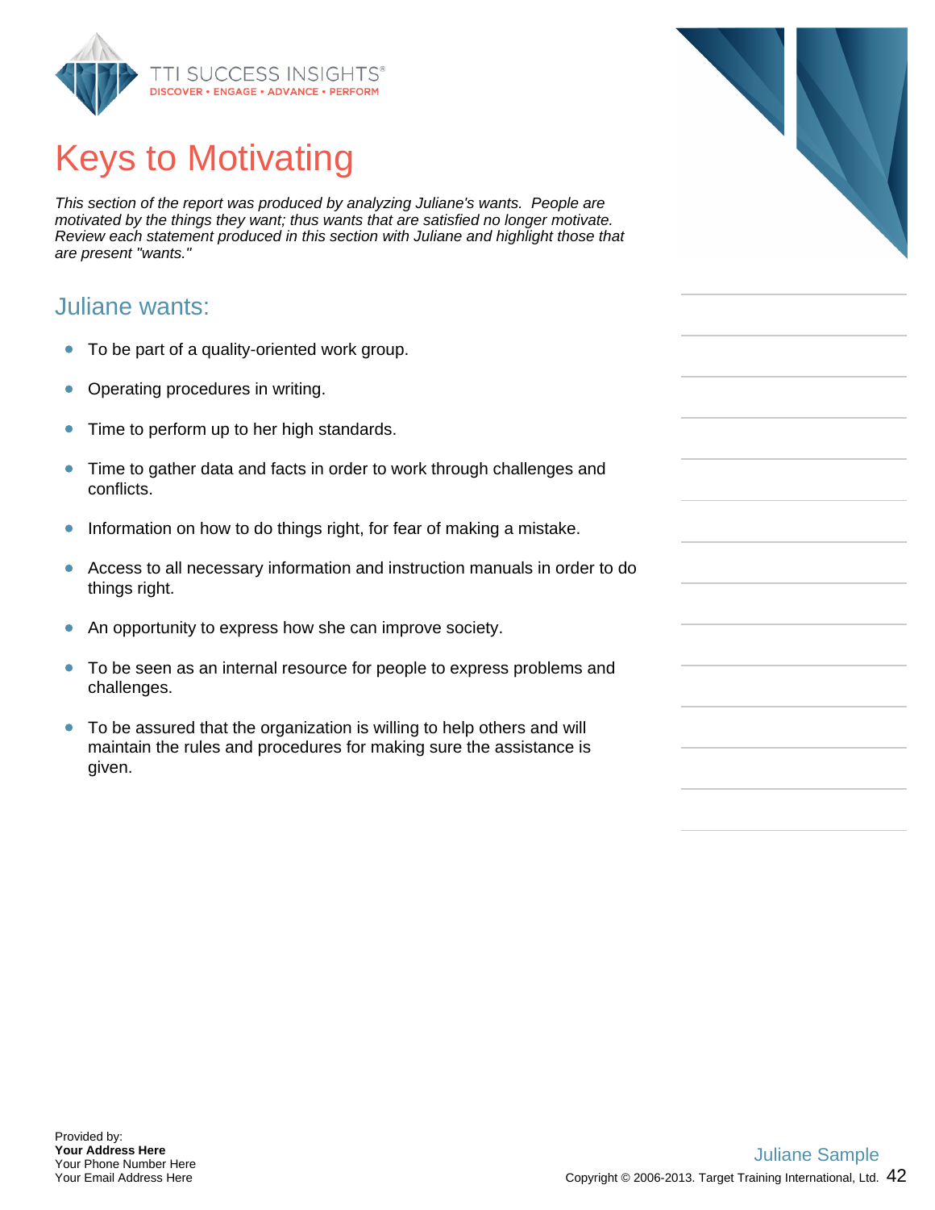# Keys to Motivating

*This section of the report was produced by analyzing Juliane's wants. People are motivated by the things they want; thus wants that are satisfied no longer motivate. Review each statement produced in this section with Juliane and highlight those that are present "wants."*

## Juliane wants:

- To be part of a quality-oriented work group.
- Operating procedures in writing.
- Time to perform up to her high standards.
- Time to gather data and facts in order to work through challenges and conflicts.
- Information on how to do things right, for fear of making a mistake.
- Access to all necessary information and instruction manuals in order to do things right.
- An opportunity to express how she can improve society.
- To be seen as an internal resource for people to express problems and challenges.
- To be assured that the organization is willing to help others and will maintain the rules and procedures for making sure the assistance is given.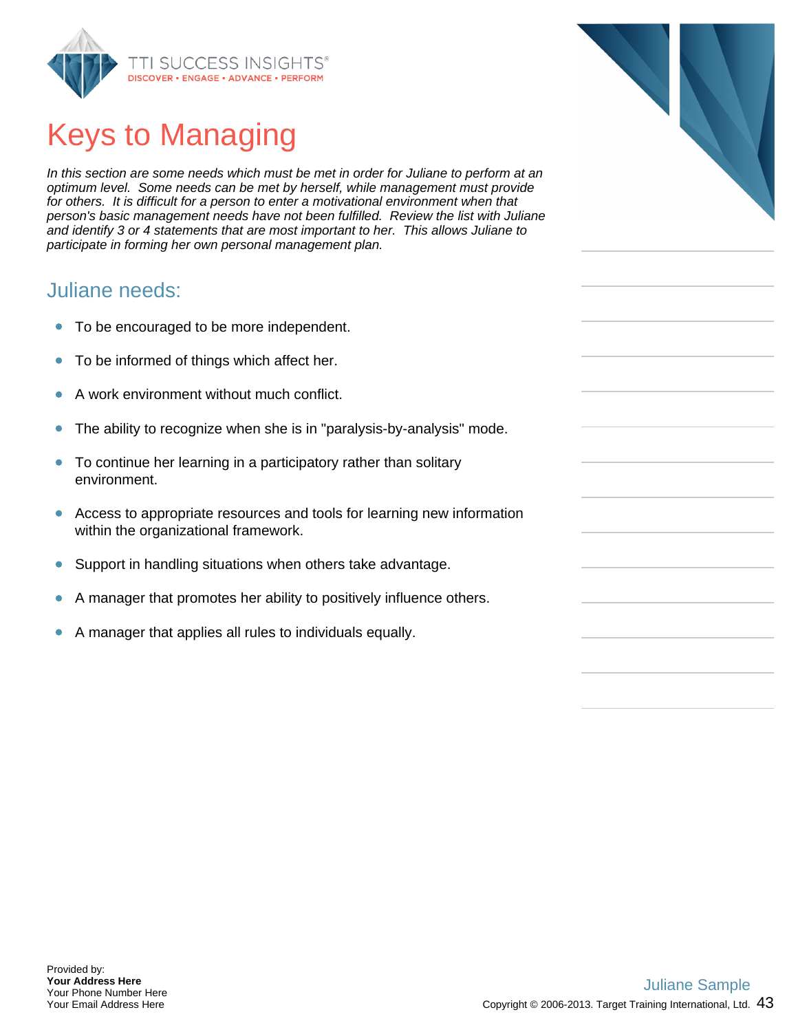# Keys to Managing

*In this section are some needs which must be met in order for Juliane to perform at an optimum level. Some needs can be met by herself, while management must provide for others. It is difficult for a person to enter a motivational environment when that person's basic management needs have not been fulfilled. Review the list with Juliane and identify 3 or 4 statements that are most important to her. This allows Juliane to participate in forming her own personal management plan.*

## Juliane needs:

- To be encouraged to be more independent.
- To be informed of things which affect her.
- A work environment without much conflict.
- The ability to recognize when she is in "paralysis-by-analysis" mode.
- To continue her learning in a participatory rather than solitary environment.
- Access to appropriate resources and tools for learning new information within the organizational framework.
- Support in handling situations when others take advantage.
- A manager that promotes her ability to positively influence others.
- A manager that applies all rules to individuals equally.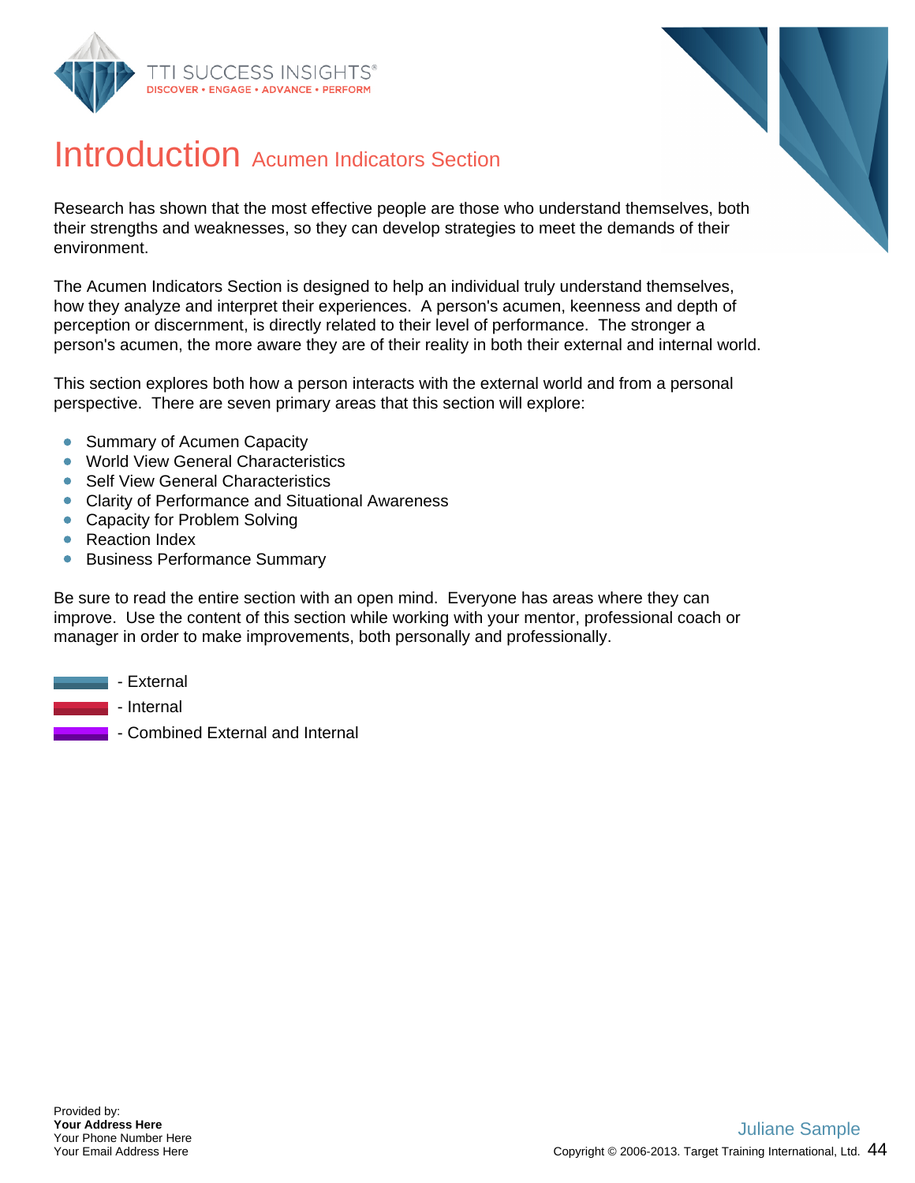# Introduction Acumen Indicators Section

Research has shown that the most effective people are those who understand themselves, both their strengths and weaknesses, so they can develop strategies to meet the demands of their environment.

The Acumen Indicators Section is designed to help an individual truly understand themselves, how they analyze and interpret their experiences. A person's acumen, keenness and depth of perception or discernment, is directly related to their level of performance. The stronger a person's acumen, the more aware they are of their reality in both their external and internal world.

This section explores both how a person interacts with the external world and from a personal perspective. There are seven primary areas that this section will explore:

- Summary of Acumen Capacity
- World View General Characteristics
- Self View General Characteristics
- Clarity of Performance and Situational Awareness
- Capacity for Problem Solving
- Reaction Index
- Business Performance Summary

Be sure to read the entire section with an open mind. Everyone has areas where they can improve. Use the content of this section while working with your mentor, professional coach or manager in order to make improvements, both personally and professionally.

- External
- Internal
- Combined External and Internal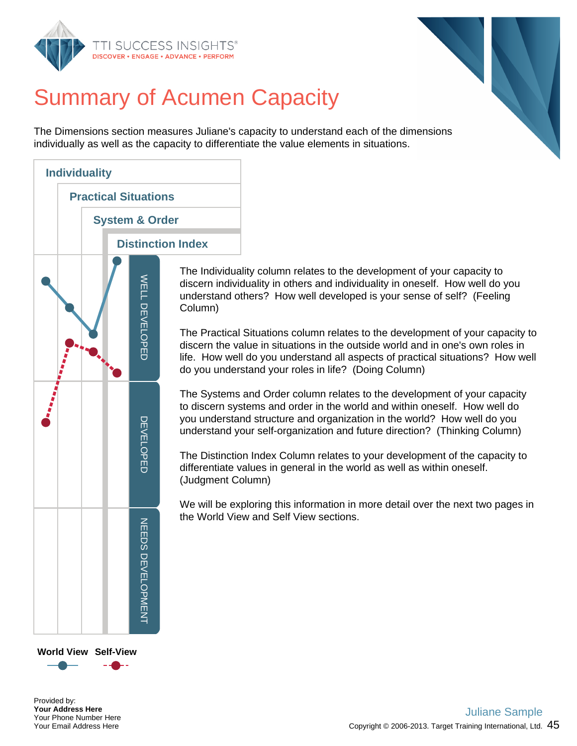# Summary of Acumen Capacity

The Dimensions section measures Juliane's capacity to understand each of the dimensions individually as well as the capacity to differentiate the value elements in situations.

**Individuality**

**Practical Situations**

**System & Order**

**Distinction Index**

WELL DEVELOPED

DEVELOPED

NEEDS DEVELOPMENT

**World View** **Self-View**

The Individuality column relates to the development of your capacity to discern individuality in others and individuality in oneself. How well do you understand others? How well developed is your sense of self? (Feeling Column)

The Practical Situations column relates to the development of your capacity to discern the value in situations in the outside world and in one's own roles in life. How well do you understand all aspects of practical situations? How well do you understand your roles in life? (Doing Column)

The Systems and Order column relates to the development of your capacity to discern systems and order in the world and within oneself. How well do you understand structure and organization in the world? How well do you understand your self-organization and future direction? (Thinking Column)

The Distinction Index Column relates to your development of the capacity to differentiate values in general in the world as well as within oneself. (Judgment Column)

We will be exploring this information in more detail over the next two pages in the World View and Self View sections.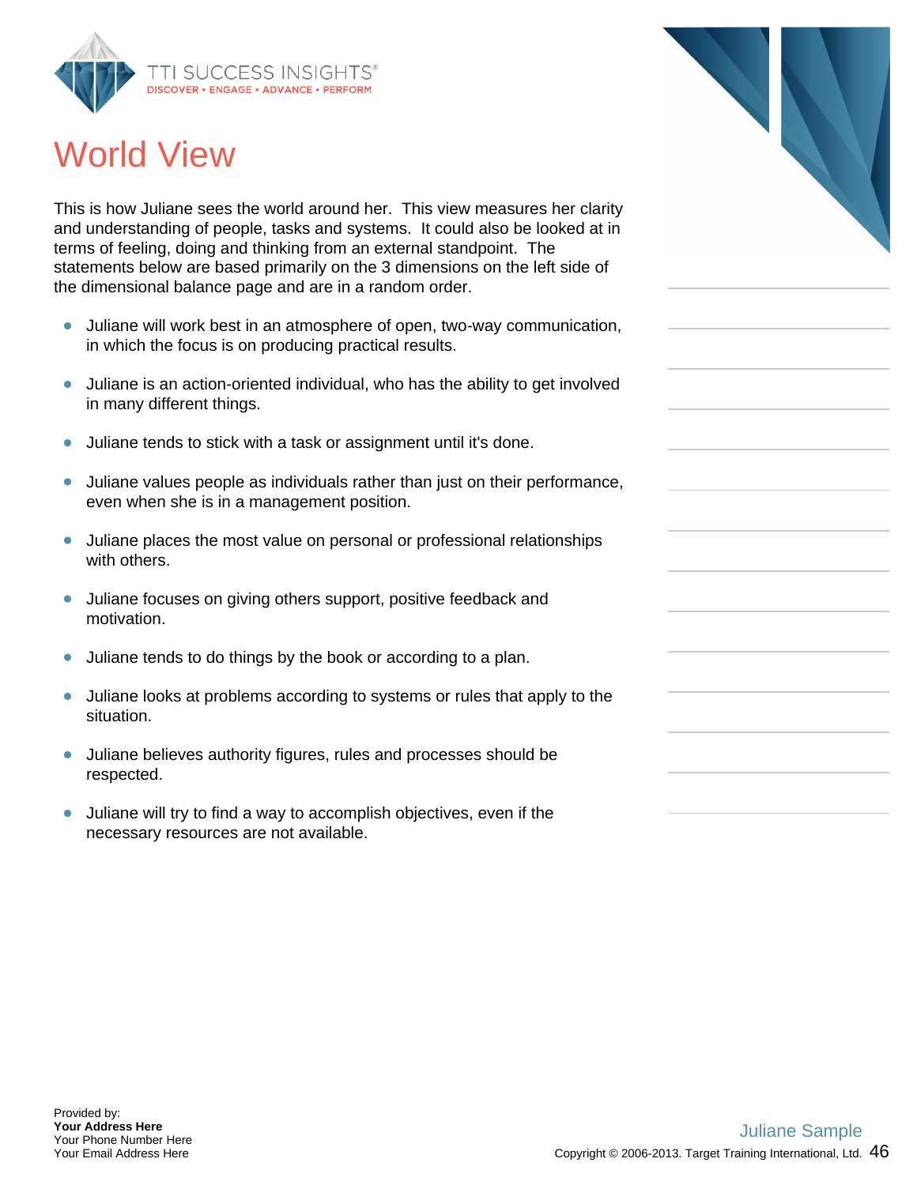# World View

This is how Juliane sees the world around her. This view measures her clarity and understanding of people, tasks and systems. It could also be looked at in terms of feeling, doing and thinking from an external standpoint. The statements below are based primarily on the 3 dimensions on the left side of the dimensional balance page and are in a random order.

- Juliane will work best in an atmosphere of open, two-way communication, in which the focus is on producing practical results.
- Juliane is an action-oriented individual, who has the ability to get involved in many different things.
- Juliane tends to stick with a task or assignment until it's done.
- Juliane values people as individuals rather than just on their performance, even when she is in a management position.
- Juliane places the most value on personal or professional relationships with others.
- Juliane focuses on giving others support, positive feedback and motivation.
- Juliane tends to do things by the book or according to a plan.
- Juliane looks at problems according to systems or rules that apply to the situation.
- Juliane believes authority figures, rules and processes should be respected.
- Juliane will try to find a way to accomplish objectives, even if the necessary resources are not available.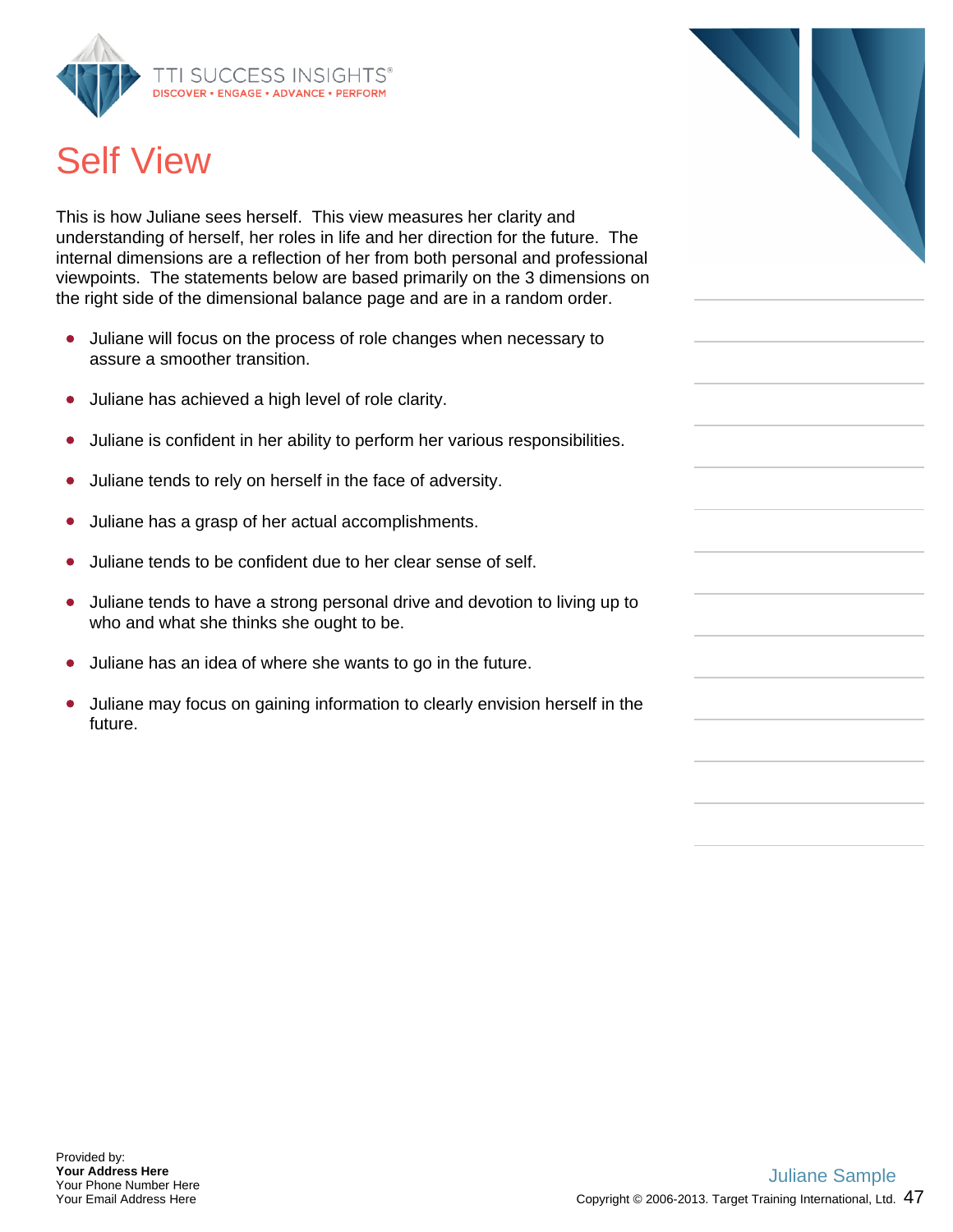# Self View

This is how Juliane sees herself. This view measures her clarity and understanding of herself, her roles in life and her direction for the future. The internal dimensions are a reflection of her from both personal and professional viewpoints. The statements below are based primarily on the 3 dimensions on the right side of the dimensional balance page and are in a random order.

- Juliane will focus on the process of role changes when necessary to assure a smoother transition.
- Juliane has achieved a high level of role clarity.
- Juliane is confident in her ability to perform her various responsibilities.
- Juliane tends to rely on herself in the face of adversity.
- Juliane has a grasp of her actual accomplishments.
- Juliane tends to be confident due to her clear sense of self.
- Juliane tends to have a strong personal drive and devotion to living up to who and what she thinks she ought to be.
- Juliane has an idea of where she wants to go in the future.
- Juliane may focus on gaining information to clearly envision herself in the future.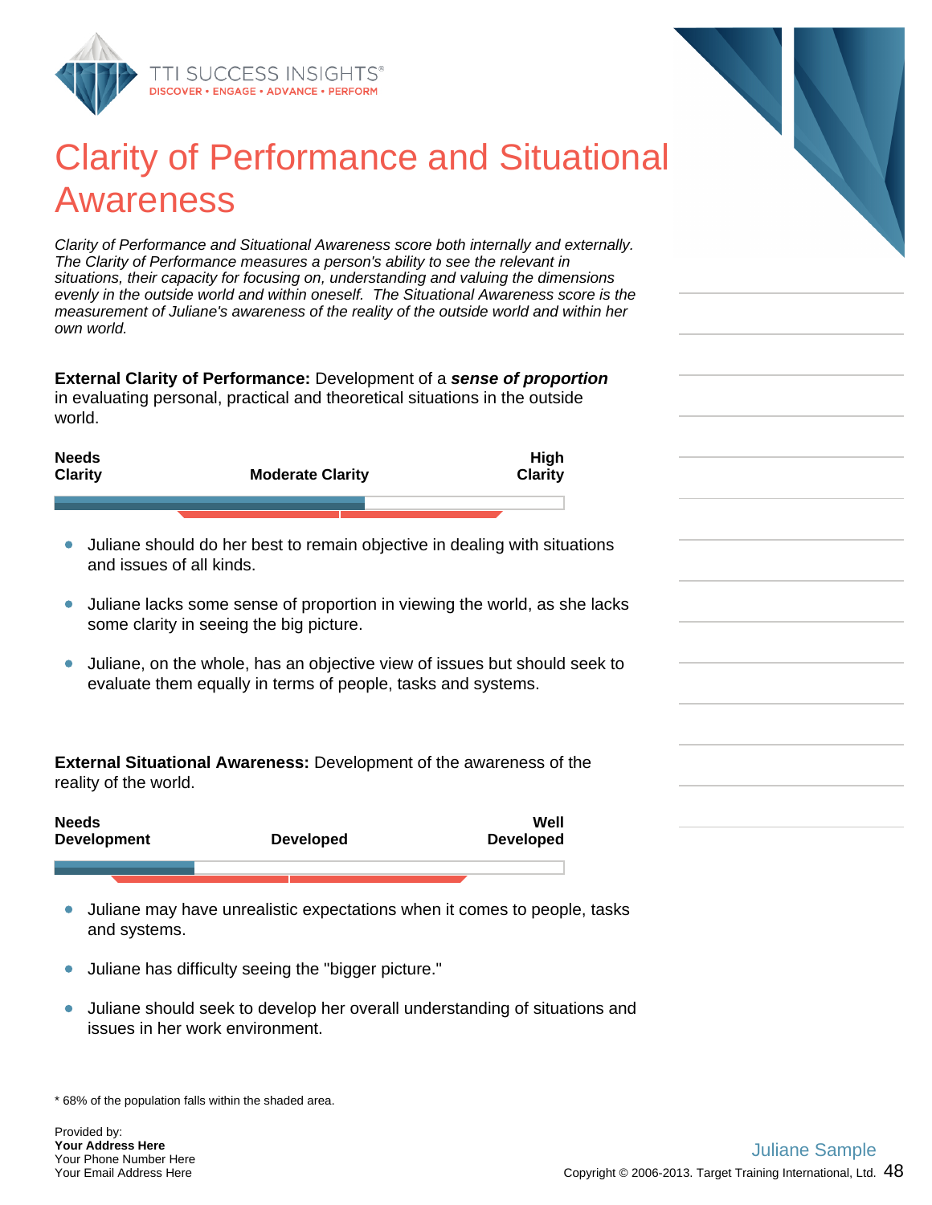# Clarity of Performance and Situational Awareness

*Clarity of Performance and Situational Awareness score both internally and externally. The Clarity of Performance measures a person's ability to see the relevant in situations, their capacity for focusing on, understanding and valuing the dimensions evenly in the outside world and within oneself. The Situational Awareness score is the measurement of Juliane's awareness of the reality of the outside world and within her own world.*

**External Clarity of Performance:** Development of a ***sense of proportion*** in evaluating personal, practical and theoretical situations in the outside world.

| Needs Clarity | Moderate Clarity | High Clarity |
|---|---|---|

- Juliane should do her best to remain objective in dealing with situations and issues of all kinds.
- Juliane lacks some sense of proportion in viewing the world, as she lacks some clarity in seeing the big picture.
- Juliane, on the whole, has an objective view of issues but should seek to evaluate them equally in terms of people, tasks and systems.

**External Situational Awareness:** Development of the awareness of the reality of the world.

| Needs Development | Developed | Well Developed |
|---|---|---|

- Juliane may have unrealistic expectations when it comes to people, tasks and systems.
- Juliane has difficulty seeing the "bigger picture."
- Juliane should seek to develop her overall understanding of situations and issues in her work environment.

\* 68% of the population falls within the shaded area.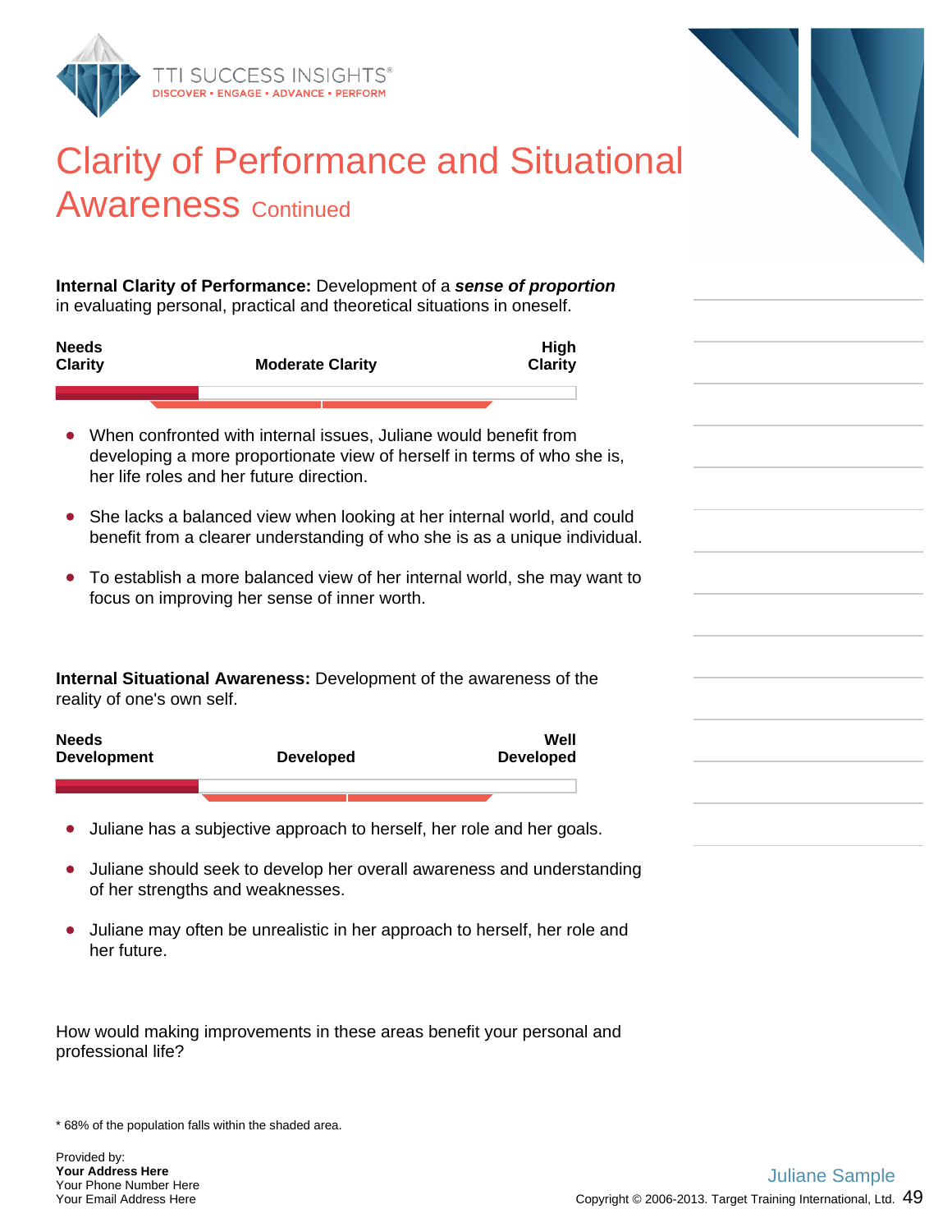# Clarity of Performance and Situational Awareness Continued

**Internal Clarity of Performance:** Development of a ***sense of proportion*** in evaluating personal, practical and theoretical situations in oneself.

| Needs Clarity | Moderate Clarity | High Clarity |
|---|---|---|

- When confronted with internal issues, Juliane would benefit from developing a more proportionate view of herself in terms of who she is, her life roles and her future direction.
- She lacks a balanced view when looking at her internal world, and could benefit from a clearer understanding of who she is as a unique individual.
- To establish a more balanced view of her internal world, she may want to focus on improving her sense of inner worth.

**Internal Situational Awareness:** Development of the awareness of the reality of one's own self.

| Needs Development | Developed | Well Developed |
|---|---|---|

- Juliane has a subjective approach to herself, her role and her goals.
- Juliane should seek to develop her overall awareness and understanding of her strengths and weaknesses.
- Juliane may often be unrealistic in her approach to herself, her role and her future.

How would making improvements in these areas benefit your personal and professional life?

\* 68% of the population falls within the shaded area.

Provided by:
**Your Address Here**
Your Phone Number Here
Your Email Address Here

Juliane Sample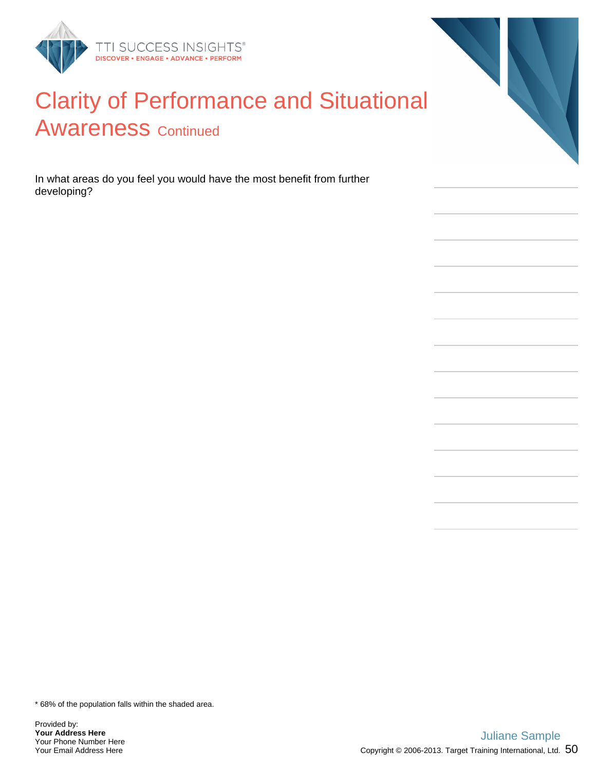# Clarity of Performance and Situational Awareness Continued

In what areas do you feel you would have the most benefit from further developing?

* 68% of the population falls within the shaded area.

Provided by:
**Your Address Here**
Your Phone Number Here
Your Email Address Here

Juliane Sample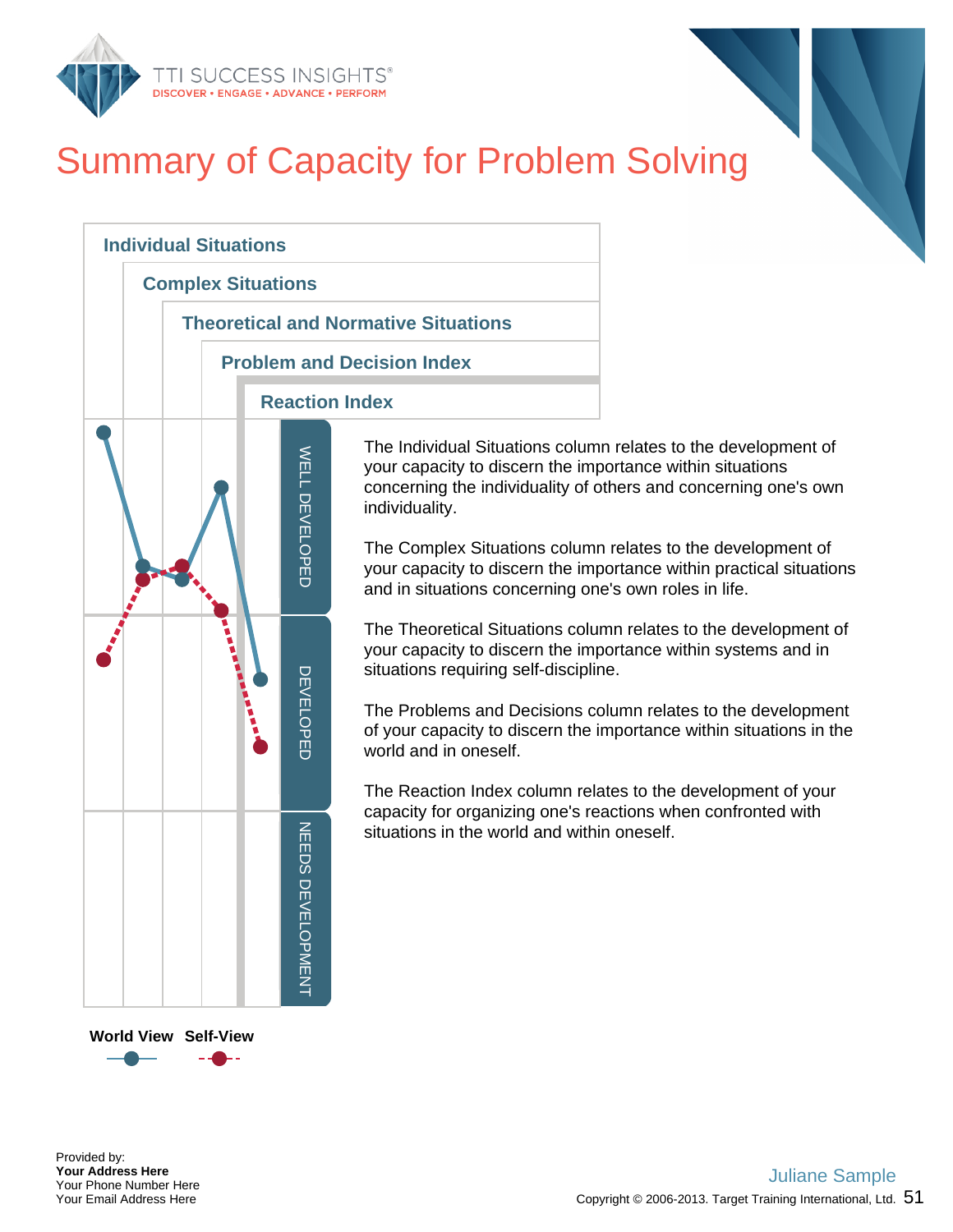# Summary of Capacity for Problem Solving

**Individual Situations**

**Complex Situations**

**Theoretical and Normative Situations**

**Problem and Decision Index**

**Reaction Index**

WELL DEVELOPED

DEVELOPED

NEEDS DEVELOPMENT

**World View** **Self-View**

The Individual Situations column relates to the development of your capacity to discern the importance within situations concerning the individuality of others and concerning one's own individuality.

The Complex Situations column relates to the development of your capacity to discern the importance within practical situations and in situations concerning one's own roles in life.

The Theoretical Situations column relates to the development of your capacity to discern the importance within systems and in situations requiring self-discipline.

The Problems and Decisions column relates to the development of your capacity to discern the importance within situations in the world and in oneself.

The Reaction Index column relates to the development of your capacity for organizing one's reactions when confronted with situations in the world and within oneself.

Provided by:
**Your Address Here**
Your Phone Number Here
Your Email Address Here

Juliane Sample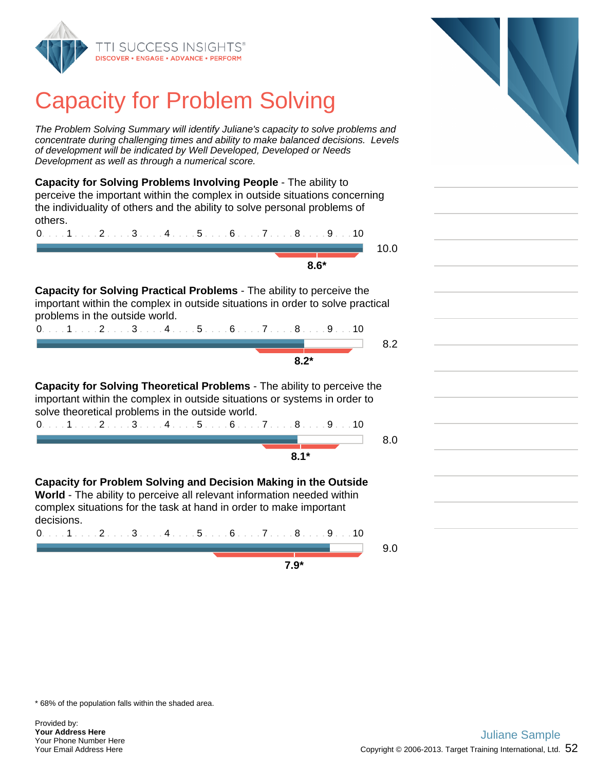# Capacity for Problem Solving

*The Problem Solving Summary will identify Juliane's capacity to solve problems and concentrate during challenging times and ability to make balanced decisions. Levels of development will be indicated by Well Developed, Developed or Needs Development as well as through a numerical score.*

**Capacity for Solving Problems Involving People** - The ability to perceive the important within the complex in outside situations concerning the individuality of others and the ability to solve personal problems of others.

0 . . . 1 . . . 2 . . . 3 . . . 4 . . . 5 . . . 6 . . . 7 . . . 8 . . . 9 . . . 10

10.0

**8.6***

**Capacity for Solving Practical Problems** - The ability to perceive the important within the complex in outside situations in order to solve practical problems in the outside world.

0 . . . 1 . . . 2 . . . 3 . . . 4 . . . 5 . . . 6 . . . 7 . . . 8 . . . 9 . . . 10

8.2

**8.2***

**Capacity for Solving Theoretical Problems** - The ability to perceive the important within the complex in outside situations or systems in order to solve theoretical problems in the outside world.

0 . . . 1 . . . 2 . . . 3 . . . 4 . . . 5 . . . 6 . . . 7 . . . 8 . . . 9 . . . 10

8.0

**8.1***

**Capacity for Problem Solving and Decision Making in the Outside World** - The ability to perceive all relevant information needed within complex situations for the task at hand in order to make important decisions.

0 . . . 1 . . . 2 . . . 3 . . . 4 . . . 5 . . . 6 . . . 7 . . . 8 . . . 9 . . . 10

9.0

**7.9***

* 68% of the population falls within the shaded area.

Provided by:
**Your Address Here**
Your Phone Number Here
Your Email Address Here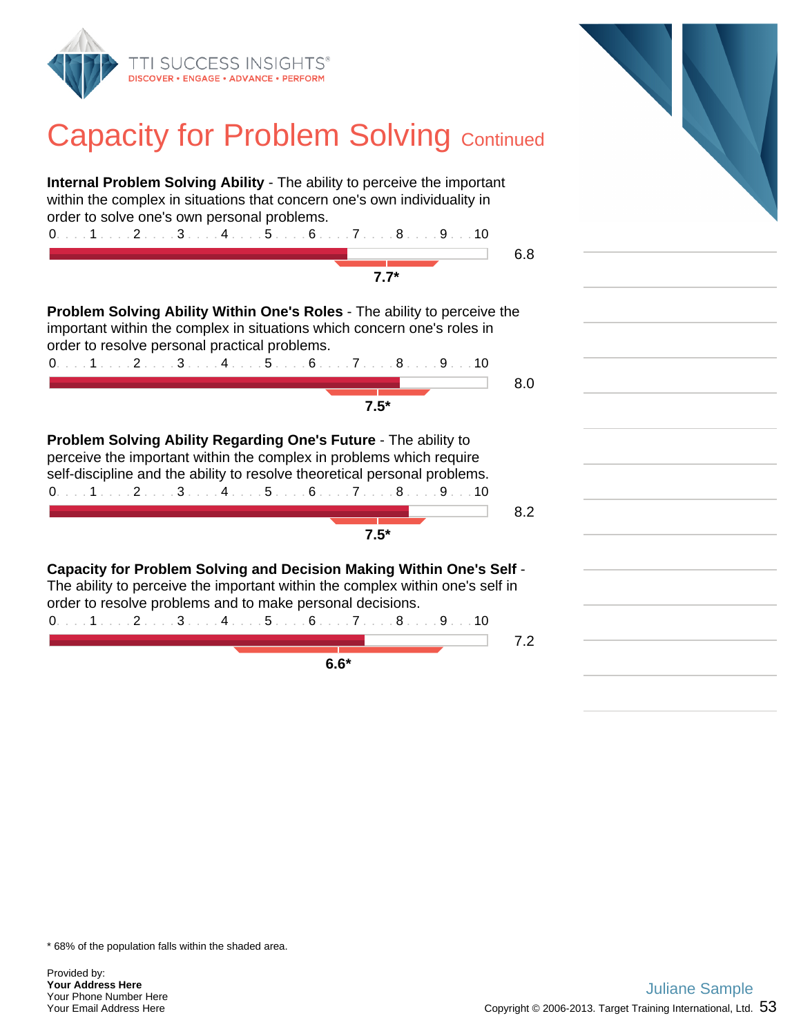# Capacity for Problem Solving Continued

**Internal Problem Solving Ability** - The ability to perceive the important within the complex in situations that concern one's own individuality in order to solve one's own personal problems.

0 . . . 1 . . . 2 . . . 3 . . . 4 . . . 5 . . . 6 . . . 7 . . . 8 . . . 9 . . . 10

6.8

**7.7***

**Problem Solving Ability Within One's Roles** - The ability to perceive the important within the complex in situations which concern one's roles in order to resolve personal practical problems.

0 . . . 1 . . . 2 . . . 3 . . . 4 . . . 5 . . . 6 . . . 7 . . . 8 . . . 9 . . . 10

8.0

**7.5***

**Problem Solving Ability Regarding One's Future** - The ability to perceive the important within the complex in problems which require self-discipline and the ability to resolve theoretical personal problems.

0 . . . 1 . . . 2 . . . 3 . . . 4 . . . 5 . . . 6 . . . 7 . . . 8 . . . 9 . . . 10

8.2

**7.5***

**Capacity for Problem Solving and Decision Making Within One's Self** - The ability to perceive the important within the complex within one's self in order to resolve problems and to make personal decisions.

0 . . . 1 . . . 2 . . . 3 . . . 4 . . . 5 . . . 6 . . . 7 . . . 8 . . . 9 . . . 10

7.2

**6.6***

* 68% of the population falls within the shaded area.

Provided by:
**Your Address Here**
Your Phone Number Here
Your Email Address Here

Juliane Sample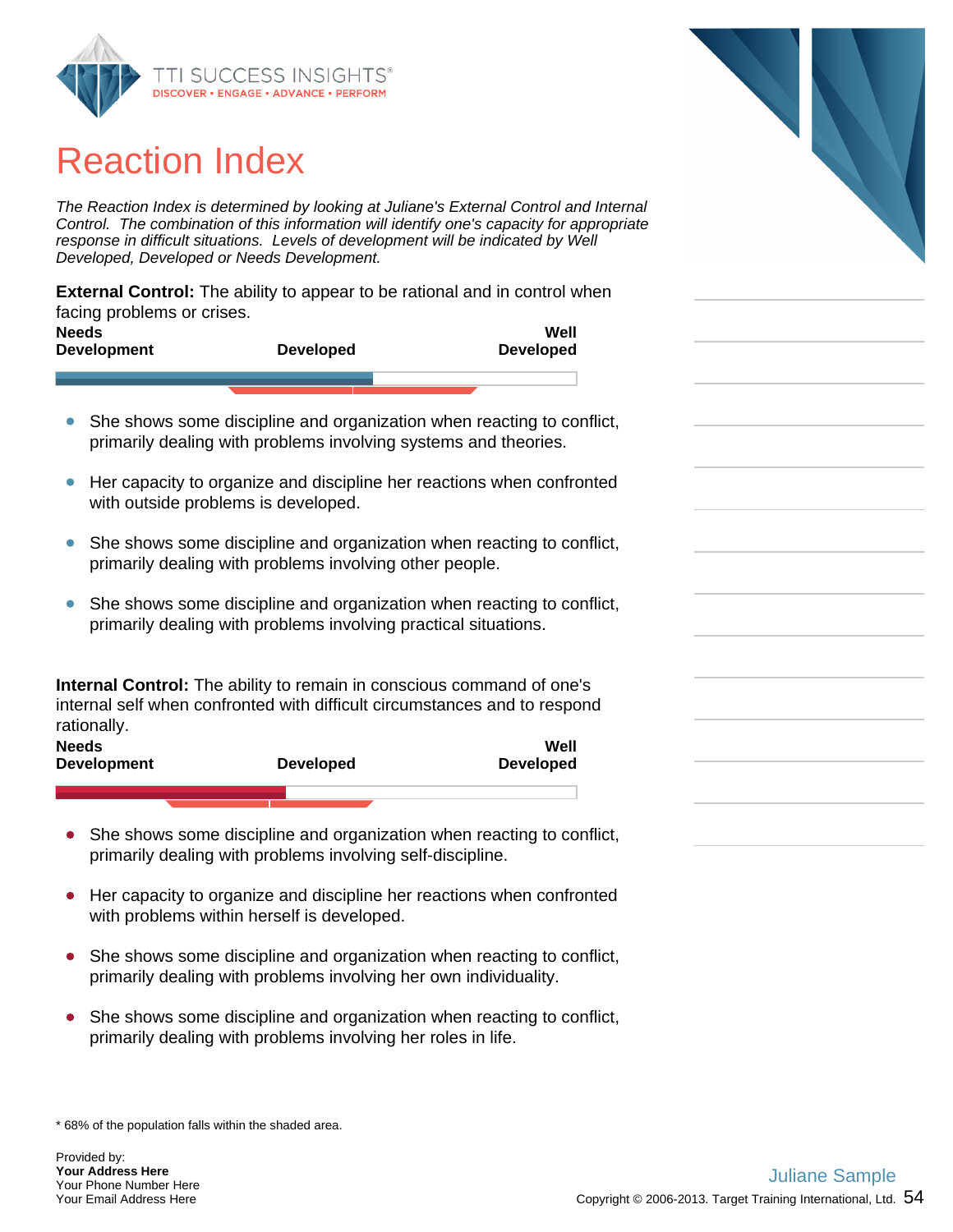# Reaction Index

*The Reaction Index is determined by looking at Juliane's External Control and Internal Control. The combination of this information will identify one's capacity for appropriate response in difficult situations. Levels of development will be indicated by Well Developed, Developed or Needs Development.*

**External Control:** The ability to appear to be rational and in control when facing problems or crises.

| Needs Development | Developed | Well Developed |
|---|---|---|

- She shows some discipline and organization when reacting to conflict, primarily dealing with problems involving systems and theories.
- Her capacity to organize and discipline her reactions when confronted with outside problems is developed.
- She shows some discipline and organization when reacting to conflict, primarily dealing with problems involving other people.
- She shows some discipline and organization when reacting to conflict, primarily dealing with problems involving practical situations.

**Internal Control:** The ability to remain in conscious command of one's internal self when confronted with difficult circumstances and to respond rationally.

| Needs Development | Developed | Well Developed |
|---|---|---|

- She shows some discipline and organization when reacting to conflict, primarily dealing with problems involving self-discipline.
- Her capacity to organize and discipline her reactions when confronted with problems within herself is developed.
- She shows some discipline and organization when reacting to conflict, primarily dealing with problems involving her own individuality.
- She shows some discipline and organization when reacting to conflict, primarily dealing with problems involving her roles in life.

\* 68% of the population falls within the shaded area.

Provided by:
**Your Address Here**
Your Phone Number Here
Your Email Address Here

Juliane Sample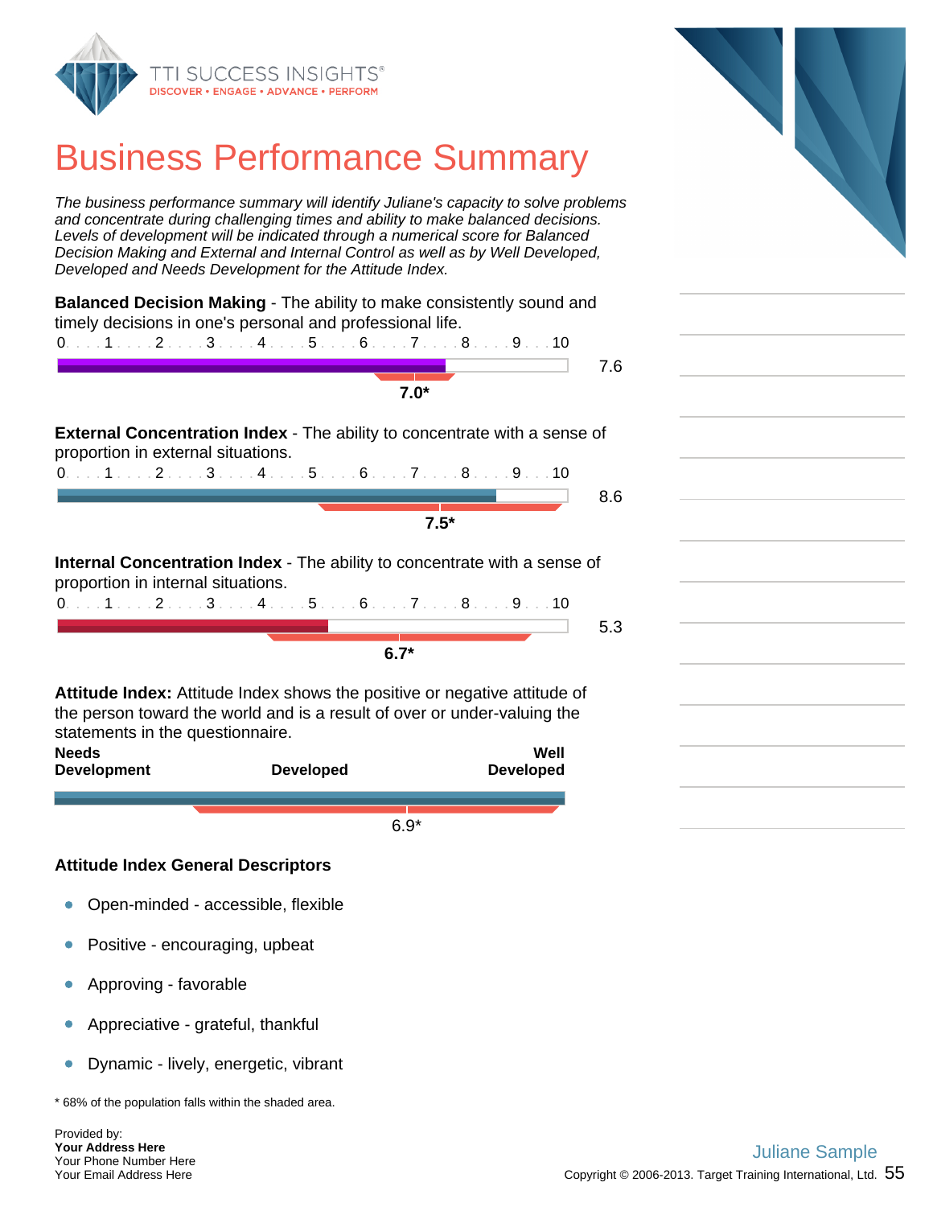# Business Performance Summary

*The business performance summary will identify Juliane's capacity to solve problems and concentrate during challenging times and ability to make balanced decisions. Levels of development will be indicated through a numerical score for Balanced Decision Making and External and Internal Control as well as by Well Developed, Developed and Needs Development for the Attitude Index.*

**Balanced Decision Making** - The ability to make consistently sound and timely decisions in one's personal and professional life.

0 . . . 1 . . . 2 . . . 3 . . . 4 . . . 5 . . . 6 . . . 7 . . . 8 . . . 9 . . . 10

7.6

**7.0***

**External Concentration Index** - The ability to concentrate with a sense of proportion in external situations.

0 . . . 1 . . . 2 . . . 3 . . . 4 . . . 5 . . . 6 . . . 7 . . . 8 . . . 9 . . . 10

8.6

**7.5***

**Internal Concentration Index** - The ability to concentrate with a sense of proportion in internal situations.

0 . . . 1 . . . 2 . . . 3 . . . 4 . . . 5 . . . 6 . . . 7 . . . 8 . . . 9 . . . 10

5.3

**6.7***

**Attitude Index:** Attitude Index shows the positive or negative attitude of the person toward the world and is a result of over or under-valuing the statements in the questionnaire.

**Needs Development** | **Developed** | **Well Developed**

6.9*

### Attitude Index General Descriptors

- Open-minded - accessible, flexible
- Positive - encouraging, upbeat
- Approving - favorable
- Appreciative - grateful, thankful
- Dynamic - lively, energetic, vibrant

\* 68% of the population falls within the shaded area.

Provided by:
**Your Address Here**
Your Phone Number Here
Your Email Address Here

Juliane Sample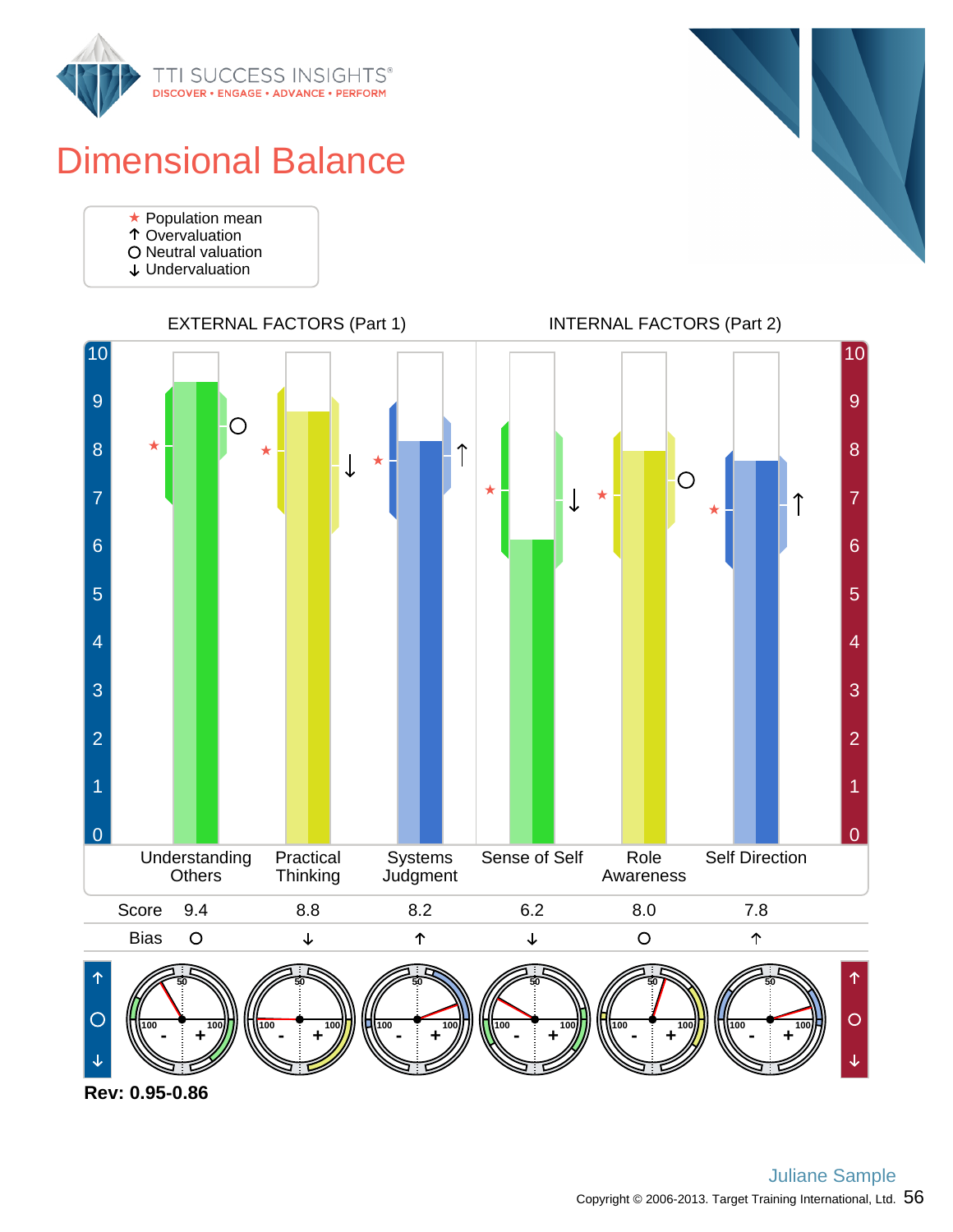# Dimensional Balance

★ Population mean
↑ Overvaluation
O Neutral valuation
↓ Undervaluation

| | EXTERNAL FACTORS (Part 1) | | | INTERNAL FACTORS (Part 2) | | |
|---|---|---|---|---|---|---|
| | Understanding Others | Practical Thinking | Systems Judgment | Sense of Self | Role Awareness | Self Direction |
| Score | 9.4 | 8.8 | 8.2 | 6.2 | 8.0 | 7.8 |
| Bias | O | ↓ | ↑ | ↓ | O | ↑ |

**Rev: 0.95-0.86**

Juliane Sample

Copyright © 2006-2013. Target Training International, Ltd.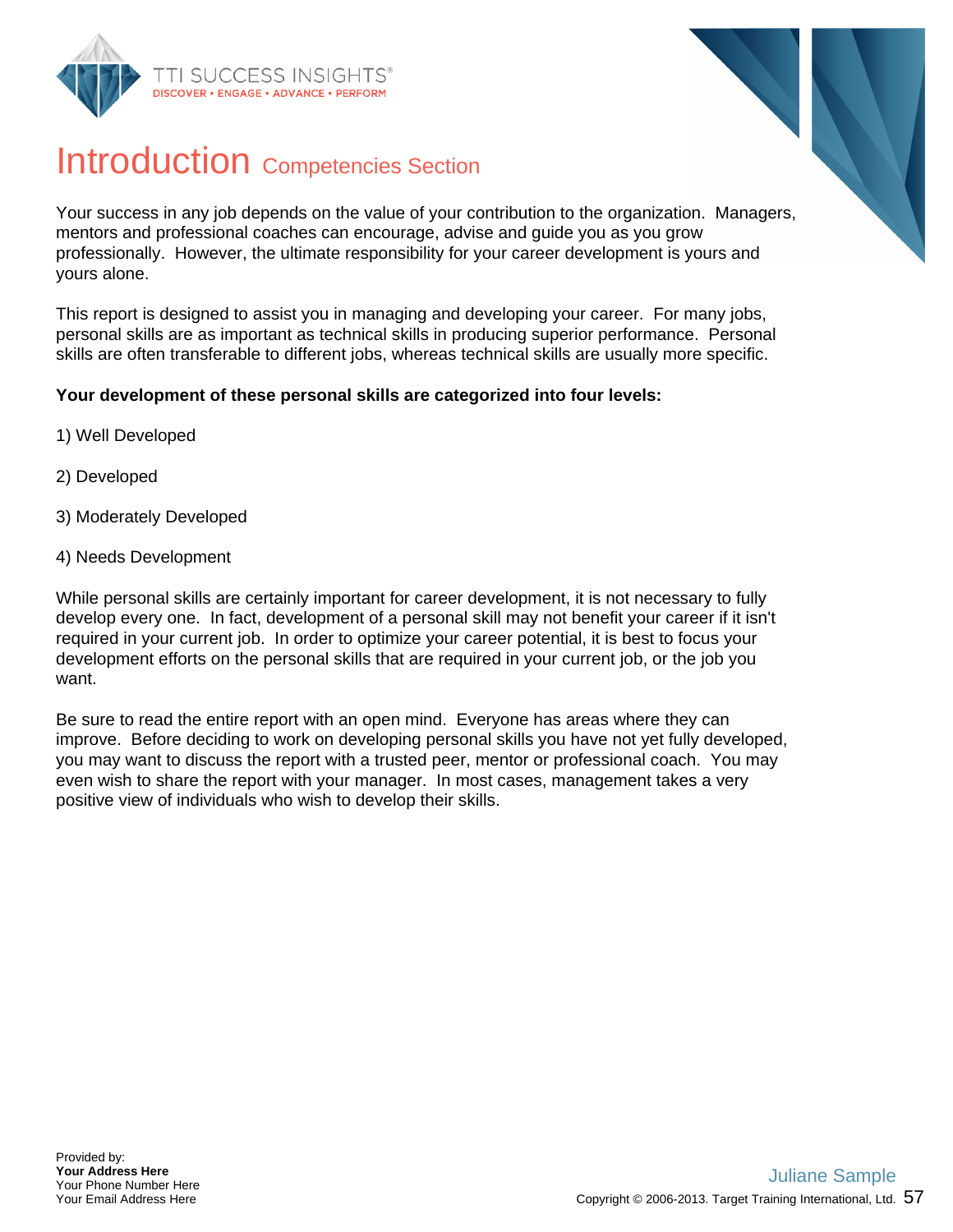# Introduction Competencies Section

Your success in any job depends on the value of your contribution to the organization. Managers, mentors and professional coaches can encourage, advise and guide you as you grow professionally. However, the ultimate responsibility for your career development is yours and yours alone.

This report is designed to assist you in managing and developing your career. For many jobs, personal skills are as important as technical skills in producing superior performance. Personal skills are often transferable to different jobs, whereas technical skills are usually more specific.

**Your development of these personal skills are categorized into four levels:**

1) Well Developed

2) Developed

3) Moderately Developed

4) Needs Development

While personal skills are certainly important for career development, it is not necessary to fully develop every one. In fact, development of a personal skill may not benefit your career if it isn't required in your current job. In order to optimize your career potential, it is best to focus your development efforts on the personal skills that are required in your current job, or the job you want.

Be sure to read the entire report with an open mind. Everyone has areas where they can improve. Before deciding to work on developing personal skills you have not yet fully developed, you may want to discuss the report with a trusted peer, mentor or professional coach. You may even wish to share the report with your manager. In most cases, management takes a very positive view of individuals who wish to develop their skills.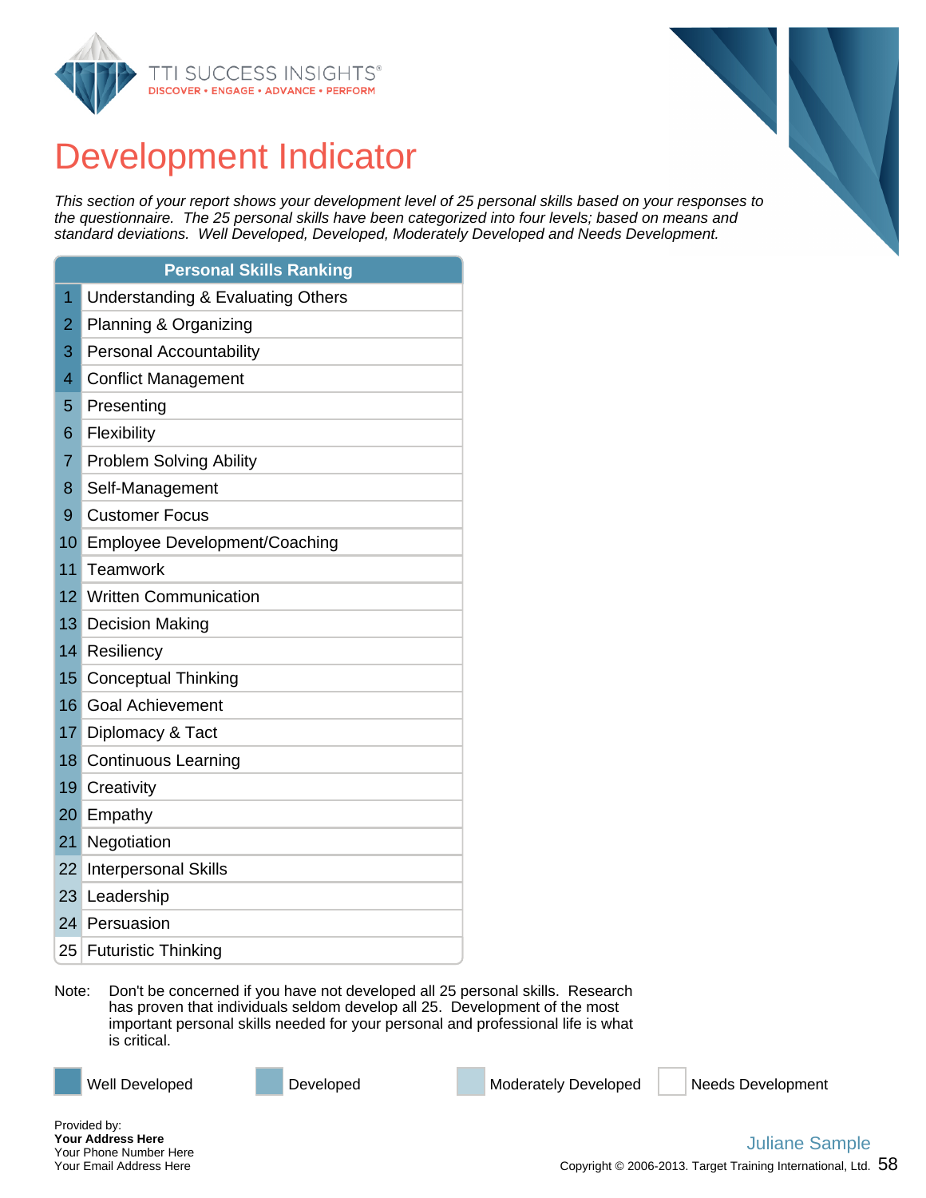TTI SUCCESS INSIGHTS®
DISCOVER • ENGAGE • ADVANCE • PERFORM

# Development Indicator

*This section of your report shows your development level of 25 personal skills based on your responses to the questionnaire. The 25 personal skills have been categorized into four levels; based on means and standard deviations. Well Developed, Developed, Moderately Developed and Needs Development.*

| Personal Skills Ranking | |
|---|---|
| 1 | Understanding & Evaluating Others |
| 2 | Planning & Organizing |
| 3 | Personal Accountability |
| 4 | Conflict Management |
| 5 | Presenting |
| 6 | Flexibility |
| 7 | Problem Solving Ability |
| 8 | Self-Management |
| 9 | Customer Focus |
| 10 | Employee Development/Coaching |
| 11 | Teamwork |
| 12 | Written Communication |
| 13 | Decision Making |
| 14 | Resiliency |
| 15 | Conceptual Thinking |
| 16 | Goal Achievement |
| 17 | Diplomacy & Tact |
| 18 | Continuous Learning |
| 19 | Creativity |
| 20 | Empathy |
| 21 | Negotiation |
| 22 | Interpersonal Skills |
| 23 | Leadership |
| 24 | Persuasion |
| 25 | Futuristic Thinking |

Note: Don't be concerned if you have not developed all 25 personal skills. Research has proven that individuals seldom develop all 25. Development of the most important personal skills needed for your personal and professional life is what is critical.

Well Developed | Developed | Moderately Developed | Needs Development

Provided by:
**Your Address Here**
Your Phone Number Here
Your Email Address Here

Juliane Sample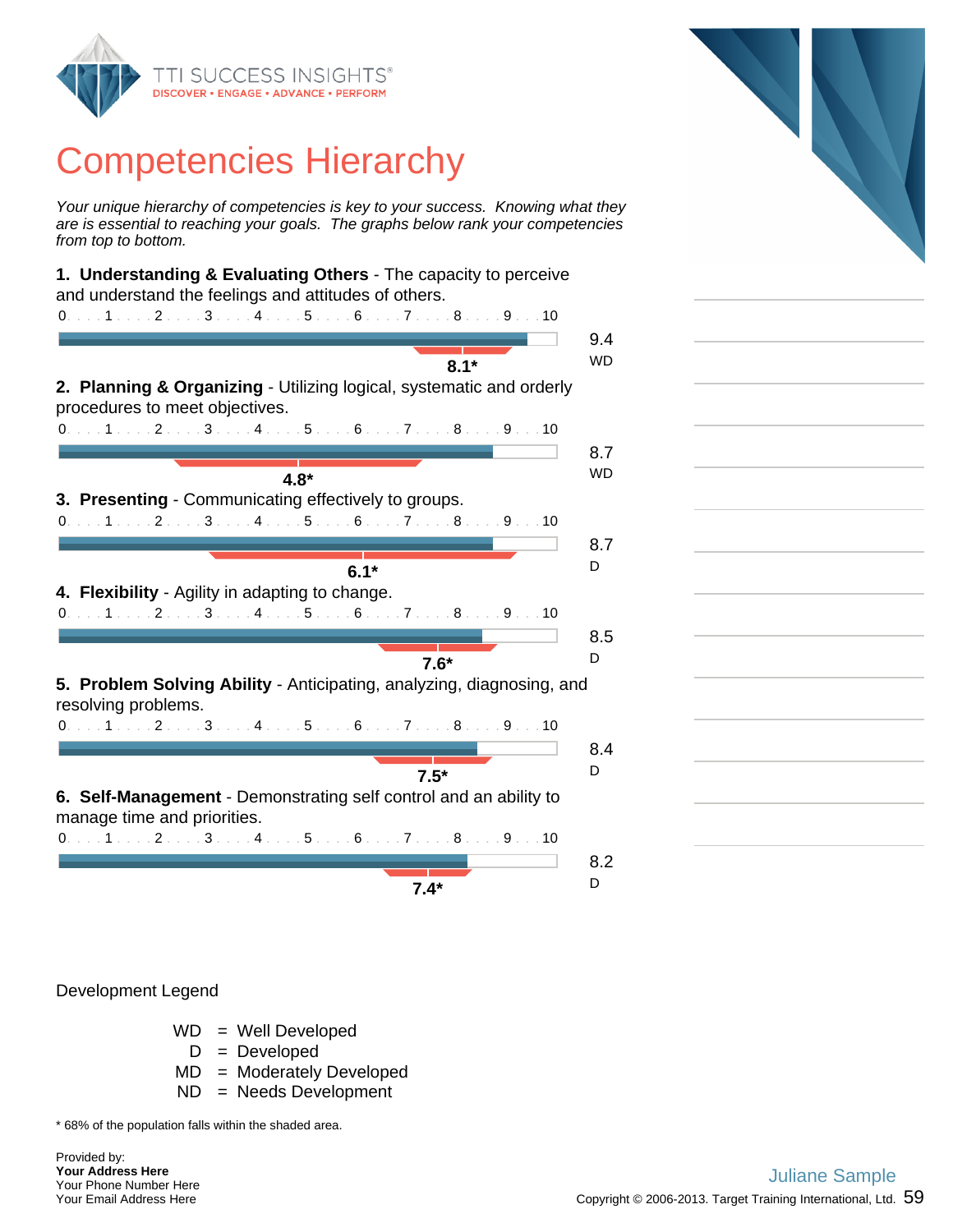# Competencies Hierarchy

*Your unique hierarchy of competencies is key to your success. Knowing what they are is essential to reaching your goals. The graphs below rank your competencies from top to bottom.*

**1. Understanding & Evaluating Others** - The capacity to perceive and understand the feelings and attitudes of others.

Score: 9.4 WD — Population mean: 8.1*

**2. Planning & Organizing** - Utilizing logical, systematic and orderly procedures to meet objectives.

Score: 8.7 WD — Population mean: 4.8*

**3. Presenting** - Communicating effectively to groups.

Score: 8.7 D — Population mean: 6.1*

**4. Flexibility** - Agility in adapting to change.

Score: 8.5 D — Population mean: 7.6*

**5. Problem Solving Ability** - Anticipating, analyzing, diagnosing, and resolving problems.

Score: 8.4 D — Population mean: 7.5*

**6. Self-Management** - Demonstrating self control and an ability to manage time and priorities.

Score: 8.2 D — Population mean: 7.4*

Development Legend

| | | |
|---|---|---|
| WD | = | Well Developed |
| D | = | Developed |
| MD | = | Moderately Developed |
| ND | = | Needs Development |

* 68% of the population falls within the shaded area.

Provided by:
**Your Address Here**
Your Phone Number Here
Your Email Address Here

Juliane Sample

Copyright © 2006-2013. Target Training International, Ltd.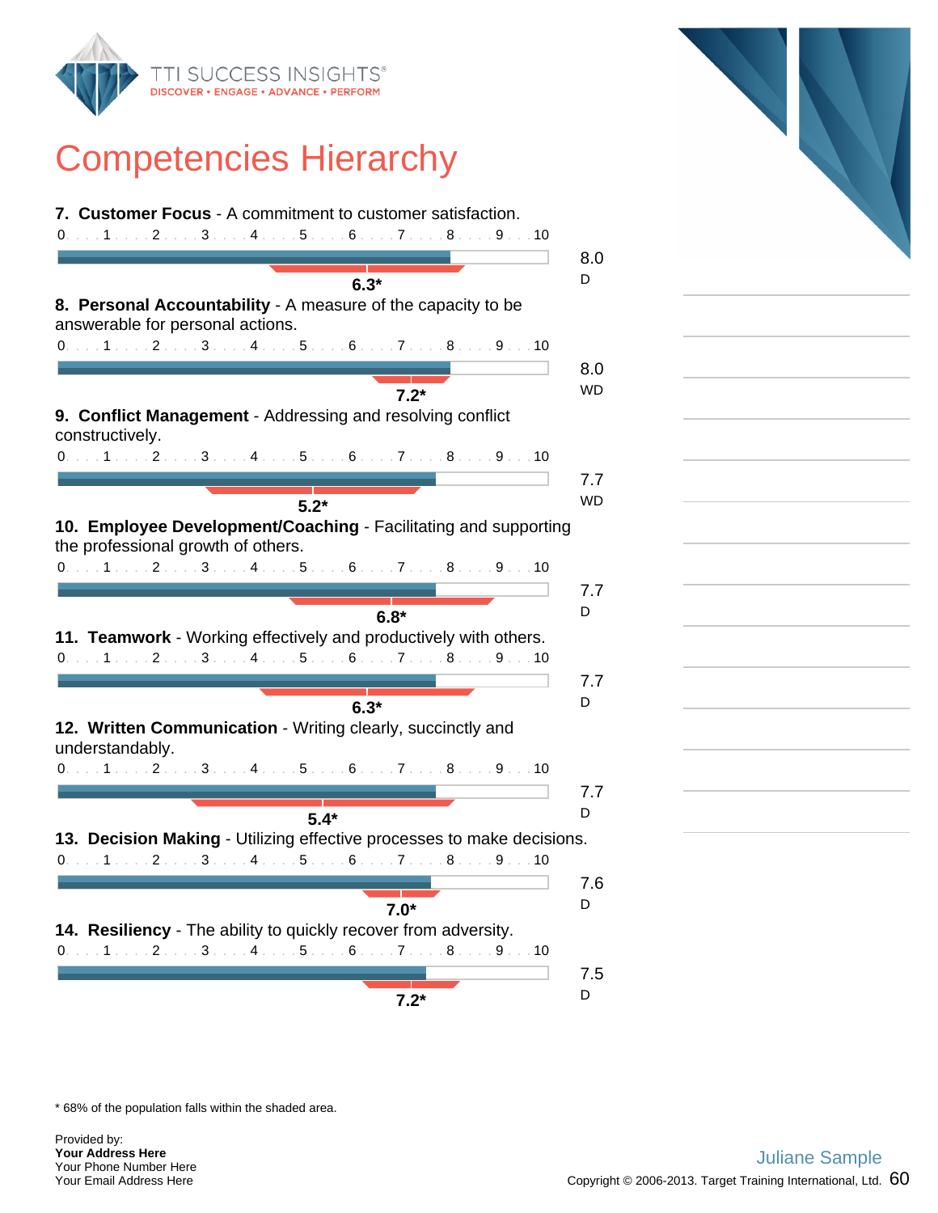# Competencies Hierarchy

**7. Customer Focus** - A commitment to customer satisfaction.

0 . . . 1 . . . 2 . . . 3 . . . 4 . . . 5 . . . 6 . . . 7 . . . 8 . . . 9 . . . 10

**6.3***

8.0
D

**8. Personal Accountability** - A measure of the capacity to be answerable for personal actions.

0 . . . 1 . . . 2 . . . 3 . . . 4 . . . 5 . . . 6 . . . 7 . . . 8 . . . 9 . . . 10

**7.2***

8.0
WD

**9. Conflict Management** - Addressing and resolving conflict constructively.

0 . . . 1 . . . 2 . . . 3 . . . 4 . . . 5 . . . 6 . . . 7 . . . 8 . . . 9 . . . 10

**5.2***

7.7
WD

**10. Employee Development/Coaching** - Facilitating and supporting the professional growth of others.

0 . . . 1 . . . 2 . . . 3 . . . 4 . . . 5 . . . 6 . . . 7 . . . 8 . . . 9 . . . 10

**6.8***

7.7
D

**11. Teamwork** - Working effectively and productively with others.

0 . . . 1 . . . 2 . . . 3 . . . 4 . . . 5 . . . 6 . . . 7 . . . 8 . . . 9 . . . 10

**6.3***

7.7
D

**12. Written Communication** - Writing clearly, succinctly and understandably.

0 . . . 1 . . . 2 . . . 3 . . . 4 . . . 5 . . . 6 . . . 7 . . . 8 . . . 9 . . . 10

**5.4***

7.7
D

**13. Decision Making** - Utilizing effective processes to make decisions.

0 . . . 1 . . . 2 . . . 3 . . . 4 . . . 5 . . . 6 . . . 7 . . . 8 . . . 9 . . . 10

**7.0***

7.6
D

**14. Resiliency** - The ability to quickly recover from adversity.

0 . . . 1 . . . 2 . . . 3 . . . 4 . . . 5 . . . 6 . . . 7 . . . 8 . . . 9 . . . 10

**7.2***

7.5
D

* 68% of the population falls within the shaded area.

Provided by:
**Your Address Here**
Your Phone Number Here
Your Email Address Here

Juliane Sample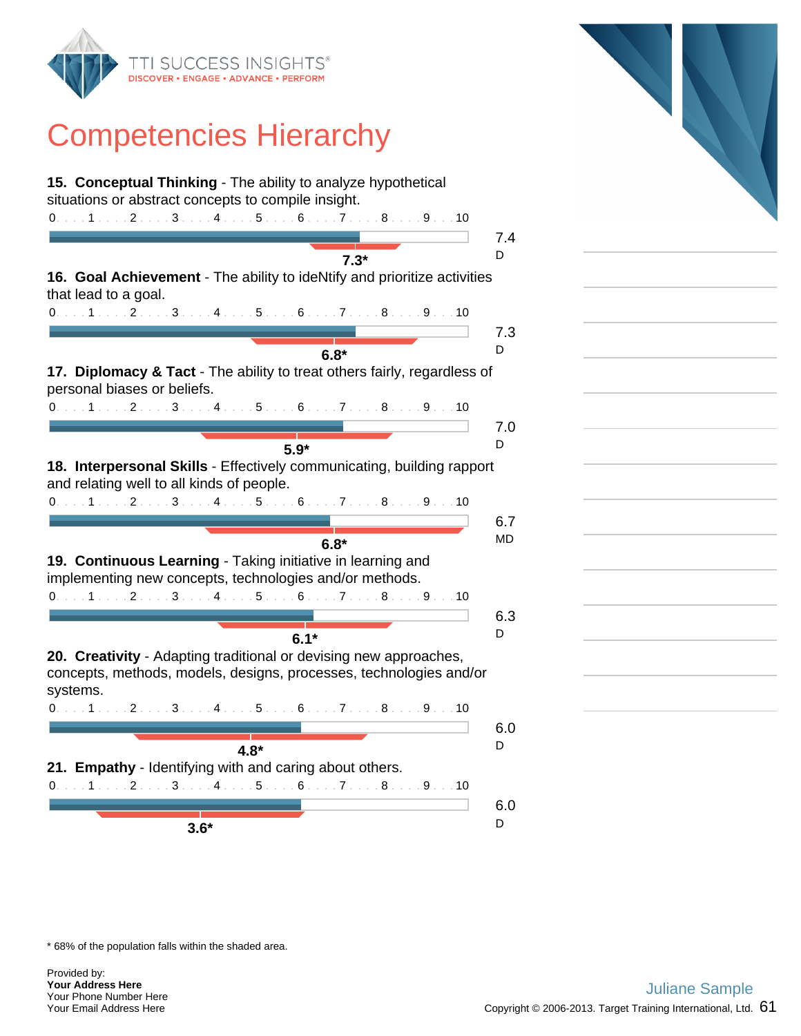# Competencies Hierarchy

**15. Conceptual Thinking** - The ability to analyze hypothetical situations or abstract concepts to compile insight.

7.4
D

7.3*

**16. Goal Achievement** - The ability to ideNtify and prioritize activities that lead to a goal.

7.3
D

6.8*

**17. Diplomacy & Tact** - The ability to treat others fairly, regardless of personal biases or beliefs.

7.0
D

5.9*

**18. Interpersonal Skills** - Effectively communicating, building rapport and relating well to all kinds of people.

6.7
MD

6.8*

**19. Continuous Learning** - Taking initiative in learning and implementing new concepts, technologies and/or methods.

6.3
D

6.1*

**20. Creativity** - Adapting traditional or devising new approaches, concepts, methods, models, designs, processes, technologies and/or systems.

6.0
D

4.8*

**21. Empathy** - Identifying with and caring about others.

6.0
D

3.6*

* 68% of the population falls within the shaded area.

Provided by:
**Your Address Here**
Your Phone Number Here
Your Email Address Here

Juliane Sample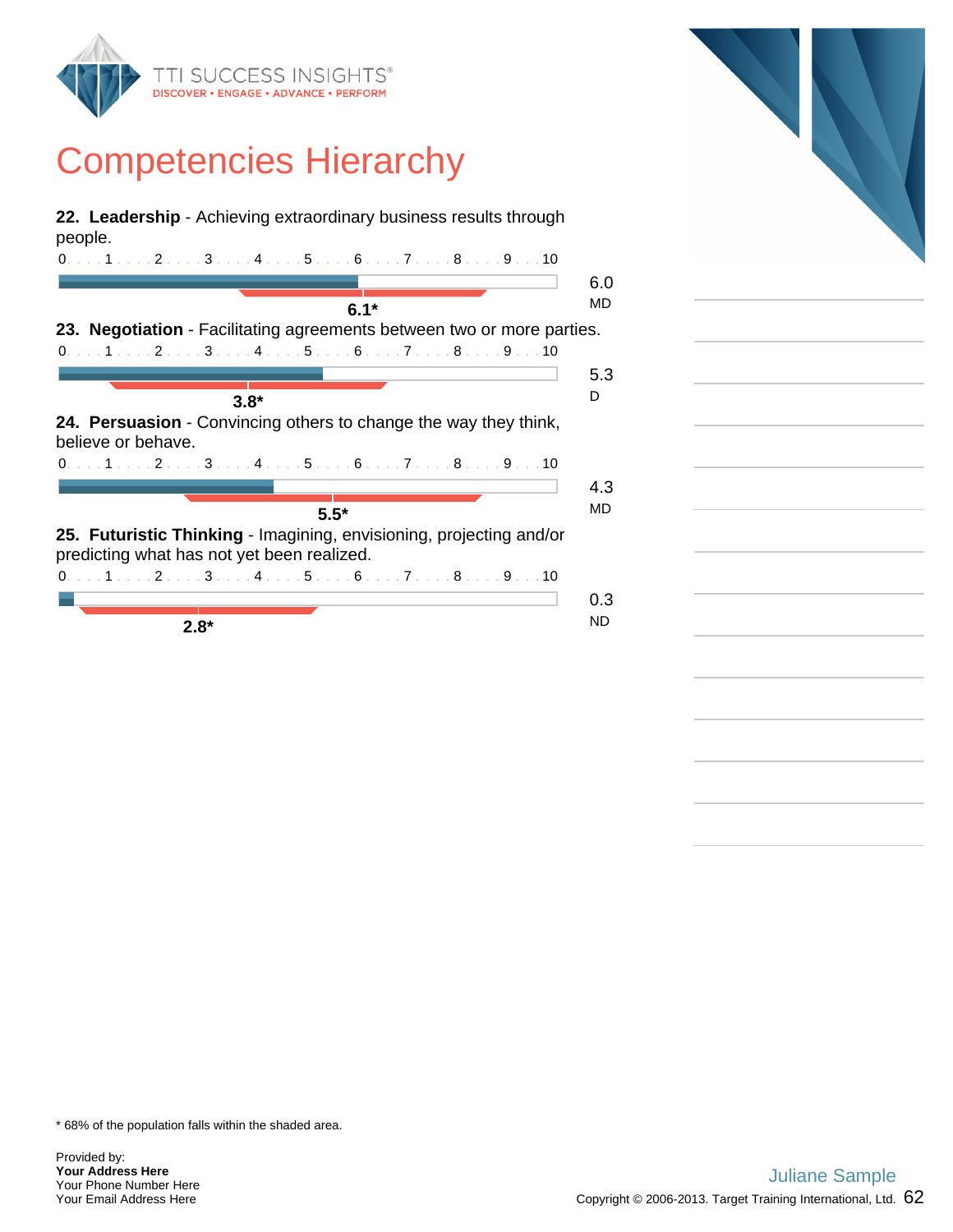# Competencies Hierarchy

**22. Leadership** - Achieving extraordinary business results through people.

0 . . . 1 . . . 2 . . . 3 . . . 4 . . . 5 . . . 6 . . . 7 . . . 8 . . . 9 . . . 10

6.0
MD

6.1*

**23. Negotiation** - Facilitating agreements between two or more parties.

0 . . . 1 . . . 2 . . . 3 . . . 4 . . . 5 . . . 6 . . . 7 . . . 8 . . . 9 . . . 10

5.3
D

3.8*

**24. Persuasion** - Convincing others to change the way they think, believe or behave.

0 . . . 1 . . . 2 . . . 3 . . . 4 . . . 5 . . . 6 . . . 7 . . . 8 . . . 9 . . . 10

4.3
MD

5.5*

**25. Futuristic Thinking** - Imagining, envisioning, projecting and/or predicting what has not yet been realized.

0 . . . 1 . . . 2 . . . 3 . . . 4 . . . 5 . . . 6 . . . 7 . . . 8 . . . 9 . . . 10

0.3
ND

2.8*

* 68% of the population falls within the shaded area.

Provided by:
**Your Address Here**
Your Phone Number Here
Your Email Address Here

Juliane Sample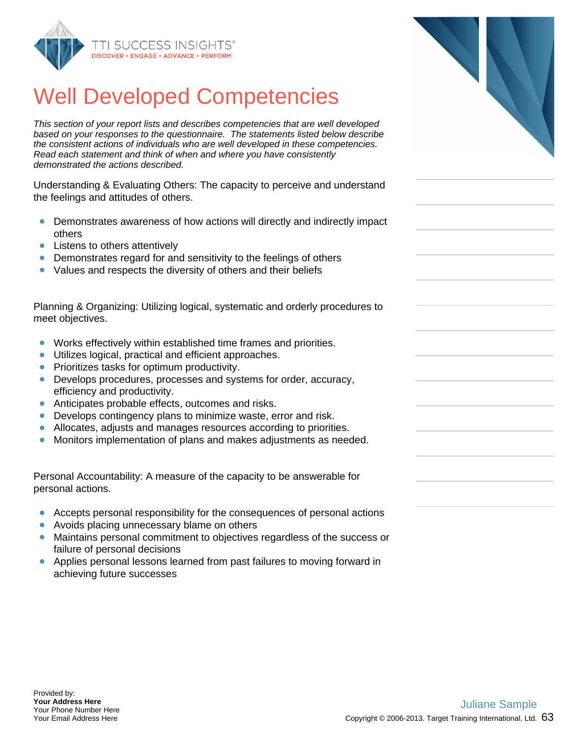# Well Developed Competencies

*This section of your report lists and describes competencies that are well developed based on your responses to the questionnaire. The statements listed below describe the consistent actions of individuals who are well developed in these competencies. Read each statement and think of when and where you have consistently demonstrated the actions described.*

Understanding & Evaluating Others: The capacity to perceive and understand the feelings and attitudes of others.

- Demonstrates awareness of how actions will directly and indirectly impact others
- Listens to others attentively
- Demonstrates regard for and sensitivity to the feelings of others
- Values and respects the diversity of others and their beliefs

Planning & Organizing: Utilizing logical, systematic and orderly procedures to meet objectives.

- Works effectively within established time frames and priorities.
- Utilizes logical, practical and efficient approaches.
- Prioritizes tasks for optimum productivity.
- Develops procedures, processes and systems for order, accuracy, efficiency and productivity.
- Anticipates probable effects, outcomes and risks.
- Develops contingency plans to minimize waste, error and risk.
- Allocates, adjusts and manages resources according to priorities.
- Monitors implementation of plans and makes adjustments as needed.

Personal Accountability: A measure of the capacity to be answerable for personal actions.

- Accepts personal responsibility for the consequences of personal actions
- Avoids placing unnecessary blame on others
- Maintains personal commitment to objectives regardless of the success or failure of personal decisions
- Applies personal lessons learned from past failures to moving forward in achieving future successes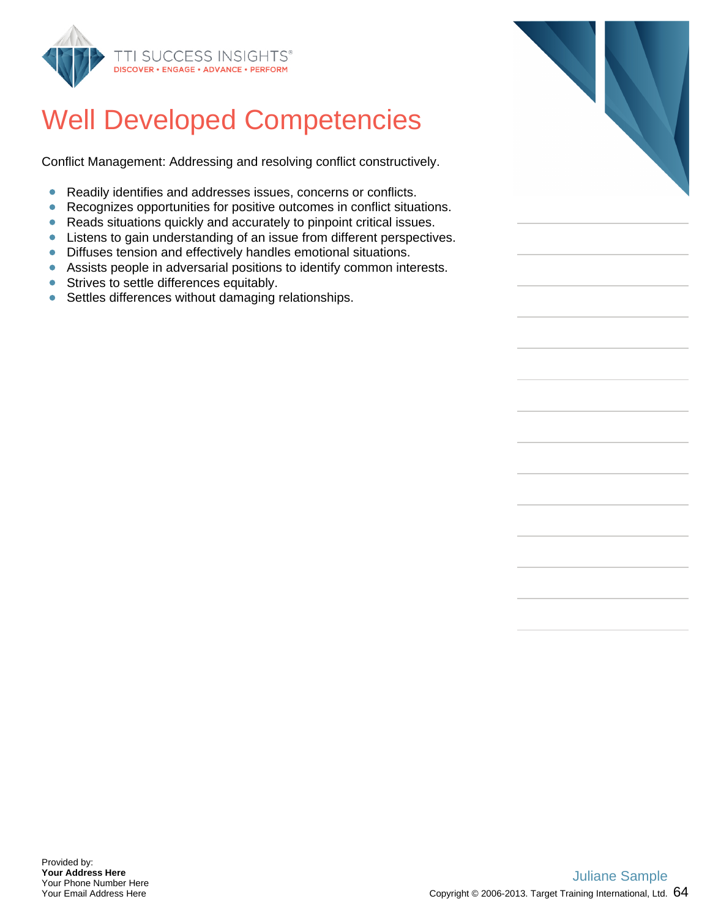# Well Developed Competencies

Conflict Management: Addressing and resolving conflict constructively.

- Readily identifies and addresses issues, concerns or conflicts.
- Recognizes opportunities for positive outcomes in conflict situations.
- Reads situations quickly and accurately to pinpoint critical issues.
- Listens to gain understanding of an issue from different perspectives.
- Diffuses tension and effectively handles emotional situations.
- Assists people in adversarial positions to identify common interests.
- Strives to settle differences equitably.
- Settles differences without damaging relationships.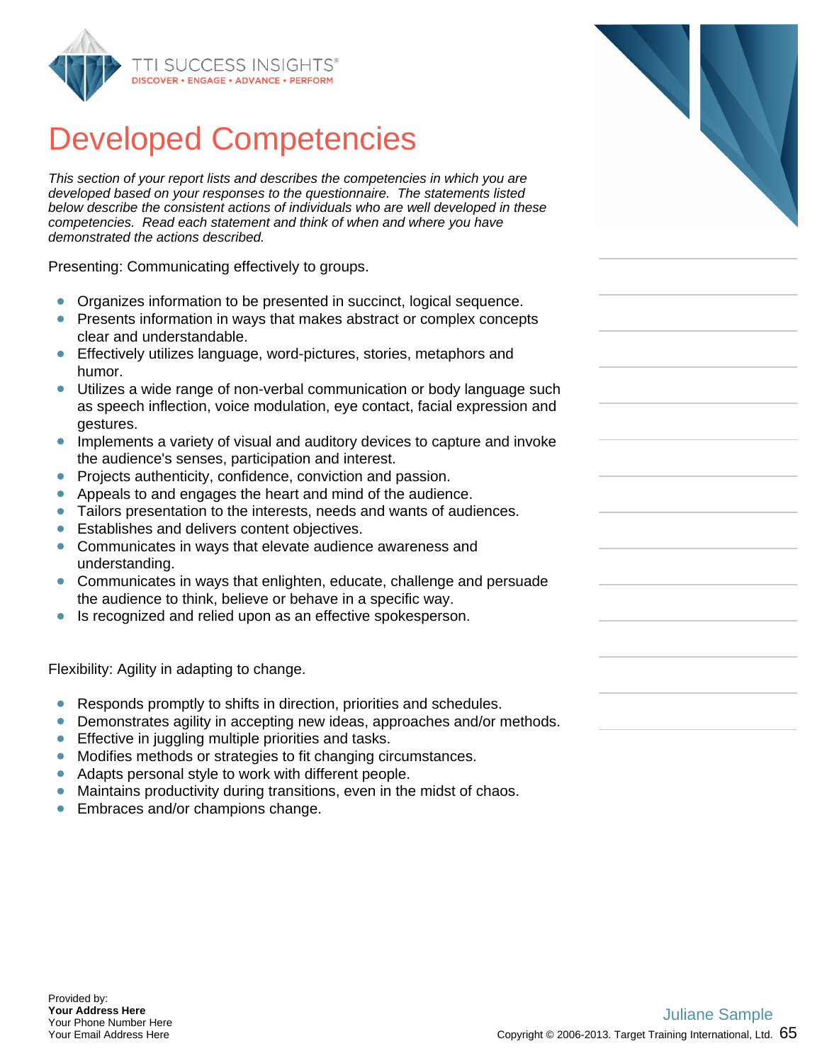# Developed Competencies

*This section of your report lists and describes the competencies in which you are developed based on your responses to the questionnaire. The statements listed below describe the consistent actions of individuals who are well developed in these competencies. Read each statement and think of when and where you have demonstrated the actions described.*

Presenting: Communicating effectively to groups.

- Organizes information to be presented in succinct, logical sequence.
- Presents information in ways that makes abstract or complex concepts clear and understandable.
- Effectively utilizes language, word-pictures, stories, metaphors and humor.
- Utilizes a wide range of non-verbal communication or body language such as speech inflection, voice modulation, eye contact, facial expression and gestures.
- Implements a variety of visual and auditory devices to capture and invoke the audience's senses, participation and interest.
- Projects authenticity, confidence, conviction and passion.
- Appeals to and engages the heart and mind of the audience.
- Tailors presentation to the interests, needs and wants of audiences.
- Establishes and delivers content objectives.
- Communicates in ways that elevate audience awareness and understanding.
- Communicates in ways that enlighten, educate, challenge and persuade the audience to think, believe or behave in a specific way.
- Is recognized and relied upon as an effective spokesperson.

Flexibility: Agility in adapting to change.

- Responds promptly to shifts in direction, priorities and schedules.
- Demonstrates agility in accepting new ideas, approaches and/or methods.
- Effective in juggling multiple priorities and tasks.
- Modifies methods or strategies to fit changing circumstances.
- Adapts personal style to work with different people.
- Maintains productivity during transitions, even in the midst of chaos.
- Embraces and/or champions change.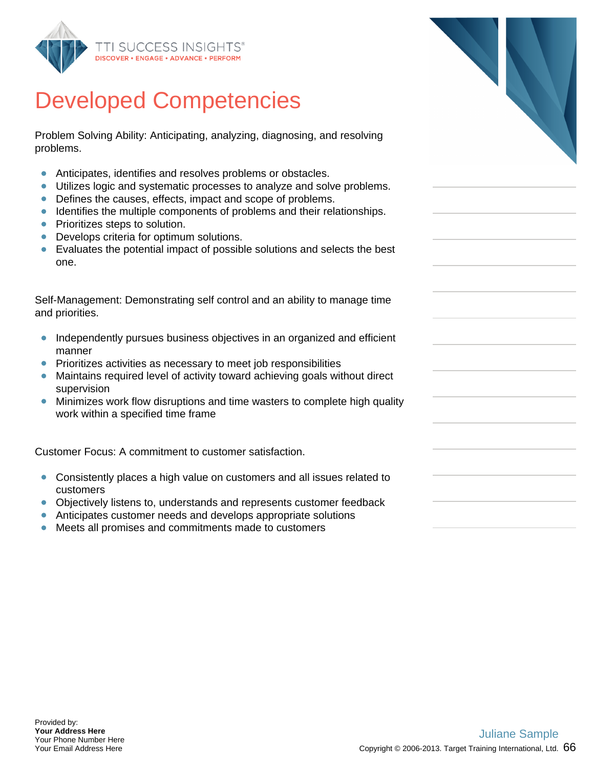# Developed Competencies

Problem Solving Ability: Anticipating, analyzing, diagnosing, and resolving problems.

- Anticipates, identifies and resolves problems or obstacles.
- Utilizes logic and systematic processes to analyze and solve problems.
- Defines the causes, effects, impact and scope of problems.
- Identifies the multiple components of problems and their relationships.
- Prioritizes steps to solution.
- Develops criteria for optimum solutions.
- Evaluates the potential impact of possible solutions and selects the best one.

Self-Management: Demonstrating self control and an ability to manage time and priorities.

- Independently pursues business objectives in an organized and efficient manner
- Prioritizes activities as necessary to meet job responsibilities
- Maintains required level of activity toward achieving goals without direct supervision
- Minimizes work flow disruptions and time wasters to complete high quality work within a specified time frame

Customer Focus: A commitment to customer satisfaction.

- Consistently places a high value on customers and all issues related to customers
- Objectively listens to, understands and represents customer feedback
- Anticipates customer needs and develops appropriate solutions
- Meets all promises and commitments made to customers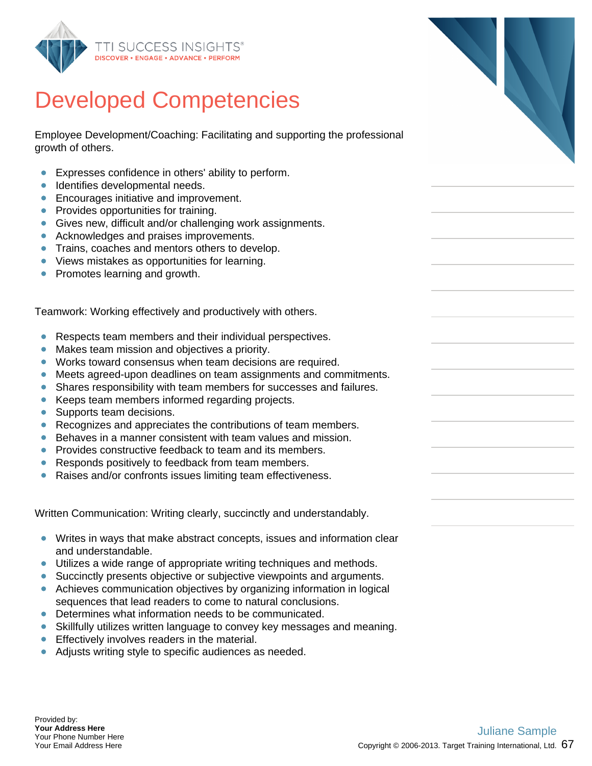# Developed Competencies

Employee Development/Coaching: Facilitating and supporting the professional growth of others.

- Expresses confidence in others' ability to perform.
- Identifies developmental needs.
- Encourages initiative and improvement.
- Provides opportunities for training.
- Gives new, difficult and/or challenging work assignments.
- Acknowledges and praises improvements.
- Trains, coaches and mentors others to develop.
- Views mistakes as opportunities for learning.
- Promotes learning and growth.

Teamwork: Working effectively and productively with others.

- Respects team members and their individual perspectives.
- Makes team mission and objectives a priority.
- Works toward consensus when team decisions are required.
- Meets agreed-upon deadlines on team assignments and commitments.
- Shares responsibility with team members for successes and failures.
- Keeps team members informed regarding projects.
- Supports team decisions.
- Recognizes and appreciates the contributions of team members.
- Behaves in a manner consistent with team values and mission.
- Provides constructive feedback to team and its members.
- Responds positively to feedback from team members.
- Raises and/or confronts issues limiting team effectiveness.

Written Communication: Writing clearly, succinctly and understandably.

- Writes in ways that make abstract concepts, issues and information clear and understandable.
- Utilizes a wide range of appropriate writing techniques and methods.
- Succinctly presents objective or subjective viewpoints and arguments.
- Achieves communication objectives by organizing information in logical sequences that lead readers to come to natural conclusions.
- Determines what information needs to be communicated.
- Skillfully utilizes written language to convey key messages and meaning.
- Effectively involves readers in the material.
- Adjusts writing style to specific audiences as needed.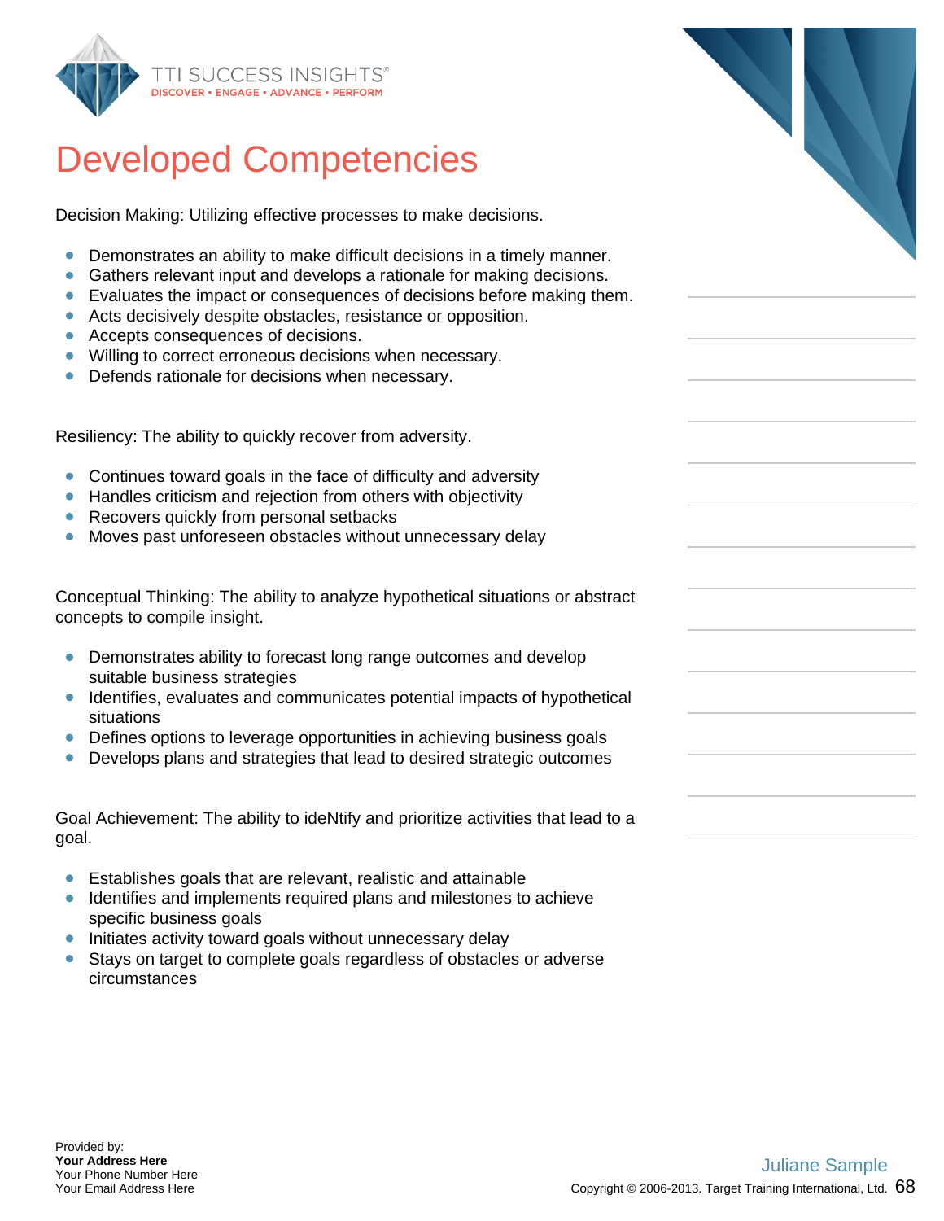# Developed Competencies

Decision Making: Utilizing effective processes to make decisions.

- Demonstrates an ability to make difficult decisions in a timely manner.
- Gathers relevant input and develops a rationale for making decisions.
- Evaluates the impact or consequences of decisions before making them.
- Acts decisively despite obstacles, resistance or opposition.
- Accepts consequences of decisions.
- Willing to correct erroneous decisions when necessary.
- Defends rationale for decisions when necessary.

Resiliency: The ability to quickly recover from adversity.

- Continues toward goals in the face of difficulty and adversity
- Handles criticism and rejection from others with objectivity
- Recovers quickly from personal setbacks
- Moves past unforeseen obstacles without unnecessary delay

Conceptual Thinking: The ability to analyze hypothetical situations or abstract concepts to compile insight.

- Demonstrates ability to forecast long range outcomes and develop suitable business strategies
- Identifies, evaluates and communicates potential impacts of hypothetical situations
- Defines options to leverage opportunities in achieving business goals
- Develops plans and strategies that lead to desired strategic outcomes

Goal Achievement: The ability to ideNtify and prioritize activities that lead to a goal.

- Establishes goals that are relevant, realistic and attainable
- Identifies and implements required plans and milestones to achieve specific business goals
- Initiates activity toward goals without unnecessary delay
- Stays on target to complete goals regardless of obstacles or adverse circumstances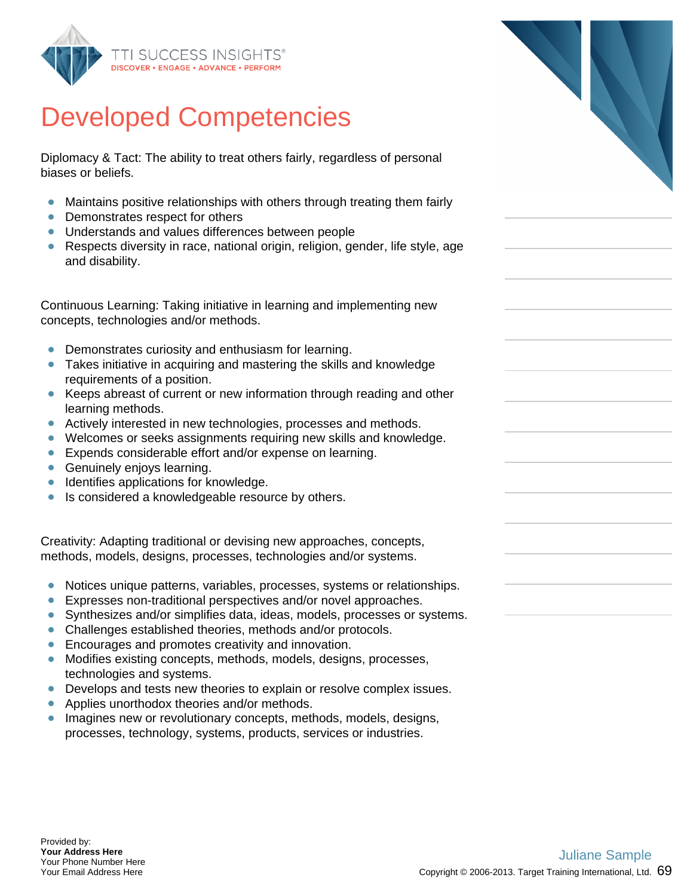# Developed Competencies

Diplomacy & Tact: The ability to treat others fairly, regardless of personal biases or beliefs.

- Maintains positive relationships with others through treating them fairly
- Demonstrates respect for others
- Understands and values differences between people
- Respects diversity in race, national origin, religion, gender, life style, age and disability.

Continuous Learning: Taking initiative in learning and implementing new concepts, technologies and/or methods.

- Demonstrates curiosity and enthusiasm for learning.
- Takes initiative in acquiring and mastering the skills and knowledge requirements of a position.
- Keeps abreast of current or new information through reading and other learning methods.
- Actively interested in new technologies, processes and methods.
- Welcomes or seeks assignments requiring new skills and knowledge.
- Expends considerable effort and/or expense on learning.
- Genuinely enjoys learning.
- Identifies applications for knowledge.
- Is considered a knowledgeable resource by others.

Creativity: Adapting traditional or devising new approaches, concepts, methods, models, designs, processes, technologies and/or systems.

- Notices unique patterns, variables, processes, systems or relationships.
- Expresses non-traditional perspectives and/or novel approaches.
- Synthesizes and/or simplifies data, ideas, models, processes or systems.
- Challenges established theories, methods and/or protocols.
- Encourages and promotes creativity and innovation.
- Modifies existing concepts, methods, models, designs, processes, technologies and systems.
- Develops and tests new theories to explain or resolve complex issues.
- Applies unorthodox theories and/or methods.
- Imagines new or revolutionary concepts, methods, models, designs, processes, technology, systems, products, services or industries.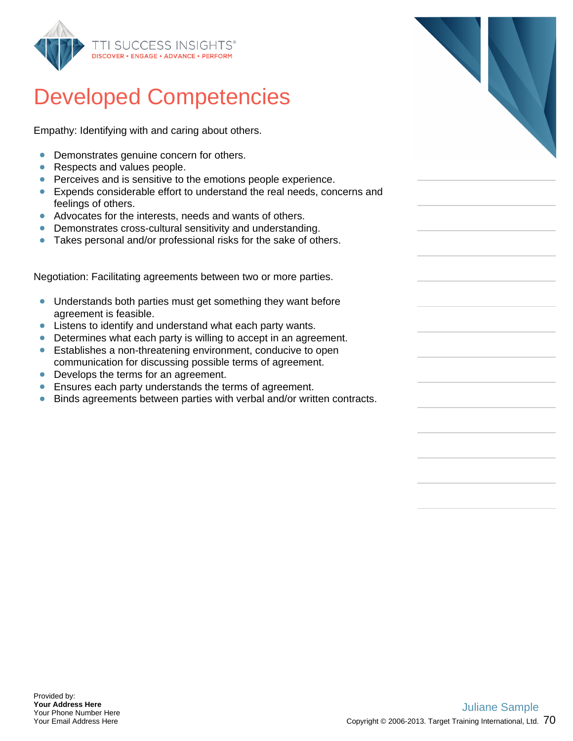# Developed Competencies

Empathy: Identifying with and caring about others.

- Demonstrates genuine concern for others.
- Respects and values people.
- Perceives and is sensitive to the emotions people experience.
- Expends considerable effort to understand the real needs, concerns and feelings of others.
- Advocates for the interests, needs and wants of others.
- Demonstrates cross-cultural sensitivity and understanding.
- Takes personal and/or professional risks for the sake of others.

Negotiation: Facilitating agreements between two or more parties.

- Understands both parties must get something they want before agreement is feasible.
- Listens to identify and understand what each party wants.
- Determines what each party is willing to accept in an agreement.
- Establishes a non-threatening environment, conducive to open communication for discussing possible terms of agreement.
- Develops the terms for an agreement.
- Ensures each party understands the terms of agreement.
- Binds agreements between parties with verbal and/or written contracts.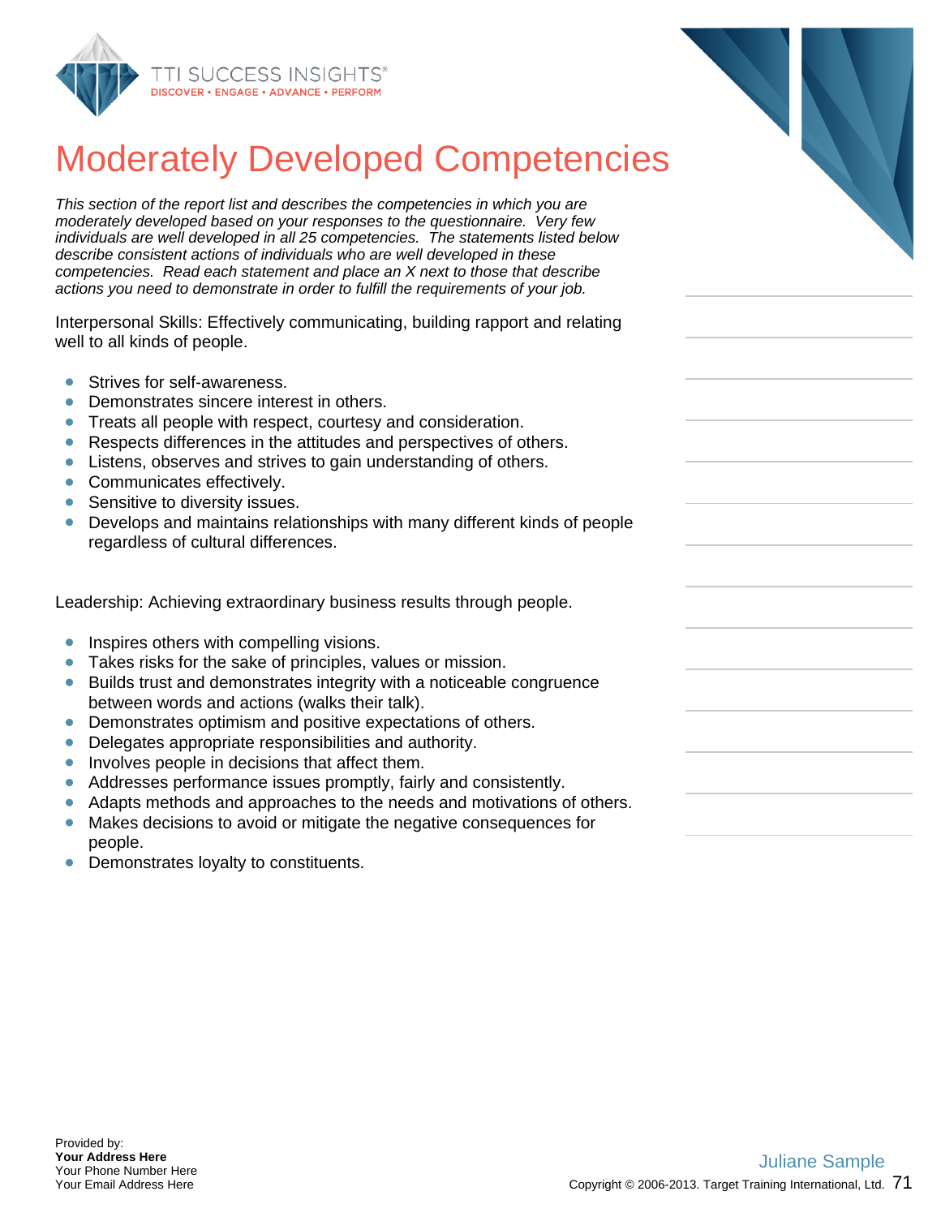# Moderately Developed Competencies

*This section of the report list and describes the competencies in which you are moderately developed based on your responses to the questionnaire. Very few individuals are well developed in all 25 competencies. The statements listed below describe consistent actions of individuals who are well developed in these competencies. Read each statement and place an X next to those that describe actions you need to demonstrate in order to fulfill the requirements of your job.*

Interpersonal Skills: Effectively communicating, building rapport and relating well to all kinds of people.

- Strives for self-awareness.
- Demonstrates sincere interest in others.
- Treats all people with respect, courtesy and consideration.
- Respects differences in the attitudes and perspectives of others.
- Listens, observes and strives to gain understanding of others.
- Communicates effectively.
- Sensitive to diversity issues.
- Develops and maintains relationships with many different kinds of people regardless of cultural differences.

Leadership: Achieving extraordinary business results through people.

- Inspires others with compelling visions.
- Takes risks for the sake of principles, values or mission.
- Builds trust and demonstrates integrity with a noticeable congruence between words and actions (walks their talk).
- Demonstrates optimism and positive expectations of others.
- Delegates appropriate responsibilities and authority.
- Involves people in decisions that affect them.
- Addresses performance issues promptly, fairly and consistently.
- Adapts methods and approaches to the needs and motivations of others.
- Makes decisions to avoid or mitigate the negative consequences for people.
- Demonstrates loyalty to constituents.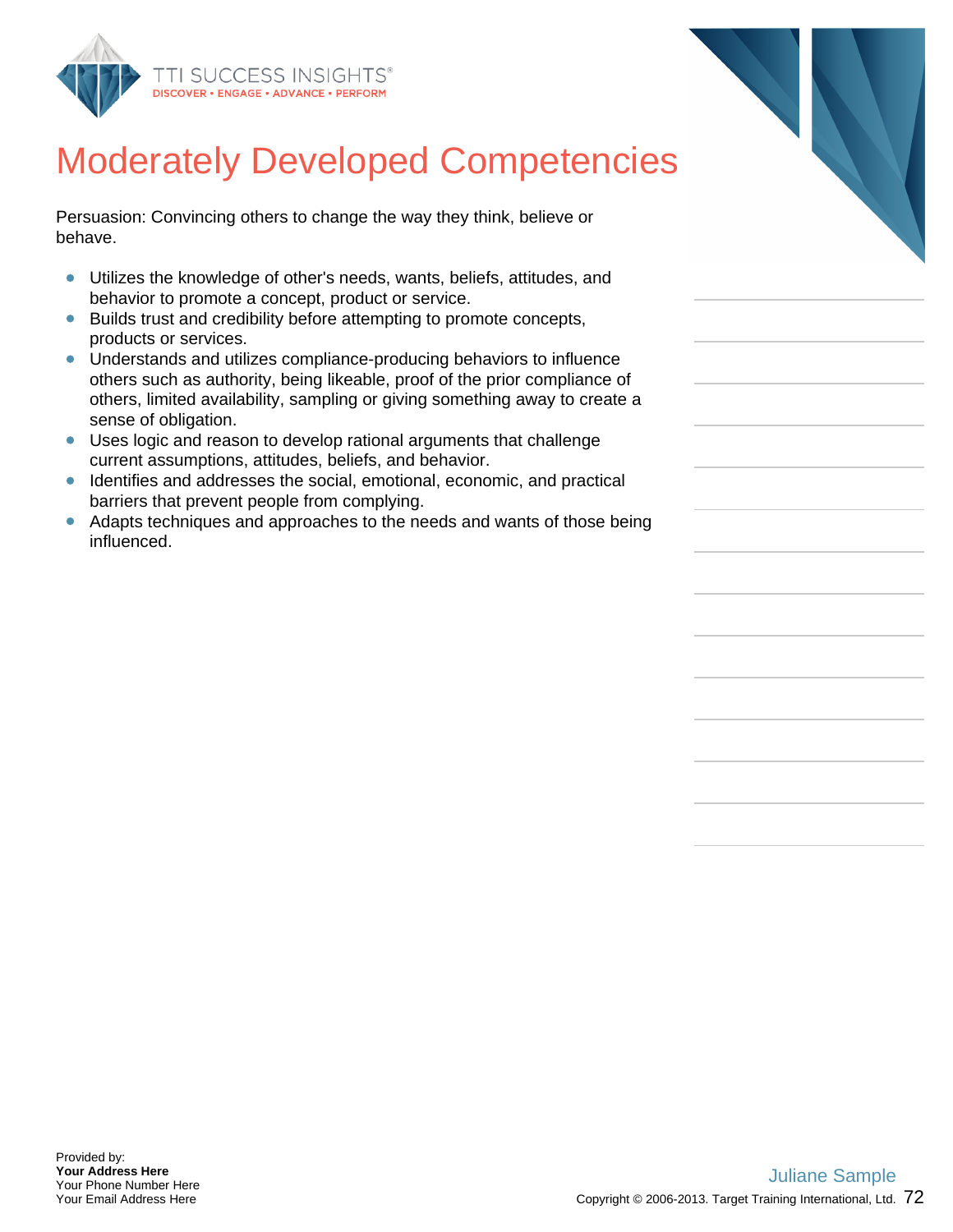# Moderately Developed Competencies

Persuasion: Convincing others to change the way they think, believe or behave.

- Utilizes the knowledge of other's needs, wants, beliefs, attitudes, and behavior to promote a concept, product or service.
- Builds trust and credibility before attempting to promote concepts, products or services.
- Understands and utilizes compliance-producing behaviors to influence others such as authority, being likeable, proof of the prior compliance of others, limited availability, sampling or giving something away to create a sense of obligation.
- Uses logic and reason to develop rational arguments that challenge current assumptions, attitudes, beliefs, and behavior.
- Identifies and addresses the social, emotional, economic, and practical barriers that prevent people from complying.
- Adapts techniques and approaches to the needs and wants of those being influenced.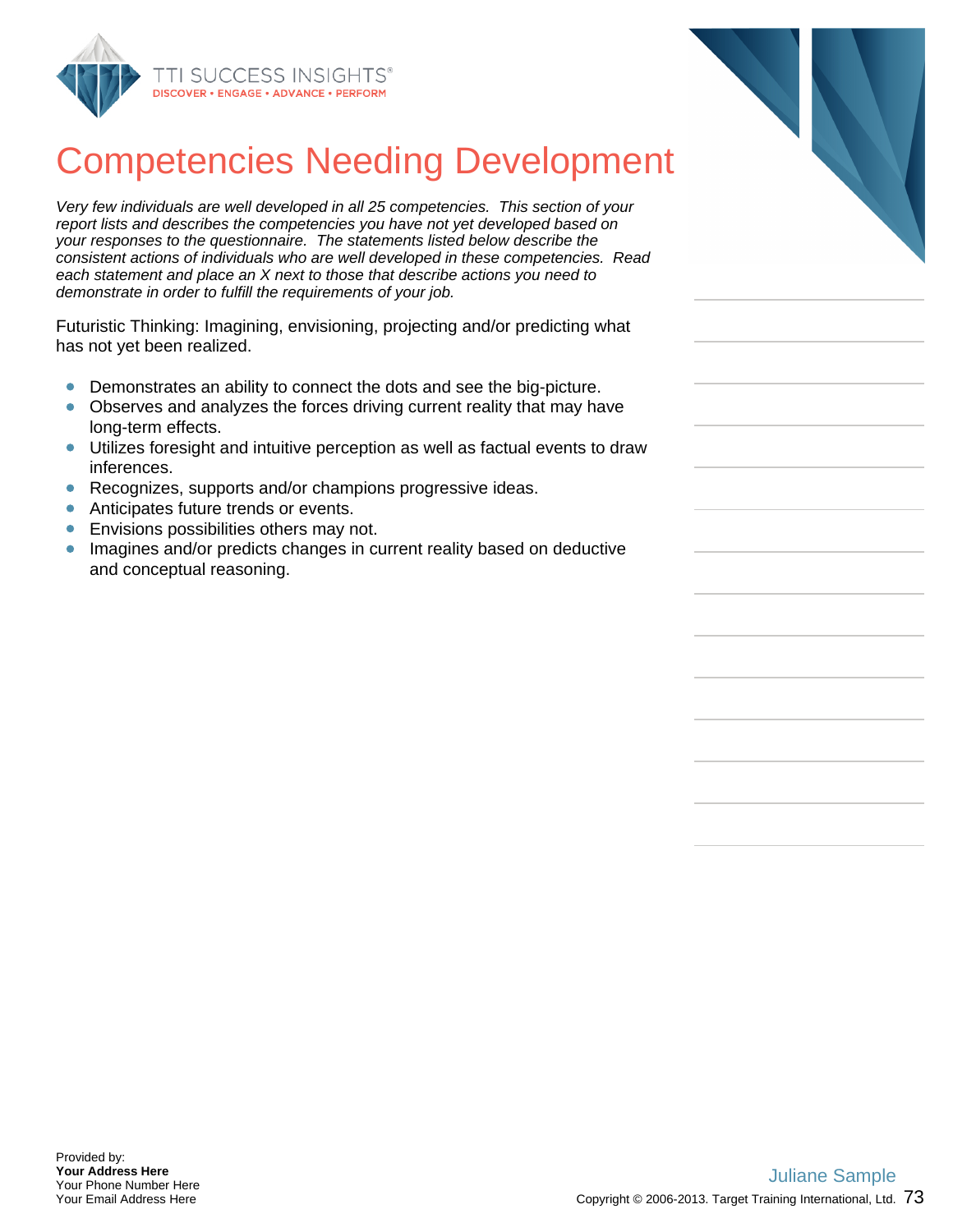# Competencies Needing Development

*Very few individuals are well developed in all 25 competencies. This section of your report lists and describes the competencies you have not yet developed based on your responses to the questionnaire. The statements listed below describe the consistent actions of individuals who are well developed in these competencies. Read each statement and place an X next to those that describe actions you need to demonstrate in order to fulfill the requirements of your job.*

Futuristic Thinking: Imagining, envisioning, projecting and/or predicting what has not yet been realized.

- Demonstrates an ability to connect the dots and see the big-picture.
- Observes and analyzes the forces driving current reality that may have long-term effects.
- Utilizes foresight and intuitive perception as well as factual events to draw inferences.
- Recognizes, supports and/or champions progressive ideas.
- Anticipates future trends or events.
- Envisions possibilities others may not.
- Imagines and/or predicts changes in current reality based on deductive and conceptual reasoning.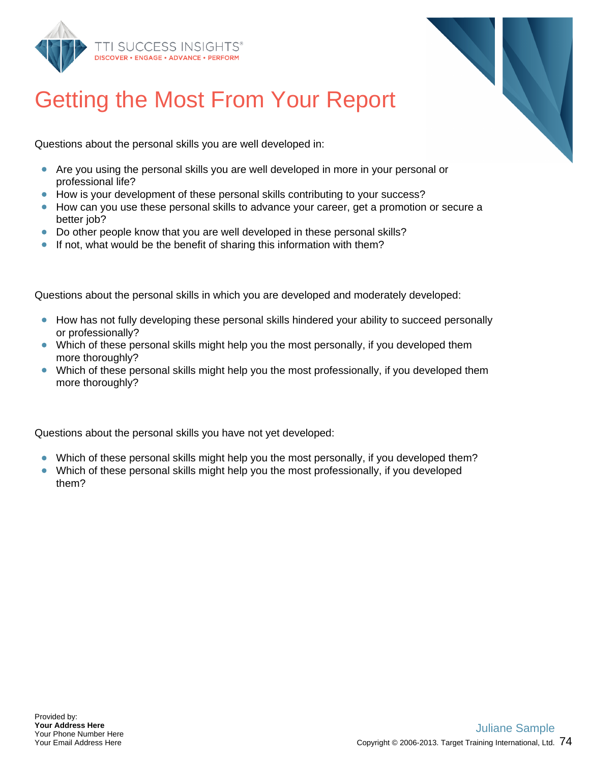# Getting the Most From Your Report

Questions about the personal skills you are well developed in:

- Are you using the personal skills you are well developed in more in your personal or professional life?
- How is your development of these personal skills contributing to your success?
- How can you use these personal skills to advance your career, get a promotion or secure a better job?
- Do other people know that you are well developed in these personal skills?
- If not, what would be the benefit of sharing this information with them?

Questions about the personal skills in which you are developed and moderately developed:

- How has not fully developing these personal skills hindered your ability to succeed personally or professionally?
- Which of these personal skills might help you the most personally, if you developed them more thoroughly?
- Which of these personal skills might help you the most professionally, if you developed them more thoroughly?

Questions about the personal skills you have not yet developed:

- Which of these personal skills might help you the most personally, if you developed them?
- Which of these personal skills might help you the most professionally, if you developed them?